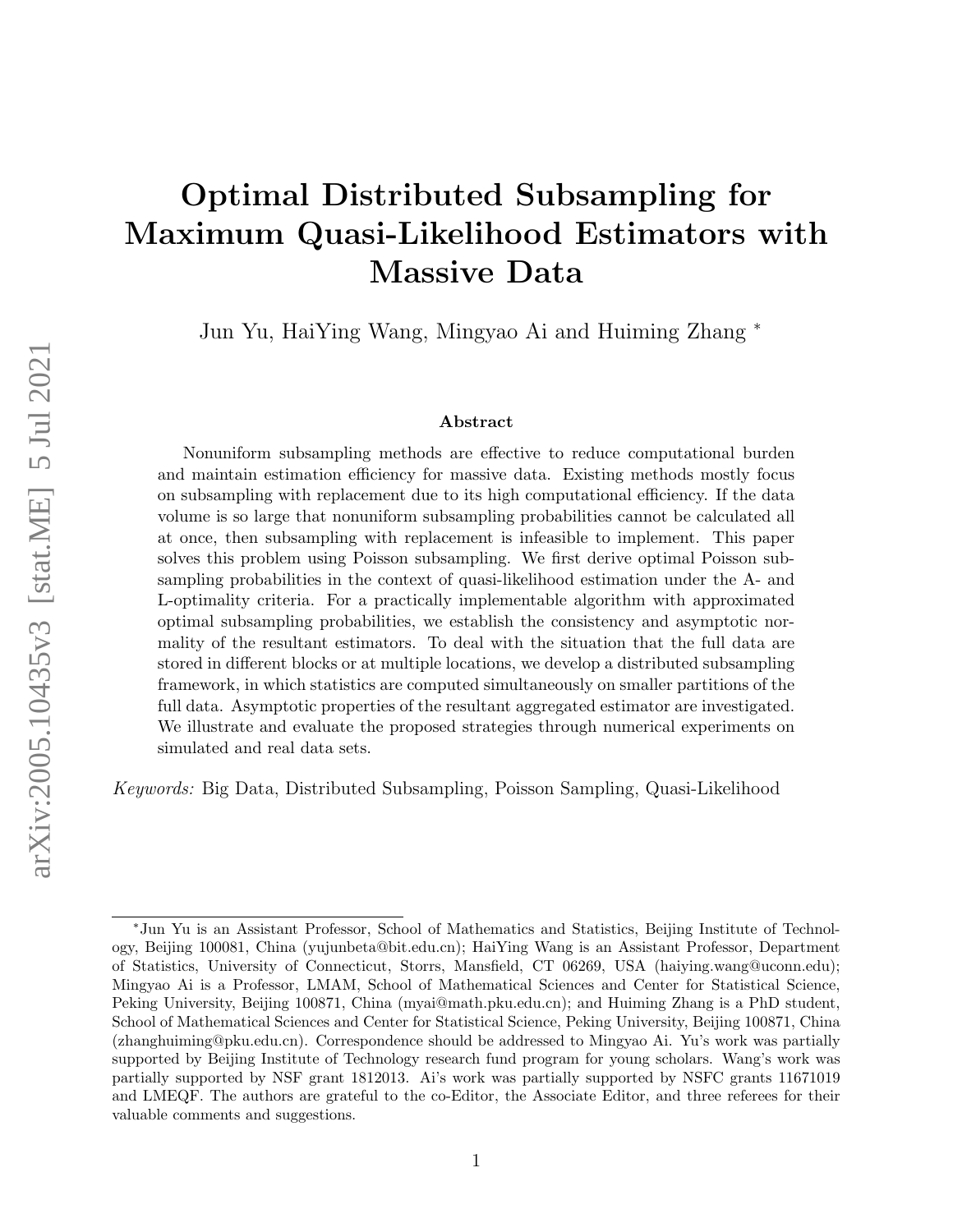# Optimal Distributed Subsampling for Maximum Quasi-Likelihood Estimators with Massive Data

Jun Yu, HaiYing Wang, Mingyao Ai and Huiming Zhang *

### Abstract

Nonuniform subsampling methods are effective to reduce computational burden and maintain estimation efficiency for massive data. Existing methods mostly focus on subsampling with replacement due to its high computational efficiency. If the data volume is so large that nonuniform subsampling probabilities cannot be calculated all at once, then subsampling with replacement is infeasible to implement. This paper solves this problem using Poisson subsampling. We first derive optimal Poisson subsampling probabilities in the context of quasi-likelihood estimation under the A- and L-optimality criteria. For a practically implementable algorithm with approximated optimal subsampling probabilities, we establish the consistency and asymptotic normality of the resultant estimators. To deal with the situation that the full data are stored in different blocks or at multiple locations, we develop a distributed subsampling framework, in which statistics are computed simultaneously on smaller partitions of the full data. Asymptotic properties of the resultant aggregated estimator are investigated. We illustrate and evaluate the proposed strategies through numerical experiments on simulated and real data sets.

*Keywords:* Big Data, Distributed Subsampling, Poisson Sampling, Quasi-Likelihood

---

*Jun Yu is an Assistant Professor, School of Mathematics and Statistics, Beijing Institute of Technology, Beijing 100081, China (yujunbeta@bit.edu.cn); HaiYing Wang is an Assistant Professor, Department of Statistics, University of Connecticut, Storrs, Mansfield, CT 06269, USA (haiying.wang@uconn.edu); Mingyao Ai is a Professor, LMAM, School of Mathematical Sciences and Center for Statistical Science, Peking University, Beijing 100871, China (myai@math.pku.edu.cn); and Huiming Zhang is a PhD student, School of Mathematical Sciences and Center for Statistical Science, Peking University, Beijing 100871, China (zhanghuiming@pku.edu.cn). Correspondence should be addressed to Mingyao Ai. Yu's work was partially supported by Beijing Institute of Technology research fund program for young scholars. Wang's work was partially supported by NSF grant 1812013. Ai's work was partially supported by NSFC grants 11671019 and LMEQF. The authors are grateful to the co-Editor, the Associate Editor, and three referees for their valuable comments and suggestions.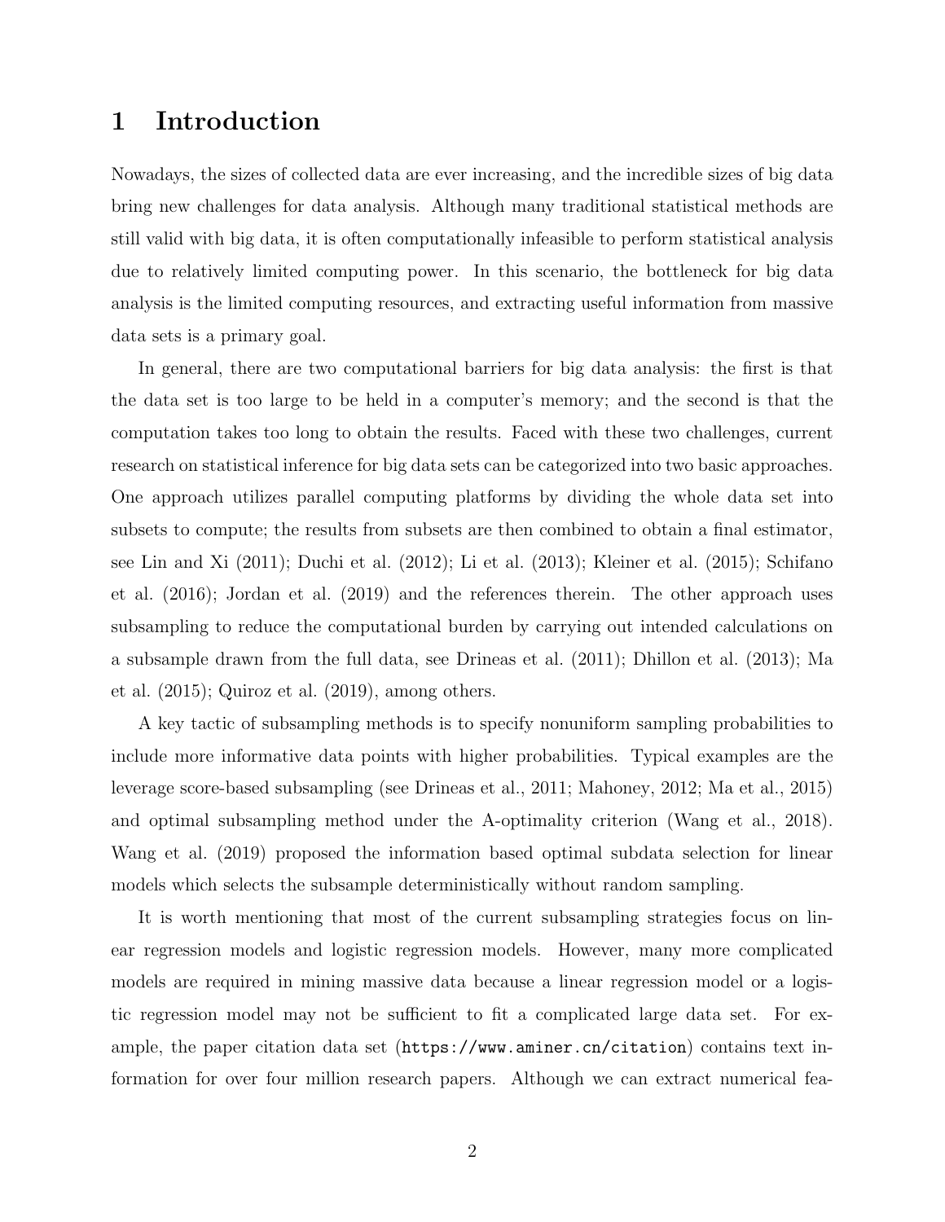# 1 Introduction

Nowadays, the sizes of collected data are ever increasing, and the incredible sizes of big data bring new challenges for data analysis. Although many traditional statistical methods are still valid with big data, it is often computationally infeasible to perform statistical analysis due to relatively limited computing power. In this scenario, the bottleneck for big data analysis is the limited computing resources, and extracting useful information from massive data sets is a primary goal.

In general, there are two computational barriers for big data analysis: the first is that the data set is too large to be held in a computer's memory; and the second is that the computation takes too long to obtain the results. Faced with these two challenges, current research on statistical inference for big data sets can be categorized into two basic approaches. One approach utilizes parallel computing platforms by dividing the whole data set into subsets to compute; the results from subsets are then combined to obtain a final estimator, see Lin and Xi (2011); Duchi et al. (2012); Li et al. (2013); Kleiner et al. (2015); Schifano et al. (2016); Jordan et al. (2019) and the references therein. The other approach uses subsampling to reduce the computational burden by carrying out intended calculations on a subsample drawn from the full data, see Drineas et al. (2011); Dhillon et al. (2013); Ma et al. (2015); Quiroz et al. (2019), among others.

A key tactic of subsampling methods is to specify nonuniform sampling probabilities to include more informative data points with higher probabilities. Typical examples are the leverage score-based subsampling (see Drineas et al., 2011; Mahoney, 2012; Ma et al., 2015) and optimal subsampling method under the A-optimality criterion (Wang et al., 2018). Wang et al. (2019) proposed the information based optimal subdata selection for linear models which selects the subsample deterministically without random sampling.

It is worth mentioning that most of the current subsampling strategies focus on linear regression models and logistic regression models. However, many more complicated models are required in mining massive data because a linear regression model or a logistic regression model may not be sufficient to fit a complicated large data set. For example, the paper citation data set (https://www.aminer.cn/citation) contains text information for over four million research papers. Although we can extract numerical fea-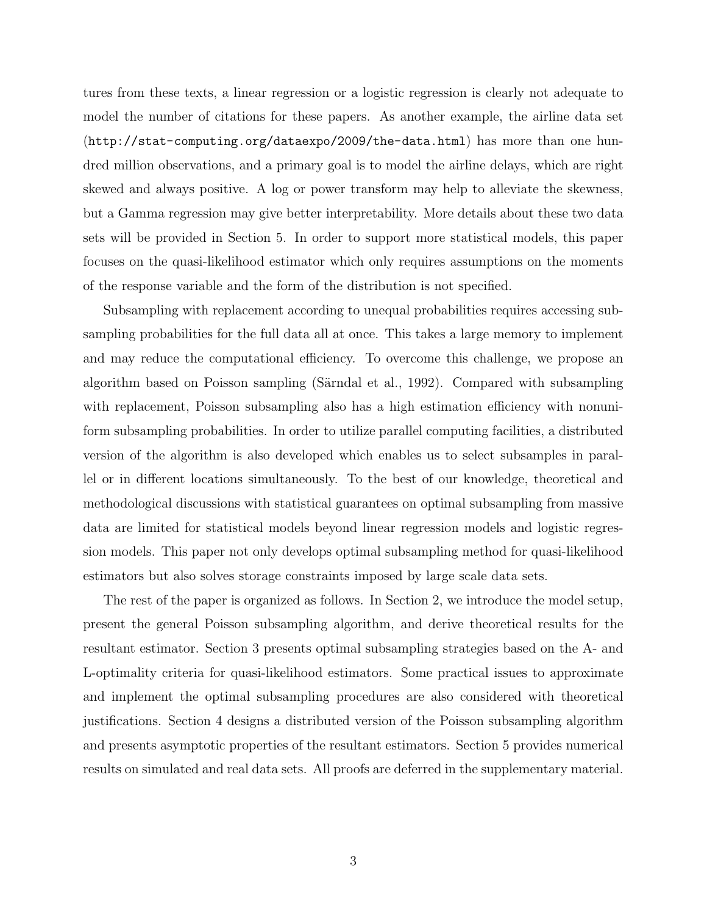tures from these texts, a linear regression or a logistic regression is clearly not adequate to model the number of citations for these papers. As another example, the airline data set (`http://stat-computing.org/dataexpo/2009/the-data.html`) has more than one hundred million observations, and a primary goal is to model the airline delays, which are right skewed and always positive. A log or power transform may help to alleviate the skewness, but a Gamma regression may give better interpretability. More details about these two data sets will be provided in Section 5. In order to support more statistical models, this paper focuses on the quasi-likelihood estimator which only requires assumptions on the moments of the response variable and the form of the distribution is not specified.

Subsampling with replacement according to unequal probabilities requires accessing subsampling probabilities for the full data all at once. This takes a large memory to implement and may reduce the computational efficiency. To overcome this challenge, we propose an algorithm based on Poisson sampling (Särndal et al., 1992). Compared with subsampling with replacement, Poisson subsampling also has a high estimation efficiency with nonuniform subsampling probabilities. In order to utilize parallel computing facilities, a distributed version of the algorithm is also developed which enables us to select subsamples in parallel or in different locations simultaneously. To the best of our knowledge, theoretical and methodological discussions with statistical guarantees on optimal subsampling from massive data are limited for statistical models beyond linear regression models and logistic regression models. This paper not only develops optimal subsampling method for quasi-likelihood estimators but also solves storage constraints imposed by large scale data sets.

The rest of the paper is organized as follows. In Section 2, we introduce the model setup, present the general Poisson subsampling algorithm, and derive theoretical results for the resultant estimator. Section 3 presents optimal subsampling strategies based on the A- and L-optimality criteria for quasi-likelihood estimators. Some practical issues to approximate and implement the optimal subsampling procedures are also considered with theoretical justifications. Section 4 designs a distributed version of the Poisson subsampling algorithm and presents asymptotic properties of the resultant estimators. Section 5 provides numerical results on simulated and real data sets. All proofs are deferred in the supplementary material.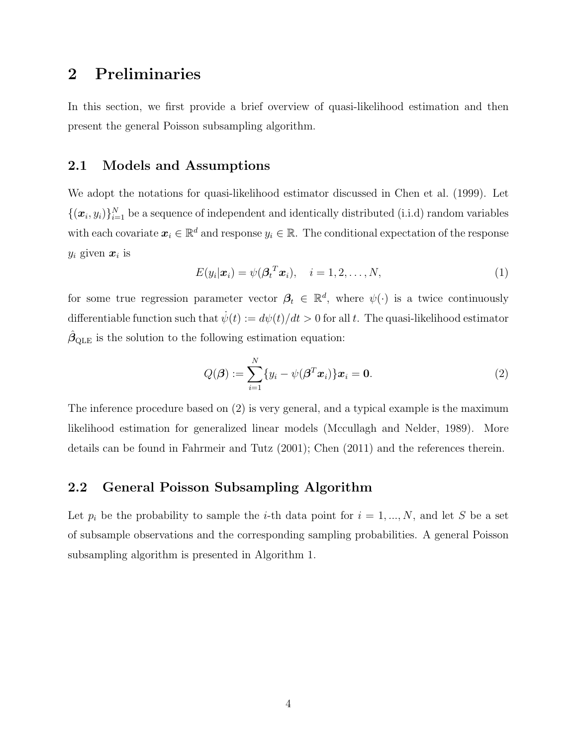# 2 Preliminaries

In this section, we first provide a brief overview of quasi-likelihood estimation and then present the general Poisson subsampling algorithm.

## 2.1 Models and Assumptions

We adopt the notations for quasi-likelihood estimator discussed in Chen et al. (1999). Let $\{(\boldsymbol{x}_i, y_i)\}_{i=1}^N$ be a sequence of independent and identically distributed (i.i.d) random variables with each covariate $\boldsymbol{x}_i \in \mathbb{R}^d$ and response $y_i \in \mathbb{R}$. The conditional expectation of the response $y_i$ given $\boldsymbol{x}_i$ is

$$E(y_i|\boldsymbol{x}_i) = \psi({\boldsymbol{\beta}_t}^T \boldsymbol{x}_i), \quad i = 1, 2, \ldots, N, \tag{1}$$

for some true regression parameter vector $\boldsymbol{\beta}_t \in \mathbb{R}^d$, where $\psi(\cdot)$ is a twice continuously differentiable function such that $\dot{\psi}(t) := d\psi(t)/dt > 0$ for all $t$. The quasi-likelihood estimator $\hat{\boldsymbol{\beta}}_{\text{QLE}}$ is the solution to the following estimation equation:

$$Q(\boldsymbol{\beta}) := \sum_{i=1}^N \{y_i - \psi(\boldsymbol{\beta}^T \boldsymbol{x}_i)\}\boldsymbol{x}_i = \boldsymbol{0}. \tag{2}$$

The inference procedure based on (2) is very general, and a typical example is the maximum likelihood estimation for generalized linear models (Mccullagh and Nelder, 1989). More details can be found in Fahrmeir and Tutz (2001); Chen (2011) and the references therein.

## 2.2 General Poisson Subsampling Algorithm

Let $p_i$ be the probability to sample the $i$-th data point for $i = 1, ..., N$, and let $S$ be a set of subsample observations and the corresponding sampling probabilities. A general Poisson subsampling algorithm is presented in Algorithm 1.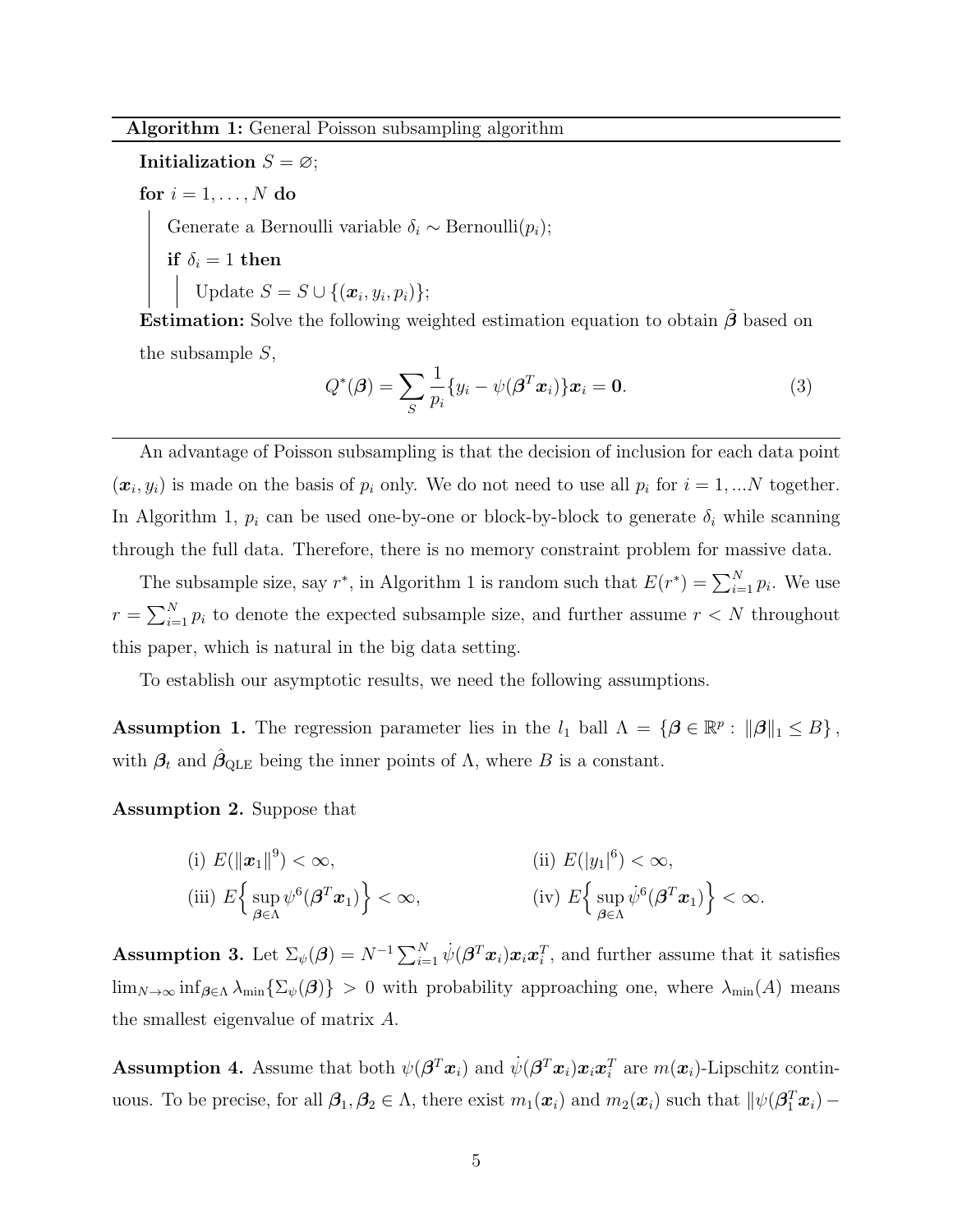**Algorithm 1:** General Poisson subsampling algorithm

**Initialization** $S = \varnothing$;

**for** $i = 1, \dots, N$ **do**

  Generate a Bernoulli variable $\delta_i \sim \text{Bernoulli}(p_i)$;

  **if** $\delta_i = 1$ **then**

    Update $S = S \cup \{(\boldsymbol{x}_i, y_i, p_i)\}$;

**Estimation:** Solve the following weighted estimation equation to obtain $\tilde{\boldsymbol{\beta}}$ based on the subsample $S$,

$$Q^*(\boldsymbol{\beta}) = \sum_S \frac{1}{p_i}\{y_i - \psi(\boldsymbol{\beta}^T \boldsymbol{x}_i)\}\boldsymbol{x}_i = \mathbf{0}. \tag{3}$$

An advantage of Poisson subsampling is that the decision of inclusion for each data point $(\boldsymbol{x}_i, y_i)$ is made on the basis of $p_i$ only. We do not need to use all $p_i$ for $i = 1, ...N$ together. In Algorithm 1, $p_i$ can be used one-by-one or block-by-block to generate $\delta_i$ while scanning through the full data. Therefore, there is no memory constraint problem for massive data.

The subsample size, say $r^*$, in Algorithm 1 is random such that $E(r^*) = \sum_{i=1}^N p_i$. We use $r = \sum_{i=1}^N p_i$ to denote the expected subsample size, and further assume $r < N$ throughout this paper, which is natural in the big data setting.

To establish our asymptotic results, we need the following assumptions.

**Assumption 1.** The regression parameter lies in the $l_1$ ball $\Lambda = \{\boldsymbol{\beta} \in \mathbb{R}^p : \|\boldsymbol{\beta}\|_1 \le B\}$, with $\boldsymbol{\beta}_t$ and $\hat{\boldsymbol{\beta}}_{\text{QLE}}$ being the inner points of $\Lambda$, where $B$ is a constant.

**Assumption 2.** Suppose that

(i) $E(\|\boldsymbol{x}_1\|^9) < \infty$, (ii) $E(|y_1|^6) < \infty$,

(iii) $E\Big\{\sup_{\boldsymbol{\beta}\in\Lambda} \psi^6(\boldsymbol{\beta}^T\boldsymbol{x}_1)\Big\} < \infty$, (iv) $E\Big\{\sup_{\boldsymbol{\beta}\in\Lambda} \dot{\psi}^6(\boldsymbol{\beta}^T\boldsymbol{x}_1)\Big\} < \infty$.

**Assumption 3.** Let $\Sigma_\psi(\boldsymbol{\beta}) = N^{-1}\sum_{i=1}^N \dot{\psi}(\boldsymbol{\beta}^T\boldsymbol{x}_i)\boldsymbol{x}_i\boldsymbol{x}_i^T$, and further assume that it satisfies $\lim_{N\to\infty} \inf_{\boldsymbol{\beta}\in\Lambda} \lambda_{\min}\{\Sigma_\psi(\boldsymbol{\beta})\} > 0$ with probability approaching one, where $\lambda_{\min}(A)$ means the smallest eigenvalue of matrix $A$.

**Assumption 4.** Assume that both $\psi(\boldsymbol{\beta}^T\boldsymbol{x}_i)$ and $\dot{\psi}(\boldsymbol{\beta}^T\boldsymbol{x}_i)\boldsymbol{x}_i\boldsymbol{x}_i^T$ are $m(\boldsymbol{x}_i)$-Lipschitz continuous. To be precise, for all $\boldsymbol{\beta}_1, \boldsymbol{\beta}_2 \in \Lambda$, there exist $m_1(\boldsymbol{x}_i)$ and $m_2(\boldsymbol{x}_i)$ such that $\|\psi(\boldsymbol{\beta}_1^T\boldsymbol{x}_i) -$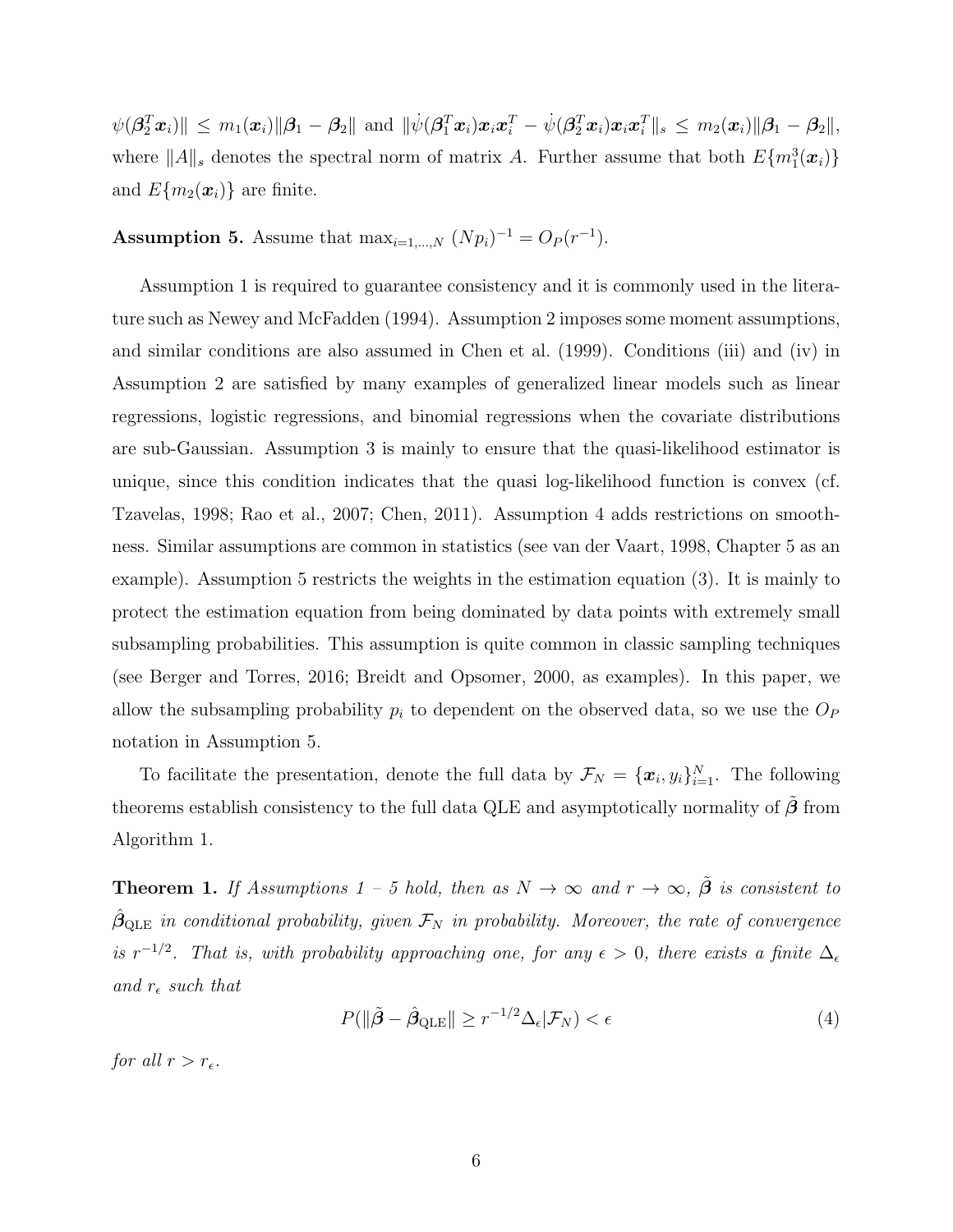$\psi(\boldsymbol{\beta}_2^T \boldsymbol{x}_i)\| \leq m_1(\boldsymbol{x}_i)\|\boldsymbol{\beta}_1 - \boldsymbol{\beta}_2\|$ and $\|\dot{\psi}(\boldsymbol{\beta}_1^T \boldsymbol{x}_i)\boldsymbol{x}_i\boldsymbol{x}_i^T - \dot{\psi}(\boldsymbol{\beta}_2^T \boldsymbol{x}_i)\boldsymbol{x}_i\boldsymbol{x}_i^T\|_s \leq m_2(\boldsymbol{x}_i)\|\boldsymbol{\beta}_1 - \boldsymbol{\beta}_2\|$, where $\|A\|_s$ denotes the spectral norm of matrix $A$. Further assume that both $E\{m_1^3(\boldsymbol{x}_i)\}$ and $E\{m_2(\boldsymbol{x}_i)\}$ are finite.

**Assumption 5.** Assume that $\max_{i=1,\ldots,N} (Np_i)^{-1} = O_P(r^{-1})$.

Assumption 1 is required to guarantee consistency and it is commonly used in the literature such as Newey and McFadden (1994). Assumption 2 imposes some moment assumptions, and similar conditions are also assumed in Chen et al. (1999). Conditions (iii) and (iv) in Assumption 2 are satisfied by many examples of generalized linear models such as linear regressions, logistic regressions, and binomial regressions when the covariate distributions are sub-Gaussian. Assumption 3 is mainly to ensure that the quasi-likelihood estimator is unique, since this condition indicates that the quasi log-likelihood function is convex (cf. Tzavelas, 1998; Rao et al., 2007; Chen, 2011). Assumption 4 adds restrictions on smoothness. Similar assumptions are common in statistics (see van der Vaart, 1998, Chapter 5 as an example). Assumption 5 restricts the weights in the estimation equation (3). It is mainly to protect the estimation equation from being dominated by data points with extremely small subsampling probabilities. This assumption is quite common in classic sampling techniques (see Berger and Torres, 2016; Breidt and Opsomer, 2000, as examples). In this paper, we allow the subsampling probability $p_i$ to dependent on the observed data, so we use the $O_P$ notation in Assumption 5.

To facilitate the presentation, denote the full data by $\mathcal{F}_N = \{\boldsymbol{x}_i, y_i\}_{i=1}^N$. The following theorems establish consistency to the full data QLE and asymptotically normality of $\tilde{\boldsymbol{\beta}}$ from Algorithm 1.

**Theorem 1.** *If Assumptions 1 – 5 hold, then as $N \to \infty$ and $r \to \infty$, $\tilde{\boldsymbol{\beta}}$ is consistent to $\hat{\boldsymbol{\beta}}_{\mathrm{QLE}}$ in conditional probability, given $\mathcal{F}_N$ in probability. Moreover, the rate of convergence is $r^{-1/2}$. That is, with probability approaching one, for any $\epsilon > 0$, there exists a finite $\Delta_\epsilon$ and $r_\epsilon$ such that*

$$P(\|\tilde{\boldsymbol{\beta}} - \hat{\boldsymbol{\beta}}_{\mathrm{QLE}}\| \geq r^{-1/2}\Delta_\epsilon | \mathcal{F}_N) < \epsilon \tag{4}$$

*for all $r > r_\epsilon$.*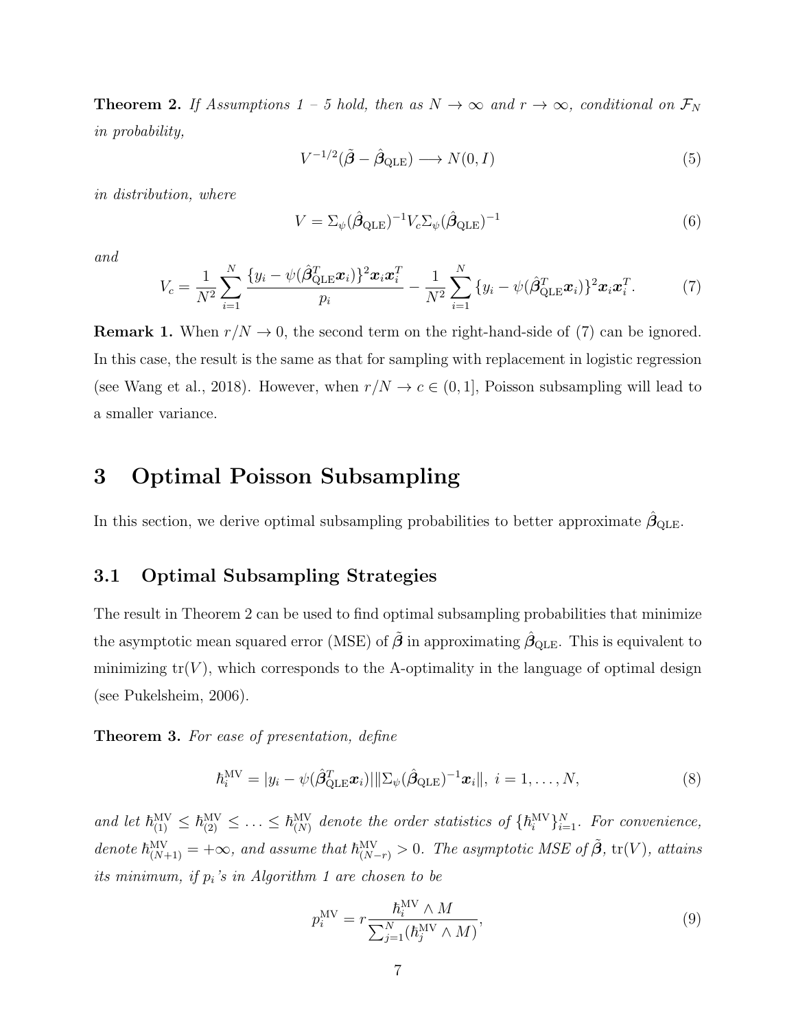**Theorem 2.** *If Assumptions 1 – 5 hold, then as $N \to \infty$ and $r \to \infty$, conditional on $\mathcal{F}_N$ in probability,*

$$V^{-1/2}(\tilde{\boldsymbol{\beta}} - \hat{\boldsymbol{\beta}}_{\mathrm{QLE}}) \longrightarrow N(0, I) \tag{5}$$

*in distribution, where*

$$V = \Sigma_\psi(\hat{\boldsymbol{\beta}}_{\mathrm{QLE}})^{-1} V_c \Sigma_\psi(\hat{\boldsymbol{\beta}}_{\mathrm{QLE}})^{-1} \tag{6}$$

*and*

$$V_c = \frac{1}{N^2}\sum_{i=1}^{N} \frac{\{y_i - \psi(\hat{\boldsymbol{\beta}}_{\mathrm{QLE}}^T \boldsymbol{x}_i)\}^2 \boldsymbol{x}_i \boldsymbol{x}_i^T}{p_i} - \frac{1}{N^2}\sum_{i=1}^{N} \{y_i - \psi(\hat{\boldsymbol{\beta}}_{\mathrm{QLE}}^T \boldsymbol{x}_i)\}^2 \boldsymbol{x}_i \boldsymbol{x}_i^T. \tag{7}$$

**Remark 1.** When $r/N \to 0$, the second term on the right-hand-side of (7) can be ignored. In this case, the result is the same as that for sampling with replacement in logistic regression (see Wang et al., 2018). However, when $r/N \to c \in (0, 1]$, Poisson subsampling will lead to a smaller variance.

# 3 Optimal Poisson Subsampling

In this section, we derive optimal subsampling probabilities to better approximate $\hat{\boldsymbol{\beta}}_{\mathrm{QLE}}$.

## 3.1 Optimal Subsampling Strategies

The result in Theorem 2 can be used to find optimal subsampling probabilities that minimize the asymptotic mean squared error (MSE) of $\tilde{\boldsymbol{\beta}}$ in approximating $\hat{\boldsymbol{\beta}}_{\mathrm{QLE}}$. This is equivalent to minimizing $\mathrm{tr}(V)$, which corresponds to the A-optimality in the language of optimal design (see Pukelsheim, 2006).

**Theorem 3.** *For ease of presentation, define*

$$\hbar_i^{\mathrm{MV}} = |y_i - \psi(\hat{\boldsymbol{\beta}}_{\mathrm{QLE}}^T \boldsymbol{x}_i)| \|\Sigma_\psi(\hat{\boldsymbol{\beta}}_{\mathrm{QLE}})^{-1} \boldsymbol{x}_i\|, \; i = 1, \ldots, N, \tag{8}$$

*and let $\hbar_{(1)}^{\mathrm{MV}} \leq \hbar_{(2)}^{\mathrm{MV}} \leq \ldots \leq \hbar_{(N)}^{\mathrm{MV}}$ denote the order statistics of $\{\hbar_i^{\mathrm{MV}}\}_{i=1}^N$. For convenience, denote $\hbar_{(N+1)}^{\mathrm{MV}} = +\infty$, and assume that $\hbar_{(N-r)}^{\mathrm{MV}} > 0$. The asymptotic MSE of $\tilde{\boldsymbol{\beta}}$, $\mathrm{tr}(V)$, attains its minimum, if $p_i$'s in Algorithm 1 are chosen to be*

$$p_i^{\mathrm{MV}} = r \frac{\hbar_i^{\mathrm{MV}} \wedge M}{\sum_{j=1}^{N} (\hbar_j^{\mathrm{MV}} \wedge M)}, \tag{9}$$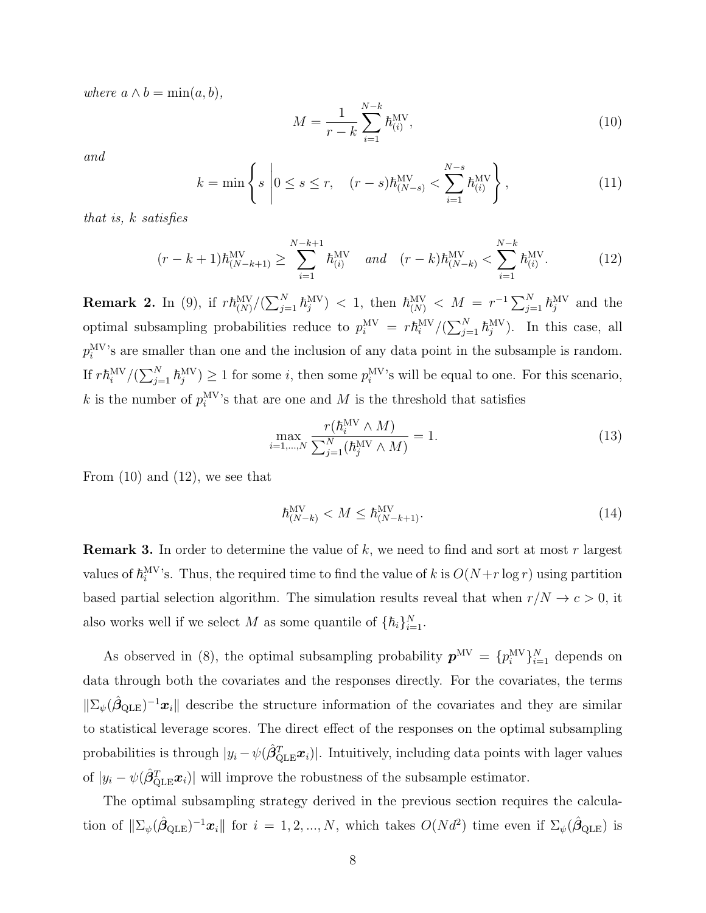*where* $a \wedge b = \min(a, b)$,

$$M = \frac{1}{r-k} \sum_{i=1}^{N-k} \hbar_{(i)}^{\mathrm{MV}}, \tag{10}$$

*and*

$$k = \min \left\{ s \,\middle|\, 0 \le s \le r, \quad (r-s)\hbar_{(N-s)}^{\mathrm{MV}} < \sum_{i=1}^{N-s} \hbar_{(i)}^{\mathrm{MV}} \right\}, \tag{11}$$

*that is, k satisfies*

$$(r-k+1)\hbar_{(N-k+1)}^{\mathrm{MV}} \ge \sum_{i=1}^{N-k+1} \hbar_{(i)}^{\mathrm{MV}} \quad \text{and} \quad (r-k)\hbar_{(N-k)}^{\mathrm{MV}} < \sum_{i=1}^{N-k} \hbar_{(i)}^{\mathrm{MV}}. \tag{12}$$

**Remark 2.** In (9), if $r\hbar_{(N)}^{\mathrm{MV}}/(\sum_{j=1}^{N} \hbar_j^{\mathrm{MV}}) < 1$, then $\hbar_{(N)}^{\mathrm{MV}} < M = r^{-1}\sum_{j=1}^{N} \hbar_j^{\mathrm{MV}}$ and the optimal subsampling probabilities reduce to $p_i^{\mathrm{MV}} = r\hbar_i^{\mathrm{MV}}/(\sum_{j=1}^{N} \hbar_j^{\mathrm{MV}})$. In this case, all $p_i^{\mathrm{MV}}$'s are smaller than one and the inclusion of any data point in the subsample is random. If $r\hbar_i^{\mathrm{MV}}/(\sum_{j=1}^{N} \hbar_j^{\mathrm{MV}}) \ge 1$ for some $i$, then some $p_i^{\mathrm{MV}}$'s will be equal to one. For this scenario, $k$ is the number of $p_i^{\mathrm{MV}}$'s that are one and $M$ is the threshold that satisfies

$$\max_{i=1,\dots,N} \frac{r(\hbar_i^{\mathrm{MV}} \wedge M)}{\sum_{j=1}^{N} (\hbar_j^{\mathrm{MV}} \wedge M)} = 1. \tag{13}$$

From (10) and (12), we see that

$$\hbar_{(N-k)}^{\mathrm{MV}} < M \le \hbar_{(N-k+1)}^{\mathrm{MV}}. \tag{14}$$

**Remark 3.** In order to determine the value of $k$, we need to find and sort at most $r$ largest values of $\hbar_i^{\mathrm{MV}}$'s. Thus, the required time to find the value of $k$ is $O(N + r\log r)$ using partition based partial selection algorithm. The simulation results reveal that when $r/N \to c > 0$, it also works well if we select $M$ as some quantile of $\{\hbar_i\}_{i=1}^{N}$.

As observed in (8), the optimal subsampling probability $\boldsymbol{p}^{\mathrm{MV}} = \{p_i^{\mathrm{MV}}\}_{i=1}^{N}$ depends on data through both the covariates and the responses directly. For the covariates, the terms $\|\Sigma_\psi(\hat{\boldsymbol{\beta}}_{\mathrm{QLE}})^{-1}\boldsymbol{x}_i\|$ describe the structure information of the covariates and they are similar to statistical leverage scores. The direct effect of the responses on the optimal subsampling probabilities is through $|y_i - \psi(\hat{\boldsymbol{\beta}}_{\mathrm{QLE}}^T \boldsymbol{x}_i)|$. Intuitively, including data points with lager values of $|y_i - \psi(\hat{\boldsymbol{\beta}}_{\mathrm{QLE}}^T \boldsymbol{x}_i)|$ will improve the robustness of the subsample estimator.

The optimal subsampling strategy derived in the previous section requires the calculation of $\|\Sigma_\psi(\hat{\boldsymbol{\beta}}_{\mathrm{QLE}})^{-1}\boldsymbol{x}_i\|$ for $i = 1, 2, ..., N$, which takes $O(Nd^2)$ time even if $\Sigma_\psi(\hat{\boldsymbol{\beta}}_{\mathrm{QLE}})$ is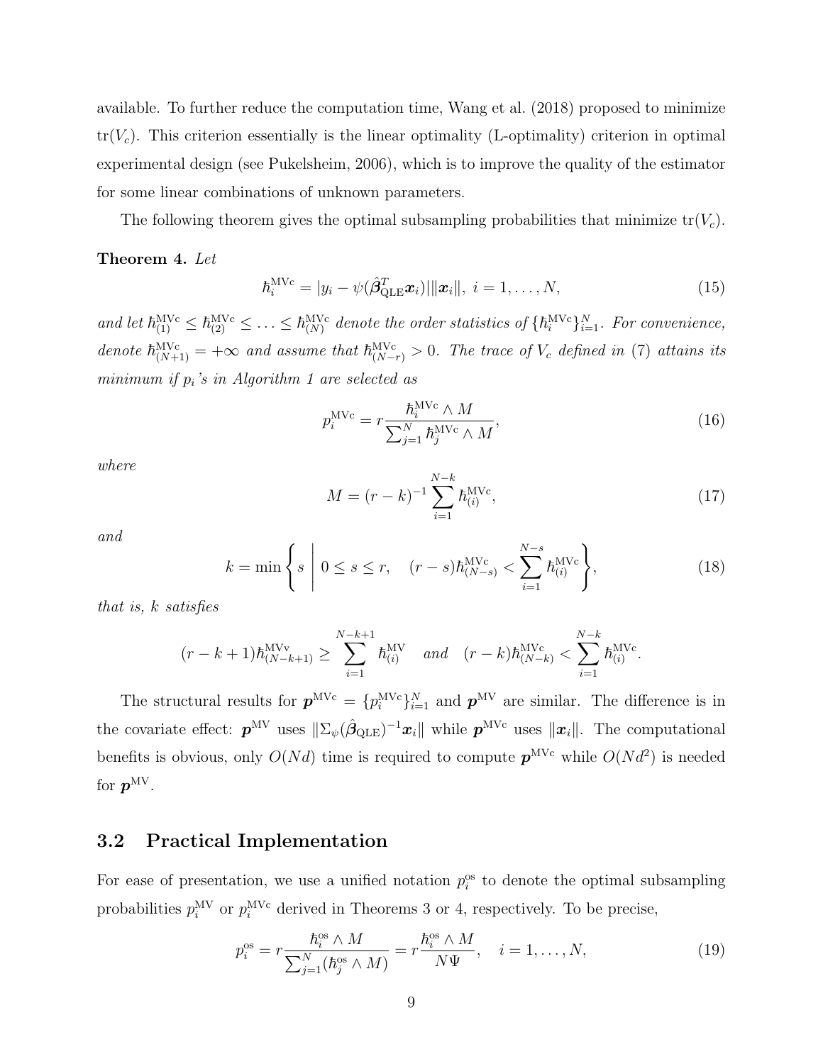available. To further reduce the computation time, Wang et al. (2018) proposed to minimize $\text{tr}(V_c)$. This criterion essentially is the linear optimality (L-optimality) criterion in optimal experimental design (see Pukelsheim, 2006), which is to improve the quality of the estimator for some linear combinations of unknown parameters.

The following theorem gives the optimal subsampling probabilities that minimize $\text{tr}(V_c)$.

**Theorem 4.** *Let*

$$\hbar_i^{\text{MVc}} = |y_i - \psi(\hat{\boldsymbol{\beta}}_{\text{QLE}}^T \boldsymbol{x}_i)| \|\boldsymbol{x}_i\|, \; i = 1, \ldots, N, \tag{15}$$

*and let* $\hbar_{(1)}^{\text{MVc}} \leq \hbar_{(2)}^{\text{MVc}} \leq \ldots \leq \hbar_{(N)}^{\text{MVc}}$ *denote the order statistics of* $\{\hbar_i^{\text{MVc}}\}_{i=1}^N$*. For convenience, denote* $\hbar_{(N+1)}^{\text{MVc}} = +\infty$ *and assume that* $\hbar_{(N-r)}^{\text{MVc}} > 0$*. The trace of* $V_c$ *defined in* (7) *attains its minimum if* $p_i$*'s in Algorithm 1 are selected as*

$$p_i^{\text{MVc}} = r \frac{\hbar_i^{\text{MVc}} \wedge M}{\sum_{j=1}^N \hbar_j^{\text{MVc}} \wedge M}, \tag{16}$$

*where*

$$M = (r-k)^{-1} \sum_{i=1}^{N-k} \hbar_{(i)}^{\text{MVc}}, \tag{17}$$

*and*

$$k = \min \left\{ s \;\middle|\; 0 \leq s \leq r, \quad (r-s)\hbar_{(N-s)}^{\text{MVc}} < \sum_{i=1}^{N-s} \hbar_{(i)}^{\text{MVc}} \right\}, \tag{18}$$

*that is, $k$ satisfies*

$$(r-k+1)\hbar_{(N-k+1)}^{\text{MVv}} \geq \sum_{i=1}^{N-k+1} \hbar_{(i)}^{\text{MV}} \quad \textit{and} \quad (r-k)\hbar_{(N-k)}^{\text{MVc}} < \sum_{i=1}^{N-k} \hbar_{(i)}^{\text{MVc}}.$$

The structural results for $\boldsymbol{p}^{\text{MVc}} = \{p_i^{\text{MVc}}\}_{i=1}^N$ and $\boldsymbol{p}^{\text{MV}}$ are similar. The difference is in the covariate effect: $\boldsymbol{p}^{\text{MV}}$ uses $\|\Sigma_\psi(\hat{\boldsymbol{\beta}}_{\text{QLE}})^{-1}\boldsymbol{x}_i\|$ while $\boldsymbol{p}^{\text{MVc}}$ uses $\|\boldsymbol{x}_i\|$. The computational benefits is obvious, only $O(Nd)$ time is required to compute $\boldsymbol{p}^{\text{MVc}}$ while $O(Nd^2)$ is needed for $\boldsymbol{p}^{\text{MV}}$.

## 3.2 Practical Implementation

For ease of presentation, we use a unified notation $p_i^{\text{os}}$ to denote the optimal subsampling probabilities $p_i^{\text{MV}}$ or $p_i^{\text{MVc}}$ derived in Theorems 3 or 4, respectively. To be precise,

$$p_i^{\text{os}} = r \frac{\hbar_i^{\text{os}} \wedge M}{\sum_{j=1}^N (\hbar_j^{\text{os}} \wedge M)} = r \frac{\hbar_i^{\text{os}} \wedge M}{N\Psi}, \quad i = 1, \ldots, N, \tag{19}$$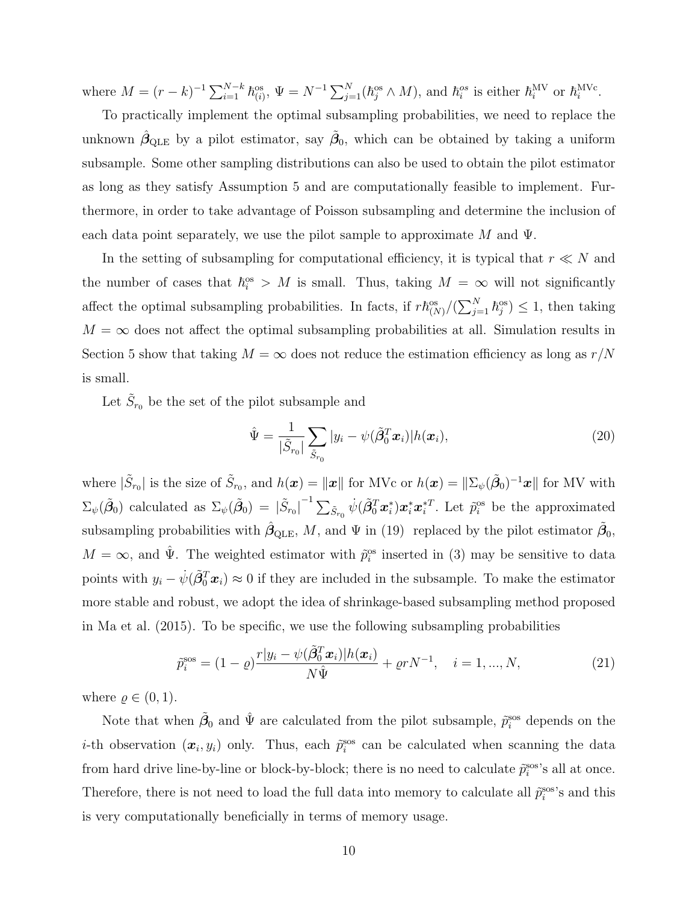where $M = (r-k)^{-1}\sum_{i=1}^{N-k} \hbar_{(i)}^{\text{os}}$, $\Psi = N^{-1}\sum_{j=1}^{N}(\hbar_j^{\text{os}} \wedge M)$, and $\hbar_i^{os}$ is either $\hbar_i^{\text{MV}}$ or $\hbar_i^{\text{MVc}}$.

To practically implement the optimal subsampling probabilities, we need to replace the unknown $\hat{\boldsymbol{\beta}}_{\text{QLE}}$ by a pilot estimator, say $\tilde{\boldsymbol{\beta}}_0$, which can be obtained by taking a uniform subsample. Some other sampling distributions can also be used to obtain the pilot estimator as long as they satisfy Assumption 5 and are computationally feasible to implement. Furthermore, in order to take advantage of Poisson subsampling and determine the inclusion of each data point separately, we use the pilot sample to approximate $M$ and $\Psi$.

In the setting of subsampling for computational efficiency, it is typical that $r \ll N$ and the number of cases that $\hbar_i^{\text{os}} > M$ is small. Thus, taking $M = \infty$ will not significantly affect the optimal subsampling probabilities. In facts, if $r\hbar_{(N)}^{\text{os}}/(\sum_{j=1}^{N}\hbar_j^{\text{os}}) \leq 1$, then taking $M = \infty$ does not affect the optimal subsampling probabilities at all. Simulation results in Section 5 show that taking $M = \infty$ does not reduce the estimation efficiency as long as $r/N$ is small.

Let $\tilde{S}_{r_0}$ be the set of the pilot subsample and

$$\hat{\Psi} = \frac{1}{|\tilde{S}_{r_0}|}\sum_{\tilde{S}_{r_0}} |y_i - \psi(\tilde{\boldsymbol{\beta}}_0^T \boldsymbol{x}_i)| h(\boldsymbol{x}_i), \tag{20}$$

where $|\tilde{S}_{r_0}|$ is the size of $\tilde{S}_{r_0}$, and $h(\boldsymbol{x}) = \|\boldsymbol{x}\|$ for MVc or $h(\boldsymbol{x}) = \|\Sigma_\psi(\tilde{\boldsymbol{\beta}}_0)^{-1}\boldsymbol{x}\|$ for MV with $\Sigma_\psi(\tilde{\boldsymbol{\beta}}_0)$ calculated as $\Sigma_\psi(\tilde{\boldsymbol{\beta}}_0) = |\tilde{S}_{r_0}|^{-1}\sum_{\tilde{S}_{r_0}} \dot{\psi}(\tilde{\boldsymbol{\beta}}_0^T \boldsymbol{x}_i^*)\boldsymbol{x}_i^* \boldsymbol{x}_i^{*T}$. Let $\tilde{p}_i^{\text{os}}$ be the approximated subsampling probabilities with $\hat{\boldsymbol{\beta}}_{\text{QLE}}$, $M$, and $\Psi$ in (19) replaced by the pilot estimator $\tilde{\boldsymbol{\beta}}_0$, $M = \infty$, and $\hat{\Psi}$. The weighted estimator with $\tilde{p}_i^{\text{os}}$ inserted in (3) may be sensitive to data points with $y_i - \dot{\psi}(\tilde{\boldsymbol{\beta}}_0^T \boldsymbol{x}_i) \approx 0$ if they are included in the subsample. To make the estimator more stable and robust, we adopt the idea of shrinkage-based subsampling method proposed in Ma et al. (2015). To be specific, we use the following subsampling probabilities

$$\tilde{p}_i^{\text{sos}} = (1-\varrho)\frac{r|y_i - \psi(\tilde{\boldsymbol{\beta}}_0^T \boldsymbol{x}_i)| h(\boldsymbol{x}_i)}{N\hat{\Psi}} + \varrho r N^{-1}, \quad i = 1, ..., N, \tag{21}$$

where $\varrho \in (0, 1)$.

Note that when $\tilde{\boldsymbol{\beta}}_0$ and $\hat{\Psi}$ are calculated from the pilot subsample, $\tilde{p}_i^{\text{sos}}$ depends on the $i$-th observation $(\boldsymbol{x}_i, y_i)$ only. Thus, each $\tilde{p}_i^{\text{sos}}$ can be calculated when scanning the data from hard drive line-by-line or block-by-block; there is no need to calculate $\tilde{p}_i^{\text{sos}}$'s all at once. Therefore, there is not need to load the full data into memory to calculate all $\tilde{p}_i^{\text{sos}}$'s and this is very computationally beneficially in terms of memory usage.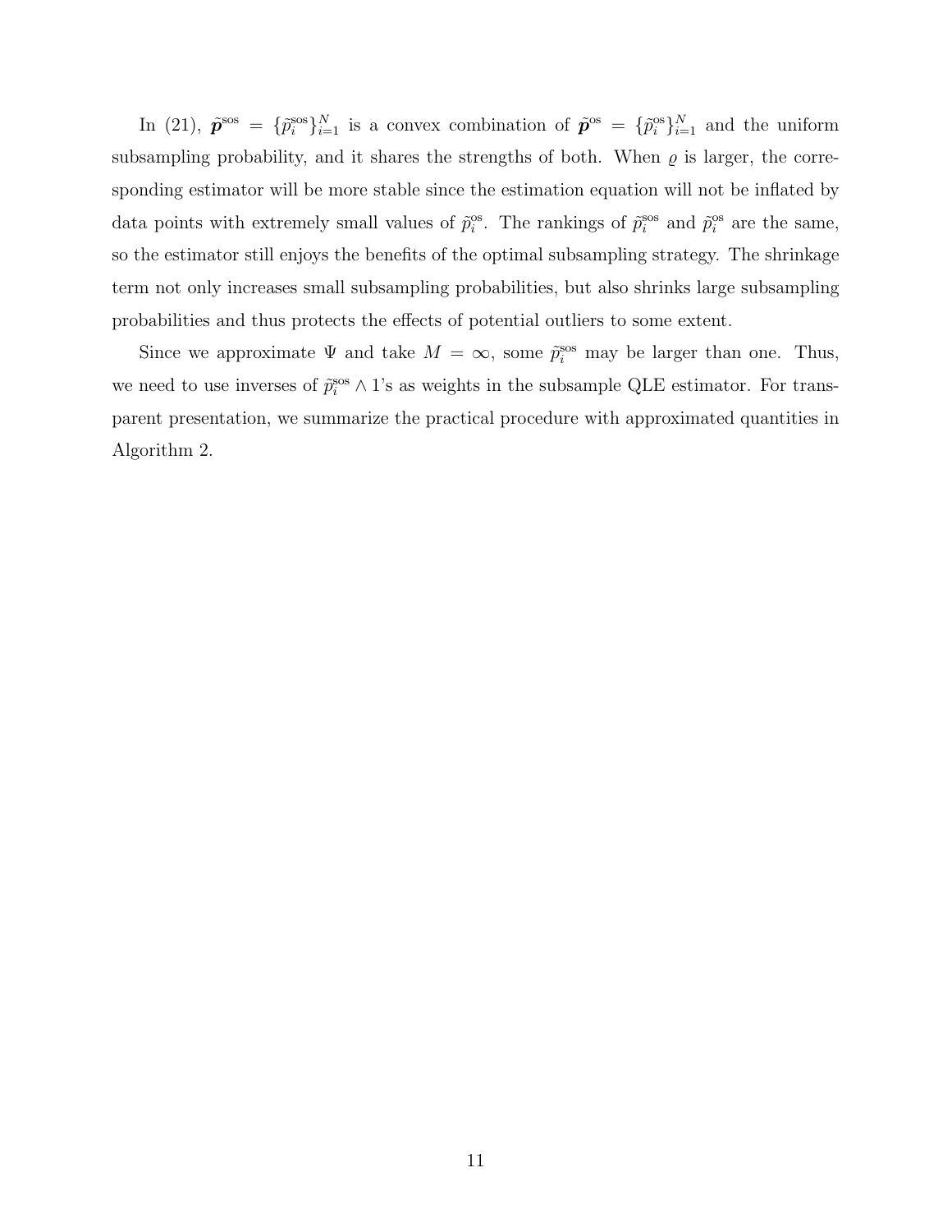In (21), $\tilde{\boldsymbol{p}}^{\text{sos}} = \{\tilde{p}_i^{\text{sos}}\}_{i=1}^N$ is a convex combination of $\tilde{\boldsymbol{p}}^{\text{os}} = \{\tilde{p}_i^{\text{os}}\}_{i=1}^N$ and the uniform subsampling probability, and it shares the strengths of both. When $\varrho$ is larger, the corresponding estimator will be more stable since the estimation equation will not be inflated by data points with extremely small values of $\tilde{p}_i^{\text{os}}$. The rankings of $\tilde{p}_i^{\text{sos}}$ and $\tilde{p}_i^{\text{os}}$ are the same, so the estimator still enjoys the benefits of the optimal subsampling strategy. The shrinkage term not only increases small subsampling probabilities, but also shrinks large subsampling probabilities and thus protects the effects of potential outliers to some extent.

Since we approximate $\Psi$ and take $M = \infty$, some $\tilde{p}_i^{\text{sos}}$ may be larger than one. Thus, we need to use inverses of $\tilde{p}_i^{\text{sos}} \wedge 1$'s as weights in the subsample QLE estimator. For transparent presentation, we summarize the practical procedure with approximated quantities in Algorithm 2.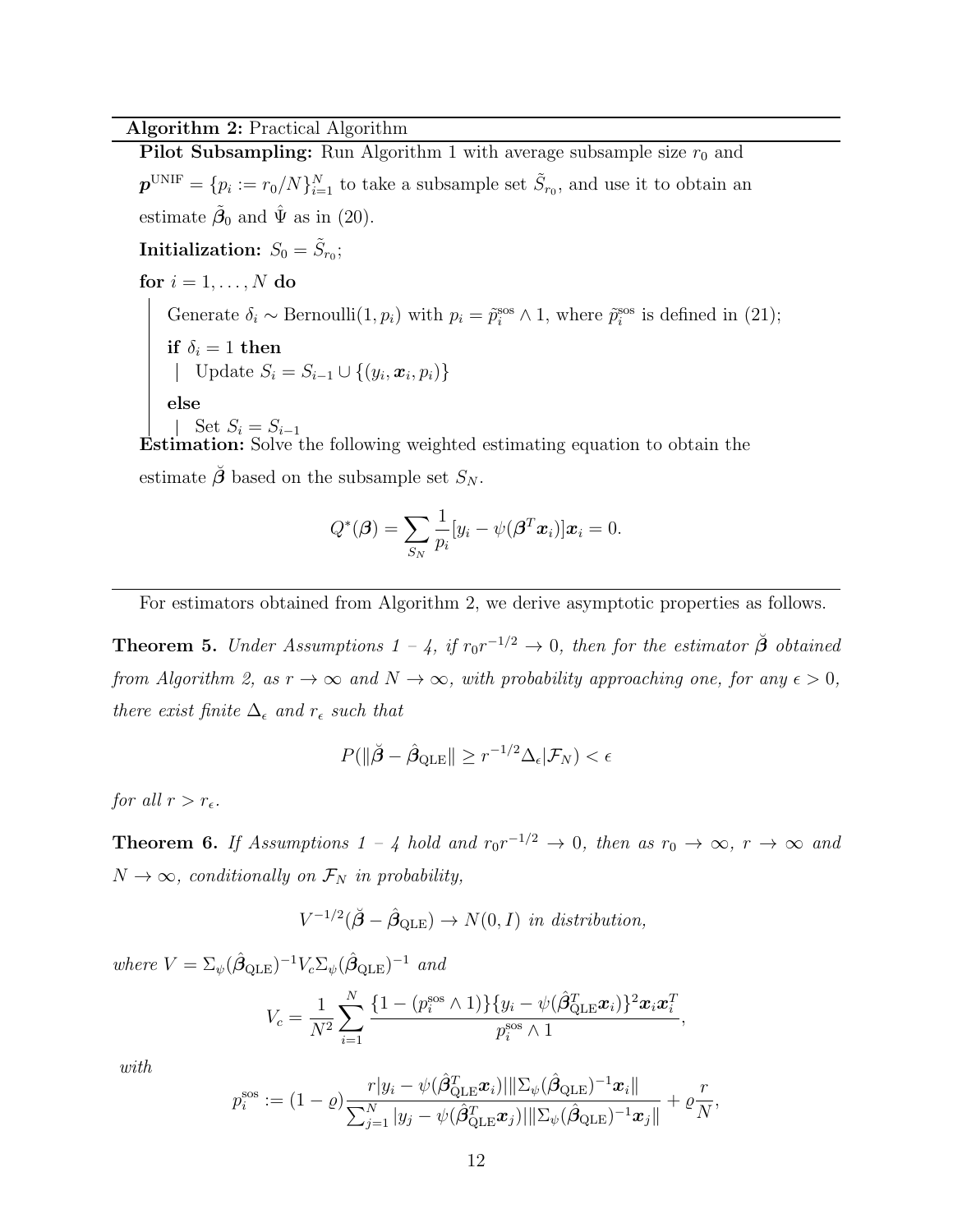**Algorithm 2:** Practical Algorithm

**Pilot Subsampling:** Run Algorithm 1 with average subsample size $r_0$ and $\boldsymbol{p}^{\text{UNIF}} = \{p_i := r_0/N\}_{i=1}^N$ to take a subsample set $\tilde{S}_{r_0}$, and use it to obtain an estimate $\tilde{\boldsymbol{\beta}}_0$ and $\hat{\Psi}$ as in (20).

**Initialization:** $S_0 = \tilde{S}_{r_0}$;

**for** $i = 1, \ldots, N$ **do**

  Generate $\delta_i \sim \text{Bernoulli}(1, p_i)$ with $p_i = \tilde{p}_i^{\text{sos}} \wedge 1$, where $\tilde{p}_i^{\text{sos}}$ is defined in (21);

  **if** $\delta_i = 1$ **then**

    Update $S_i = S_{i-1} \cup \{(y_i, \boldsymbol{x}_i, p_i)\}$

  **else**

    Set $S_i = S_{i-1}$

**Estimation:** Solve the following weighted estimating equation to obtain the estimate $\breve{\boldsymbol{\beta}}$ based on the subsample set $S_N$.

$$Q^*(\boldsymbol{\beta}) = \sum_{S_N} \frac{1}{p_i}[y_i - \psi(\boldsymbol{\beta}^T \boldsymbol{x}_i)]\boldsymbol{x}_i = 0.$$

For estimators obtained from Algorithm 2, we derive asymptotic properties as follows.

**Theorem 5.** *Under Assumptions 1 – 4, if $r_0 r^{-1/2} \to 0$, then for the estimator $\breve{\boldsymbol{\beta}}$ obtained from Algorithm 2, as $r \to \infty$ and $N \to \infty$, with probability approaching one, for any $\epsilon > 0$, there exist finite $\Delta_\epsilon$ and $r_\epsilon$ such that*

$$P(\|\breve{\boldsymbol{\beta}} - \hat{\boldsymbol{\beta}}_{\text{QLE}}\| \geq r^{-1/2}\Delta_\epsilon | \mathcal{F}_N) < \epsilon$$

*for all $r > r_\epsilon$.*

**Theorem 6.** *If Assumptions 1 – 4 hold and $r_0 r^{-1/2} \to 0$, then as $r_0 \to \infty$, $r \to \infty$ and $N \to \infty$, conditionally on $\mathcal{F}_N$ in probability,*

$$V^{-1/2}(\breve{\boldsymbol{\beta}} - \hat{\boldsymbol{\beta}}_{\text{QLE}}) \to N(0, I) \text{ in distribution,}$$

*where $V = \Sigma_\psi(\hat{\boldsymbol{\beta}}_{\text{QLE}})^{-1} V_c \Sigma_\psi(\hat{\boldsymbol{\beta}}_{\text{QLE}})^{-1}$ and*

$$V_c = \frac{1}{N^2} \sum_{i=1}^N \frac{\{1 - (p_i^{\text{sos}} \wedge 1)\}\{y_i - \psi(\hat{\boldsymbol{\beta}}_{\text{QLE}}^T \boldsymbol{x}_i)\}^2 \boldsymbol{x}_i \boldsymbol{x}_i^T}{p_i^{\text{sos}} \wedge 1},$$

*with*

$$p_i^{\text{sos}} := (1 - \varrho)\frac{r|y_i - \psi(\hat{\boldsymbol{\beta}}_{\text{QLE}}^T \boldsymbol{x}_i)|\|\Sigma_\psi(\hat{\boldsymbol{\beta}}_{\text{QLE}})^{-1}\boldsymbol{x}_i\|}{\sum_{j=1}^N |y_j - \psi(\hat{\boldsymbol{\beta}}_{\text{QLE}}^T \boldsymbol{x}_j)|\|\Sigma_\psi(\hat{\boldsymbol{\beta}}_{\text{QLE}})^{-1}\boldsymbol{x}_j\|} + \varrho \frac{r}{N},$$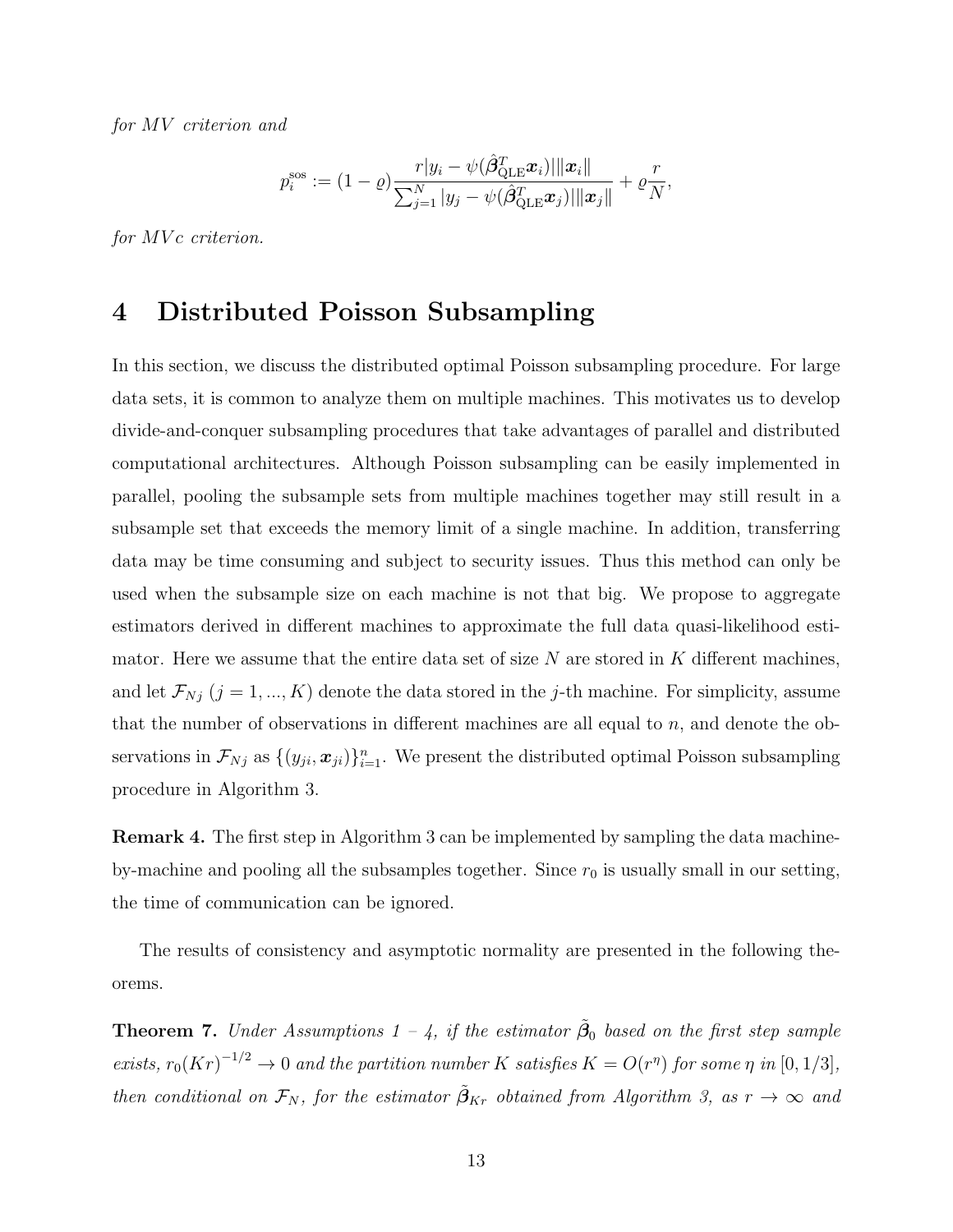*for MV criterion and*

$$p_i^{\text{sos}} := (1-\varrho)\frac{r|y_i - \psi(\hat{\boldsymbol{\beta}}_{\text{QLE}}^T \boldsymbol{x}_i)|\|\boldsymbol{x}_i\|}{\sum_{j=1}^N |y_j - \psi(\hat{\boldsymbol{\beta}}_{\text{QLE}}^T \boldsymbol{x}_j)|\|\boldsymbol{x}_j\|} + \varrho\frac{r}{N},$$

*for MVc criterion.*

# 4 Distributed Poisson Subsampling

In this section, we discuss the distributed optimal Poisson subsampling procedure. For large data sets, it is common to analyze them on multiple machines. This motivates us to develop divide-and-conquer subsampling procedures that take advantages of parallel and distributed computational architectures. Although Poisson subsampling can be easily implemented in parallel, pooling the subsample sets from multiple machines together may still result in a subsample set that exceeds the memory limit of a single machine. In addition, transferring data may be time consuming and subject to security issues. Thus this method can only be used when the subsample size on each machine is not that big. We propose to aggregate estimators derived in different machines to approximate the full data quasi-likelihood estimator. Here we assume that the entire data set of size $N$ are stored in $K$ different machines, and let $\mathcal{F}_{Nj}$ ($j = 1, ..., K$) denote the data stored in the $j$-th machine. For simplicity, assume that the number of observations in different machines are all equal to $n$, and denote the observations in $\mathcal{F}_{Nj}$ as $\{(y_{ji}, \boldsymbol{x}_{ji})\}_{i=1}^n$. We present the distributed optimal Poisson subsampling procedure in Algorithm 3.

**Remark 4.** The first step in Algorithm 3 can be implemented by sampling the data machine-by-machine and pooling all the subsamples together. Since $r_0$ is usually small in our setting, the time of communication can be ignored.

The results of consistency and asymptotic normality are presented in the following theorems.

**Theorem 7.** *Under Assumptions 1 – 4, if the estimator $\tilde{\boldsymbol{\beta}}_0$ based on the first step sample exists, $r_0(Kr)^{-1/2} \to 0$ and the partition number $K$ satisfies $K = O(r^\eta)$ for some $\eta$ in $[0, 1/3]$, then conditional on $\mathcal{F}_N$, for the estimator $\tilde{\boldsymbol{\beta}}_{Kr}$ obtained from Algorithm 3, as $r \to \infty$ and*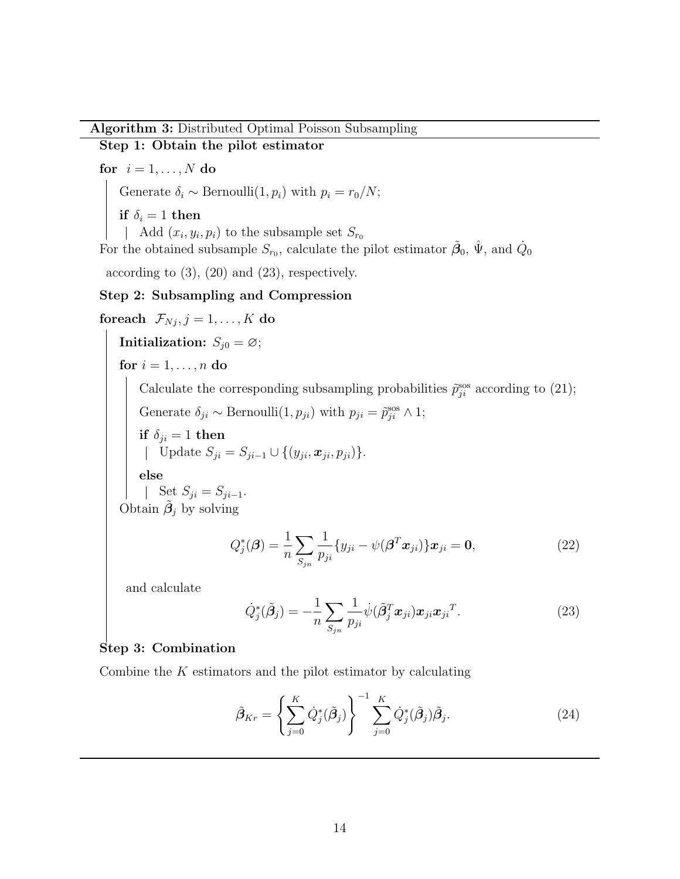**Algorithm 3:** Distributed Optimal Poisson Subsampling

**Step 1: Obtain the pilot estimator**

**for** $i = 1, \ldots, N$ **do**

  Generate $\delta_i \sim \text{Bernoulli}(1, p_i)$ with $p_i = r_0/N$;

  **if** $\delta_i = 1$ **then**

    Add $(x_i, y_i, p_i)$ to the subsample set $S_{r_0}$

For the obtained subsample $S_{r_0}$, calculate the pilot estimator $\tilde{\boldsymbol{\beta}}_0$, $\hat{\Psi}$, and $\dot{Q}_0$ according to (3), (20) and (23), respectively.

**Step 2: Subsampling and Compression**

**foreach** $\mathcal{F}_{Nj}, j = 1, \ldots, K$ **do**

  **Initialization:** $S_{j0} = \varnothing$;

  **for** $i = 1, \ldots, n$ **do**

    Calculate the corresponding subsampling probabilities $\tilde{p}_{ji}^{\text{sos}}$ according to (21);

    Generate $\delta_{ji} \sim \text{Bernoulli}(1, p_{ji})$ with $p_{ji} = \tilde{p}_{ji}^{\text{sos}} \wedge 1$;

    **if** $\delta_{ji} = 1$ **then**

      Update $S_{ji} = S_{ji-1} \cup \{(y_{ji}, \boldsymbol{x}_{ji}, p_{ji})\}$.

    **else**

      Set $S_{ji} = S_{ji-1}$.

  Obtain $\tilde{\boldsymbol{\beta}}_j$ by solving

$$Q_j^*(\boldsymbol{\beta}) = \frac{1}{n} \sum_{S_{jn}} \frac{1}{p_{ji}} \{y_{ji} - \psi(\boldsymbol{\beta}^T \boldsymbol{x}_{ji})\} \boldsymbol{x}_{ji} = \mathbf{0}, \tag{22}$$

  and calculate

$$\dot{Q}_j^*(\tilde{\boldsymbol{\beta}}_j) = -\frac{1}{n} \sum_{S_{jn}} \frac{1}{p_{ji}} \dot{\psi}(\tilde{\boldsymbol{\beta}}_j^T \boldsymbol{x}_{ji}) \boldsymbol{x}_{ji} \boldsymbol{x}_{ji}^T. \tag{23}$$

**Step 3: Combination**

Combine the $K$ estimators and the pilot estimator by calculating

$$\tilde{\boldsymbol{\beta}}_{Kr} = \left\{ \sum_{j=0}^{K} \dot{Q}_j^*(\tilde{\boldsymbol{\beta}}_j) \right\}^{-1} \sum_{j=0}^{K} \dot{Q}_j^*(\tilde{\boldsymbol{\beta}}_j) \tilde{\boldsymbol{\beta}}_j. \tag{24}$$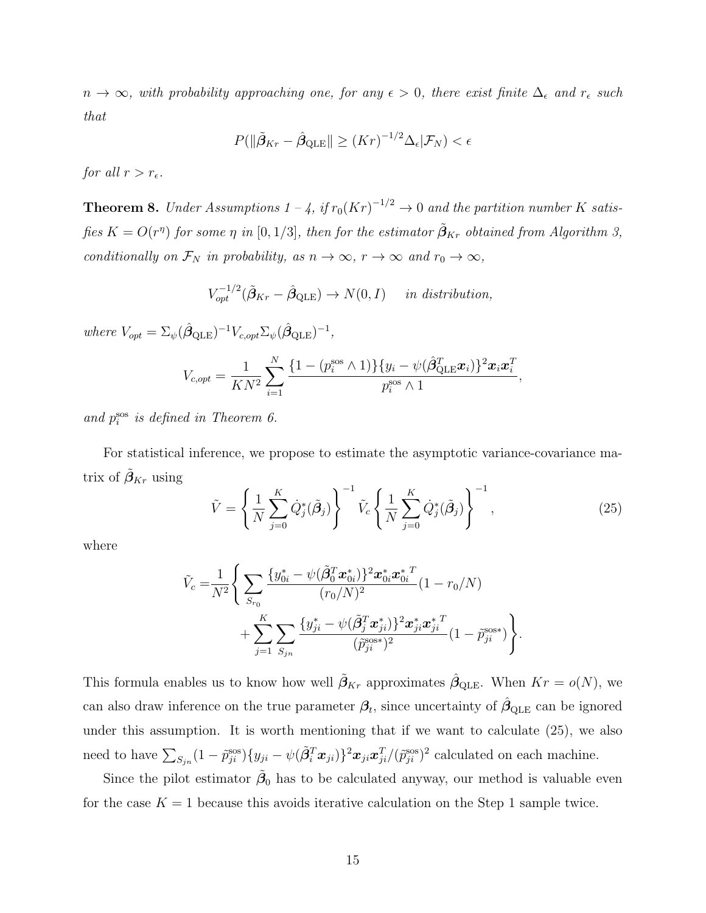*$n \to \infty$, with probability approaching one, for any $\epsilon > 0$, there exist finite $\Delta_\epsilon$ and $r_\epsilon$ such that*

$$P(\|\tilde{\boldsymbol{\beta}}_{Kr} - \hat{\boldsymbol{\beta}}_{\mathrm{QLE}}\| \geq (Kr)^{-1/2}\Delta_\epsilon | \mathcal{F}_N) < \epsilon$$

*for all $r > r_\epsilon$.*

**Theorem 8.** *Under Assumptions 1 – 4, if $r_0(Kr)^{-1/2} \to 0$ and the partition number $K$ satisfies $K = O(r^\eta)$ for some $\eta$ in $[0, 1/3]$, then for the estimator $\tilde{\boldsymbol{\beta}}_{Kr}$ obtained from Algorithm 3, conditionally on $\mathcal{F}_N$ in probability, as $n \to \infty$, $r \to \infty$ and $r_0 \to \infty$,*

$$V_{opt}^{-1/2}(\tilde{\boldsymbol{\beta}}_{Kr} - \hat{\boldsymbol{\beta}}_{\mathrm{QLE}}) \to N(0, I) \quad \text{ in distribution,}$$

*where $V_{opt} = \Sigma_\psi(\hat{\boldsymbol{\beta}}_{\mathrm{QLE}})^{-1} V_{c,opt} \Sigma_\psi(\hat{\boldsymbol{\beta}}_{\mathrm{QLE}})^{-1}$,*

$$V_{c,opt} = \frac{1}{KN^2}\sum_{i=1}^{N} \frac{\{1 - (p_i^{\mathrm{sos}} \wedge 1)\}\{y_i - \psi(\hat{\boldsymbol{\beta}}_{\mathrm{QLE}}^T \boldsymbol{x}_i)\}^2 \boldsymbol{x}_i \boldsymbol{x}_i^T}{p_i^{\mathrm{sos}} \wedge 1},$$

*and $p_i^{\mathrm{sos}}$ is defined in Theorem 6.*

For statistical inference, we propose to estimate the asymptotic variance-covariance matrix of $\tilde{\boldsymbol{\beta}}_{Kr}$ using

$$\tilde{V} = \left\{\frac{1}{N}\sum_{j=0}^{K} \dot{Q}_j^*(\tilde{\boldsymbol{\beta}}_j)\right\}^{-1} \tilde{V}_c \left\{\frac{1}{N}\sum_{j=0}^{K} \dot{Q}_j^*(\tilde{\boldsymbol{\beta}}_j)\right\}^{-1}, \tag{25}$$

where

$$\tilde{V}_c = \frac{1}{N^2}\Bigg\{\sum_{S_{r_0}} \frac{\{y_{0i}^* - \psi(\tilde{\boldsymbol{\beta}}_0^T \boldsymbol{x}_{0i}^*)\}^2 \boldsymbol{x}_{0i}^* {\boldsymbol{x}_{0i}^*}^T}{(r_0/N)^2}(1 - r_0/N) + \sum_{j=1}^{K}\sum_{S_{jn}} \frac{\{y_{ji}^* - \psi(\tilde{\boldsymbol{\beta}}_j^T \boldsymbol{x}_{ji}^*)\}^2 \boldsymbol{x}_{ji}^* {\boldsymbol{x}_{ji}^*}^T}{(\tilde{p}_{ji}^{\mathrm{sos}*})^2}(1 - \tilde{p}_{ji}^{\mathrm{sos}*})\Bigg\}.$$

This formula enables us to know how well $\tilde{\boldsymbol{\beta}}_{Kr}$ approximates $\hat{\boldsymbol{\beta}}_{\mathrm{QLE}}$. When $Kr = o(N)$, we can also draw inference on the true parameter $\boldsymbol{\beta}_t$, since uncertainty of $\hat{\boldsymbol{\beta}}_{\mathrm{QLE}}$ can be ignored under this assumption. It is worth mentioning that if we want to calculate (25), we also need to have $\sum_{S_{jn}}(1 - \tilde{p}_{ji}^{\mathrm{sos}})\{y_{ji} - \psi(\tilde{\boldsymbol{\beta}}_i^T \boldsymbol{x}_{ji})\}^2 \boldsymbol{x}_{ji} \boldsymbol{x}_{ji}^T / (\tilde{p}_{ji}^{\mathrm{sos}})^2$ calculated on each machine.

Since the pilot estimator $\tilde{\boldsymbol{\beta}}_0$ has to be calculated anyway, our method is valuable even for the case $K = 1$ because this avoids iterative calculation on the Step 1 sample twice.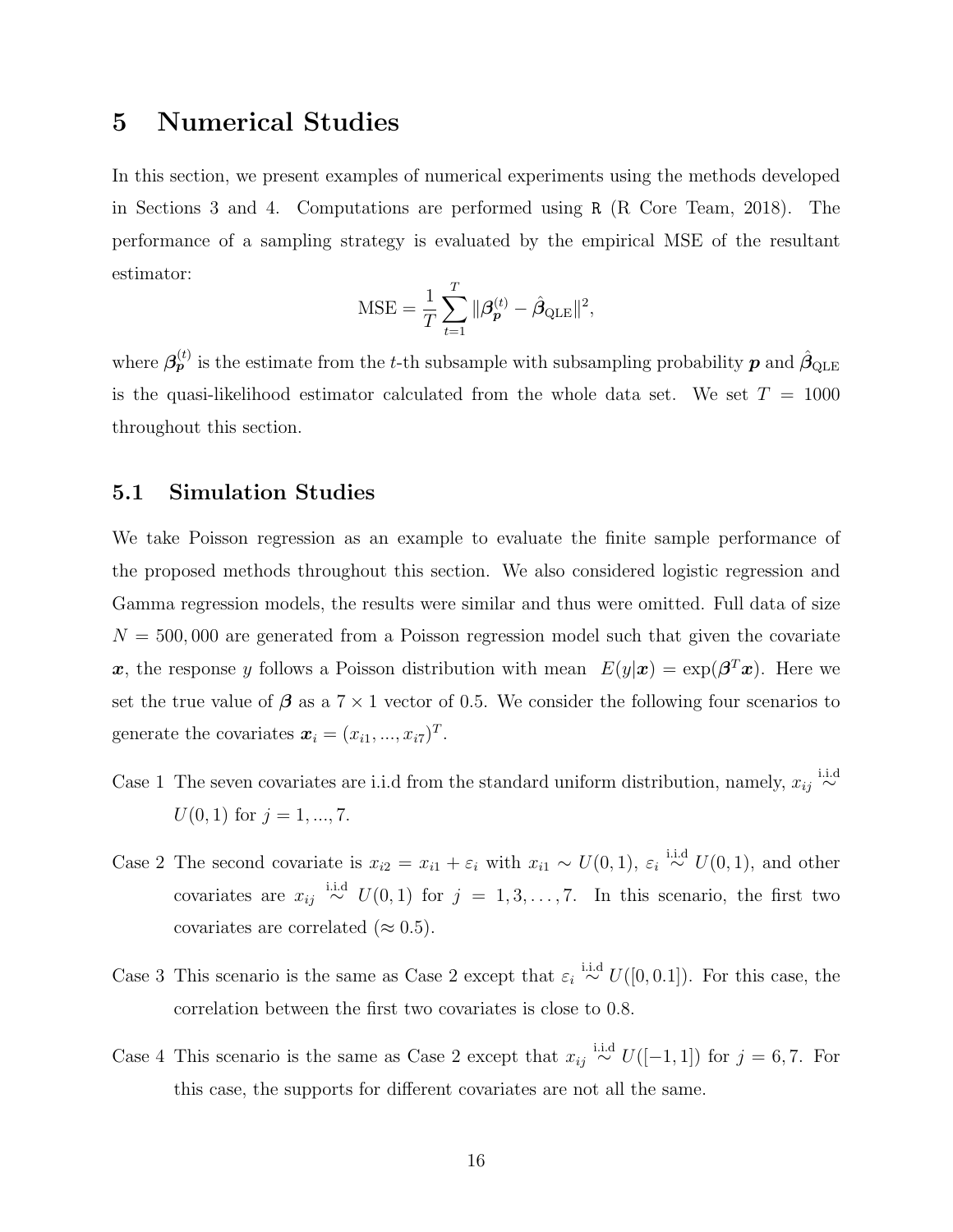# 5 Numerical Studies

In this section, we present examples of numerical experiments using the methods developed in Sections 3 and 4. Computations are performed using R (R Core Team, 2018). The performance of a sampling strategy is evaluated by the empirical MSE of the resultant estimator:

$$\text{MSE} = \frac{1}{T}\sum_{t=1}^{T} \|\boldsymbol{\beta}_{\boldsymbol{p}}^{(t)} - \hat{\boldsymbol{\beta}}_{\text{QLE}}\|^2,$$

where $\boldsymbol{\beta}_{\boldsymbol{p}}^{(t)}$ is the estimate from the $t$-th subsample with subsampling probability $\boldsymbol{p}$ and $\hat{\boldsymbol{\beta}}_{\text{QLE}}$ is the quasi-likelihood estimator calculated from the whole data set. We set $T = 1000$ throughout this section.

## 5.1 Simulation Studies

We take Poisson regression as an example to evaluate the finite sample performance of the proposed methods throughout this section. We also considered logistic regression and Gamma regression models, the results were similar and thus were omitted. Full data of size $N = 500,000$ are generated from a Poisson regression model such that given the covariate $\boldsymbol{x}$, the response $y$ follows a Poisson distribution with mean $E(y|\boldsymbol{x}) = \exp(\boldsymbol{\beta}^T\boldsymbol{x})$. Here we set the true value of $\boldsymbol{\beta}$ as a $7 \times 1$ vector of 0.5. We consider the following four scenarios to generate the covariates $\boldsymbol{x}_i = (x_{i1}, ..., x_{i7})^T$.

Case 1 The seven covariates are i.i.d from the standard uniform distribution, namely, $x_{ij} \overset{\text{i.i.d}}{\sim} U(0, 1)$ for $j = 1, ..., 7$.

Case 2 The second covariate is $x_{i2} = x_{i1} + \varepsilon_i$ with $x_{i1} \sim U(0, 1)$, $\varepsilon_i \overset{\text{i.i.d}}{\sim} U(0, 1)$, and other covariates are $x_{ij} \overset{\text{i.i.d}}{\sim} U(0, 1)$ for $j = 1, 3, \dots, 7$. In this scenario, the first two covariates are correlated ($\approx 0.5$).

Case 3 This scenario is the same as Case 2 except that $\varepsilon_i \overset{\text{i.i.d}}{\sim} U([0, 0.1])$. For this case, the correlation between the first two covariates is close to 0.8.

Case 4 This scenario is the same as Case 2 except that $x_{ij} \overset{\text{i.i.d}}{\sim} U([-1, 1])$ for $j = 6, 7$. For this case, the supports for different covariates are not all the same.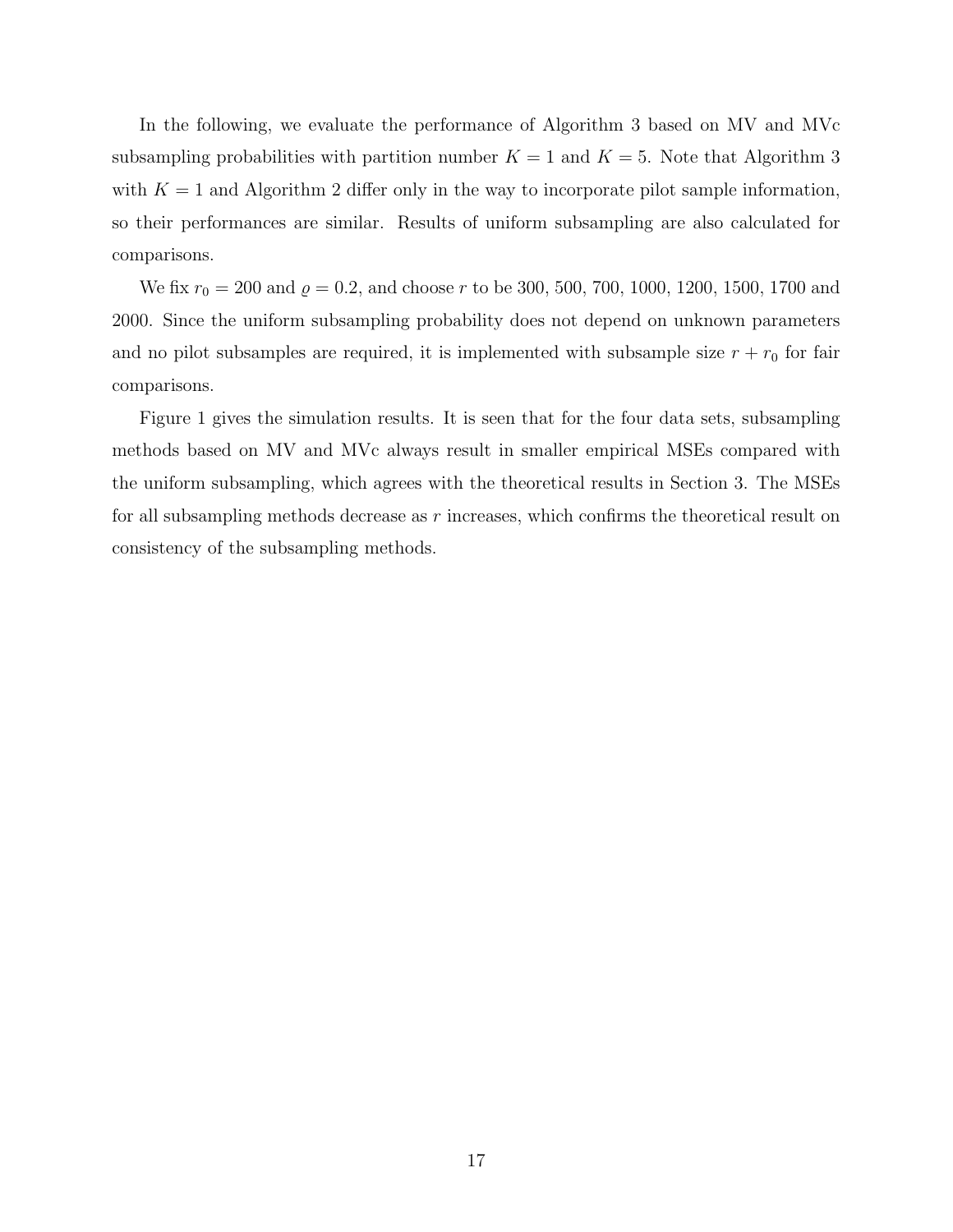In the following, we evaluate the performance of Algorithm 3 based on MV and MVc subsampling probabilities with partition number $K = 1$ and $K = 5$. Note that Algorithm 3 with $K = 1$ and Algorithm 2 differ only in the way to incorporate pilot sample information, so their performances are similar. Results of uniform subsampling are also calculated for comparisons.

We fix $r_0 = 200$ and $\varrho = 0.2$, and choose $r$ to be 300, 500, 700, 1000, 1200, 1500, 1700 and 2000. Since the uniform subsampling probability does not depend on unknown parameters and no pilot subsamples are required, it is implemented with subsample size $r + r_0$ for fair comparisons.

Figure 1 gives the simulation results. It is seen that for the four data sets, subsampling methods based on MV and MVc always result in smaller empirical MSEs compared with the uniform subsampling, which agrees with the theoretical results in Section 3. The MSEs for all subsampling methods decrease as $r$ increases, which confirms the theoretical result on consistency of the subsampling methods.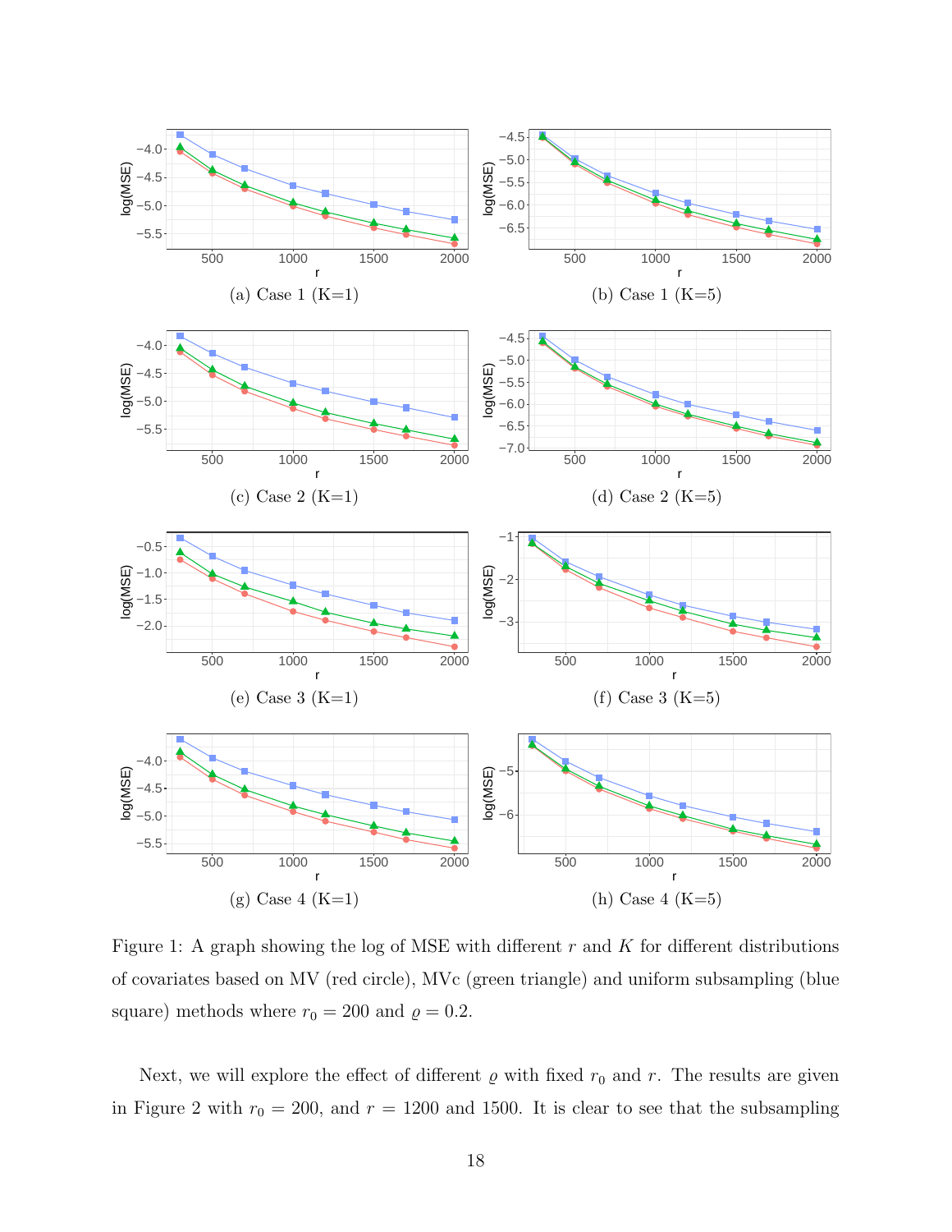(a) Case 1 (K=1)

(b) Case 1 (K=5)

(c) Case 2 (K=1)

(d) Case 2 (K=5)

(e) Case 3 (K=1)

(f) Case 3 (K=5)

(g) Case 4 (K=1)

(h) Case 4 (K=5)

Figure 1: A graph showing the log of MSE with different $r$ and $K$ for different distributions of covariates based on MV (red circle), MVc (green triangle) and uniform subsampling (blue square) methods where $r_0 = 200$ and $\varrho = 0.2$.

Next, we will explore the effect of different $\varrho$ with fixed $r_0$ and $r$. The results are given in Figure 2 with $r_0 = 200$, and $r = 1200$ and 1500. It is clear to see that the subsampling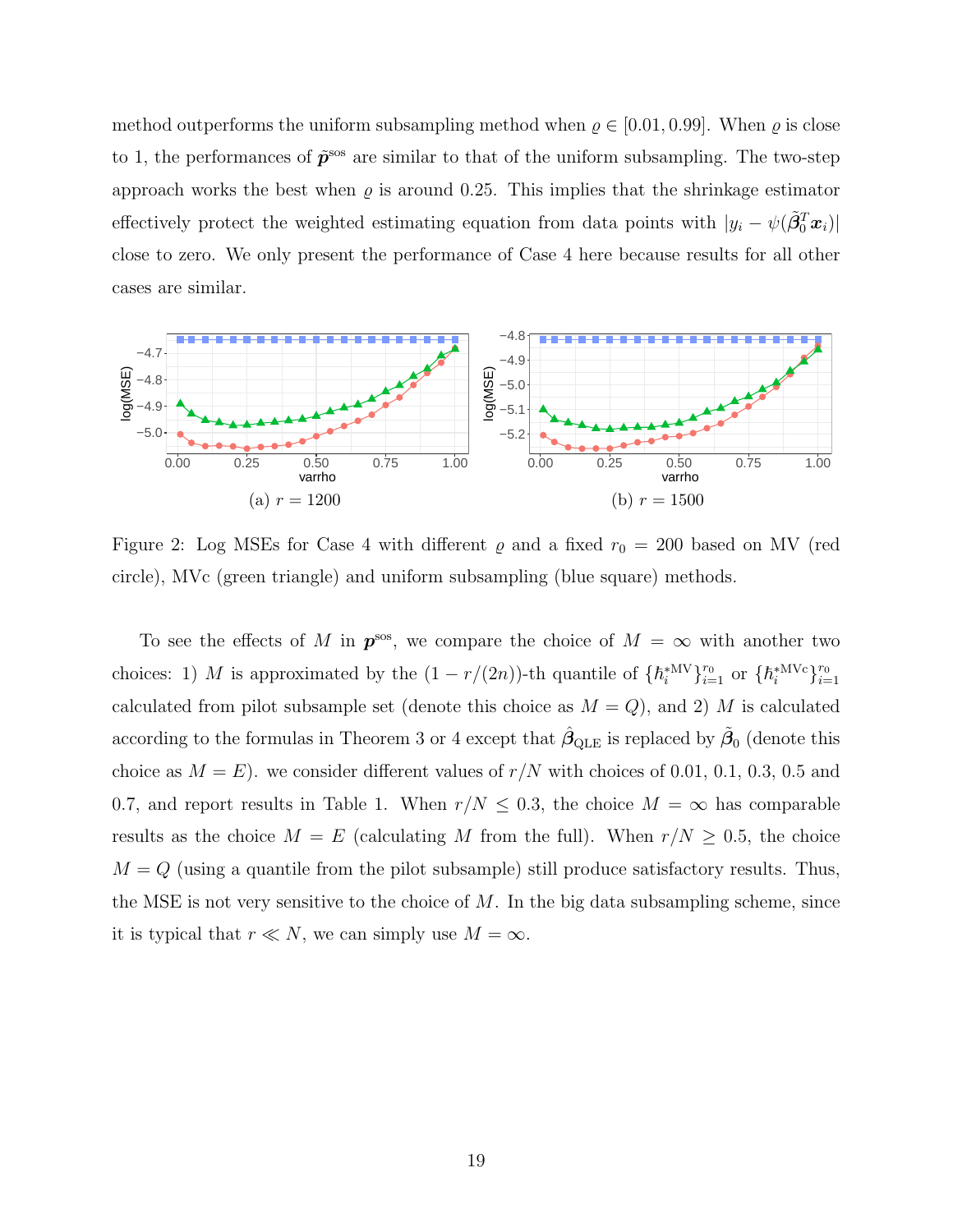method outperforms the uniform subsampling method when $\varrho \in [0.01, 0.99]$. When $\varrho$ is close to 1, the performances of $\tilde{\boldsymbol{p}}^{\text{sos}}$ are similar to that of the uniform subsampling. The two-step approach works the best when $\varrho$ is around 0.25. This implies that the shrinkage estimator effectively protect the weighted estimating equation from data points with $|y_i - \psi(\tilde{\boldsymbol{\beta}}_0^T \boldsymbol{x}_i)|$ close to zero. We only present the performance of Case 4 here because results for all other cases are similar.

(a) $r = 1200$

(b) $r = 1500$

Figure 2: Log MSEs for Case 4 with different $\varrho$ and a fixed $r_0 = 200$ based on MV (red circle), MVc (green triangle) and uniform subsampling (blue square) methods.

To see the effects of $M$ in $\boldsymbol{p}^{\text{sos}}$, we compare the choice of $M = \infty$ with another two choices: 1) $M$ is approximated by the $(1 - r/(2n))$-th quantile of $\{\hbar_i^{*\text{MV}}\}_{i=1}^{r_0}$ or $\{\hbar_i^{*\text{MVc}}\}_{i=1}^{r_0}$ calculated from pilot subsample set (denote this choice as $M = Q$), and 2) $M$ is calculated according to the formulas in Theorem 3 or 4 except that $\hat{\boldsymbol{\beta}}_{\text{QLE}}$ is replaced by $\tilde{\boldsymbol{\beta}}_0$ (denote this choice as $M = E$). we consider different values of $r/N$ with choices of 0.01, 0.1, 0.3, 0.5 and 0.7, and report results in Table 1. When $r/N \leq 0.3$, the choice $M = \infty$ has comparable results as the choice $M = E$ (calculating $M$ from the full). When $r/N \geq 0.5$, the choice $M = Q$ (using a quantile from the pilot subsample) still produce satisfactory results. Thus, the MSE is not very sensitive to the choice of $M$. In the big data subsampling scheme, since it is typical that $r \ll N$, we can simply use $M = \infty$.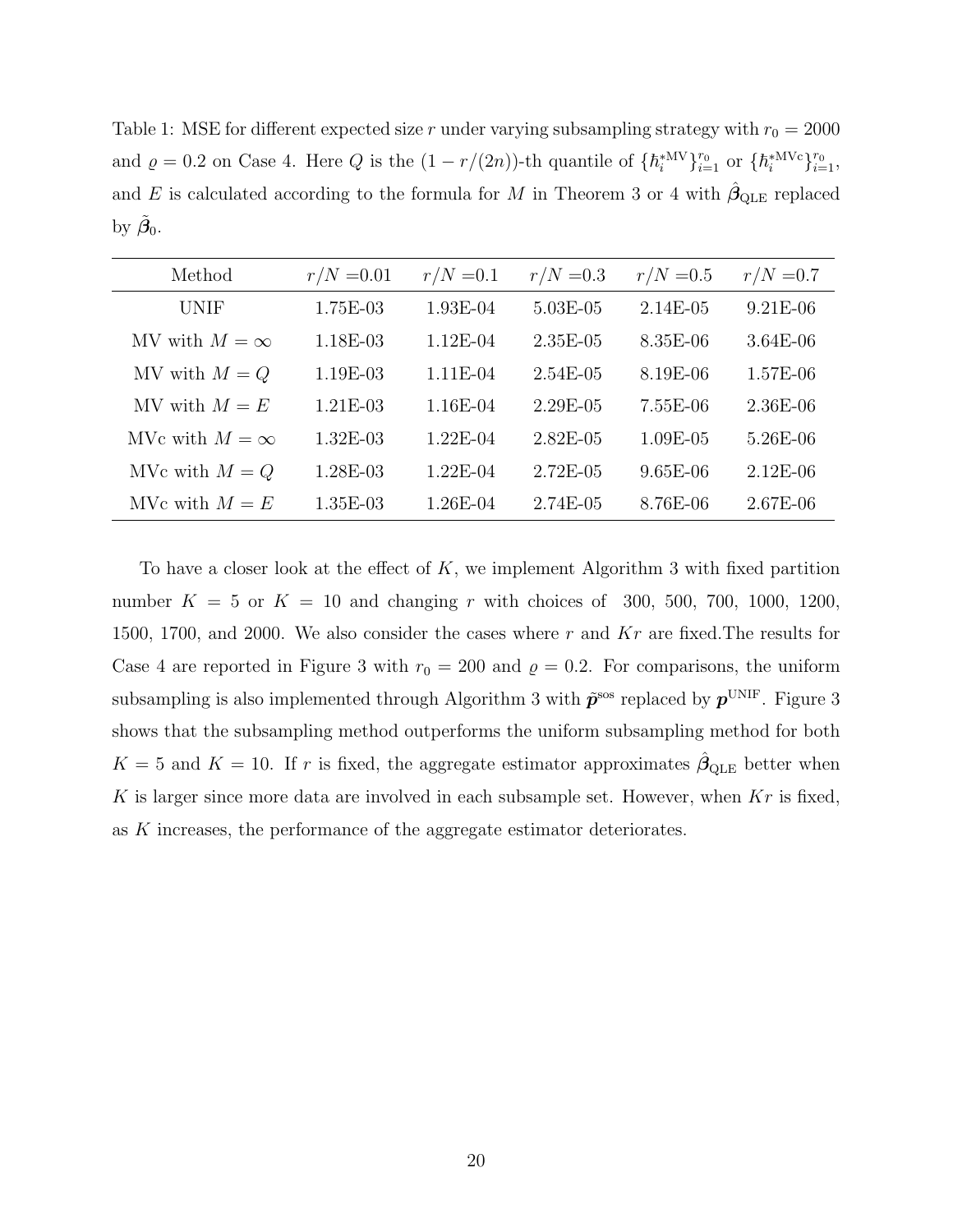Table 1: MSE for different expected size $r$ under varying subsampling strategy with $r_0 = 2000$ and $\varrho = 0.2$ on Case 4. Here $Q$ is the $(1 - r/(2n))$-th quantile of $\{\hbar_i^{*\mathrm{MV}}\}_{i=1}^{r_0}$ or $\{\hbar_i^{*\mathrm{MVc}}\}_{i=1}^{r_0}$, and $E$ is calculated according to the formula for $M$ in Theorem 3 or 4 with $\hat{\boldsymbol{\beta}}_{\mathrm{QLE}}$ replaced by $\tilde{\boldsymbol{\beta}}_0$.

| Method | $r/N$ =0.01 | $r/N$ =0.1 | $r/N$ =0.3 | $r/N$ =0.5 | $r/N$ =0.7 |
|---|---|---|---|---|---|
| UNIF | 1.75E-03 | 1.93E-04 | 5.03E-05 | 2.14E-05 | 9.21E-06 |
| MV with $M = \infty$ | 1.18E-03 | 1.12E-04 | 2.35E-05 | 8.35E-06 | 3.64E-06 |
| MV with $M = Q$ | 1.19E-03 | 1.11E-04 | 2.54E-05 | 8.19E-06 | 1.57E-06 |
| MV with $M = E$ | 1.21E-03 | 1.16E-04 | 2.29E-05 | 7.55E-06 | 2.36E-06 |
| MVc with $M = \infty$ | 1.32E-03 | 1.22E-04 | 2.82E-05 | 1.09E-05 | 5.26E-06 |
| MVc with $M = Q$ | 1.28E-03 | 1.22E-04 | 2.72E-05 | 9.65E-06 | 2.12E-06 |
| MVc with $M = E$ | 1.35E-03 | 1.26E-04 | 2.74E-05 | 8.76E-06 | 2.67E-06 |

To have a closer look at the effect of $K$, we implement Algorithm 3 with fixed partition number $K = 5$ or $K = 10$ and changing $r$ with choices of 300, 500, 700, 1000, 1200, 1500, 1700, and 2000. We also consider the cases where $r$ and $Kr$ are fixed.The results for Case 4 are reported in Figure 3 with $r_0 = 200$ and $\varrho = 0.2$. For comparisons, the uniform subsampling is also implemented through Algorithm 3 with $\tilde{\boldsymbol{p}}^{\mathrm{sos}}$ replaced by $\boldsymbol{p}^{\mathrm{UNIF}}$. Figure 3 shows that the subsampling method outperforms the uniform subsampling method for both $K = 5$ and $K = 10$. If $r$ is fixed, the aggregate estimator approximates $\hat{\boldsymbol{\beta}}_{\mathrm{QLE}}$ better when $K$ is larger since more data are involved in each subsample set. However, when $Kr$ is fixed, as $K$ increases, the performance of the aggregate estimator deteriorates.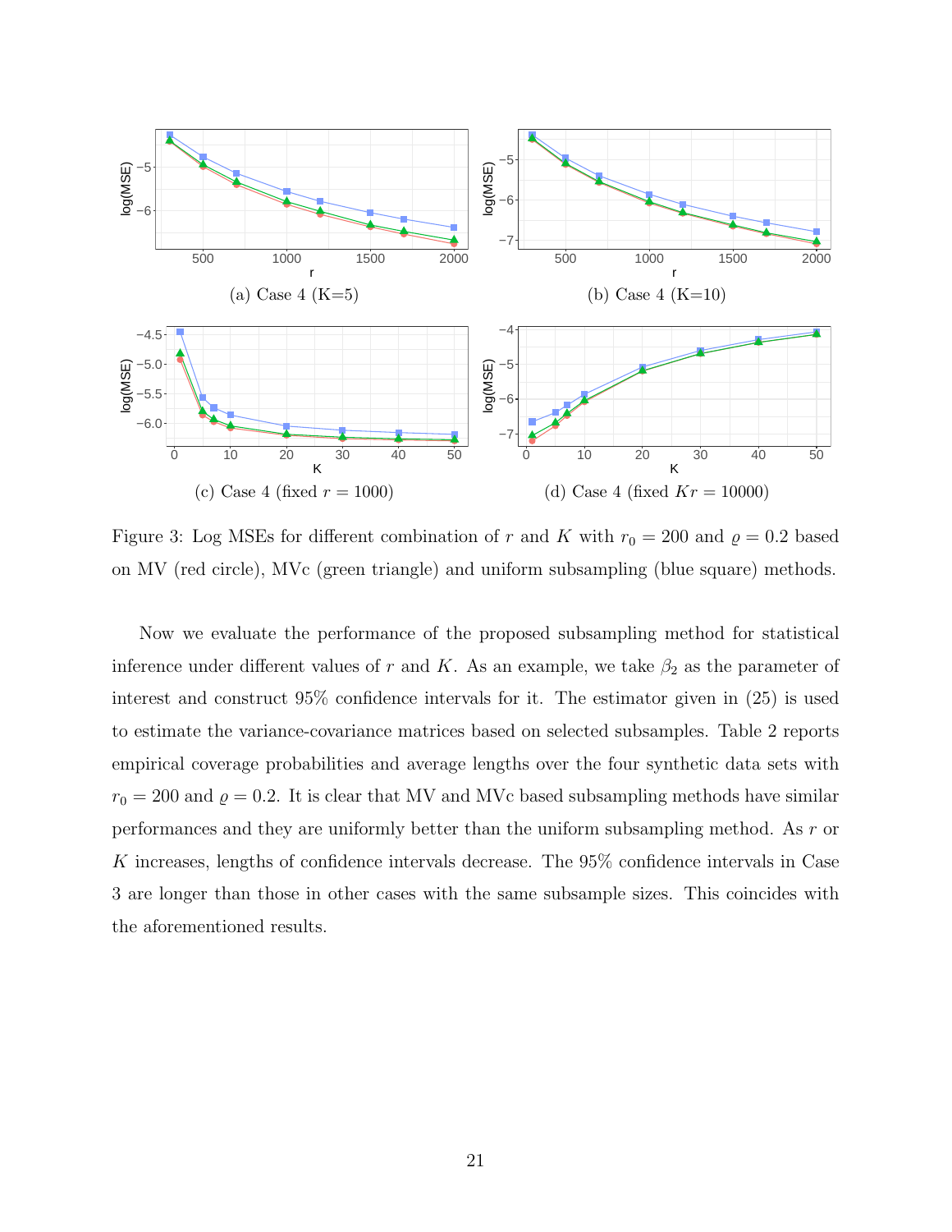(a) Case 4 (K=5)

(b) Case 4 (K=10)

(c) Case 4 (fixed $r = 1000$)

(d) Case 4 (fixed $Kr = 10000$)

Figure 3: Log MSEs for different combination of $r$ and $K$ with $r_0 = 200$ and $\varrho = 0.2$ based on MV (red circle), MVc (green triangle) and uniform subsampling (blue square) methods.

Now we evaluate the performance of the proposed subsampling method for statistical inference under different values of $r$ and $K$. As an example, we take $\beta_2$ as the parameter of interest and construct 95% confidence intervals for it. The estimator given in (25) is used to estimate the variance-covariance matrices based on selected subsamples. Table 2 reports empirical coverage probabilities and average lengths over the four synthetic data sets with $r_0 = 200$ and $\varrho = 0.2$. It is clear that MV and MVc based subsampling methods have similar performances and they are uniformly better than the uniform subsampling method. As $r$ or $K$ increases, lengths of confidence intervals decrease. The 95% confidence intervals in Case 3 are longer than those in other cases with the same subsample sizes. This coincides with the aforementioned results.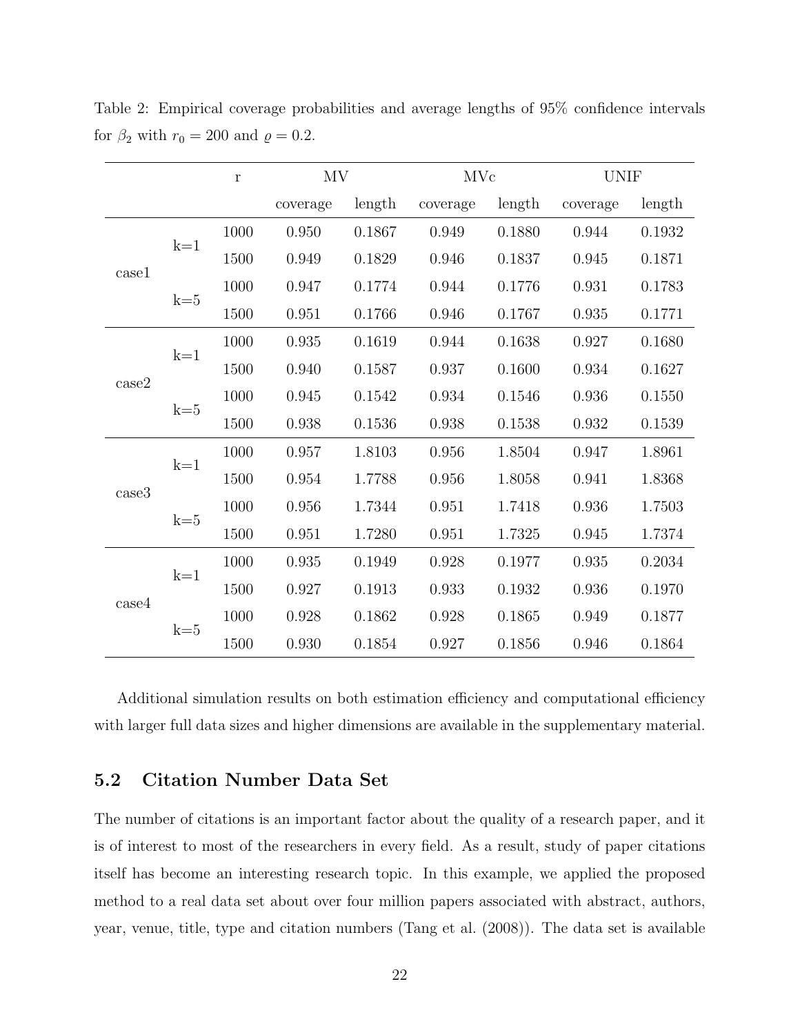Table 2: Empirical coverage probabilities and average lengths of 95% confidence intervals for $\beta_2$ with $r_0 = 200$ and $\varrho = 0.2$.

| | | r | MV | | MVc | | UNIF | |
|---|---|---|---|---|---|---|---|---|
| | | | coverage | length | coverage | length | coverage | length |
| case1 | k=1 | 1000 | 0.950 | 0.1867 | 0.949 | 0.1880 | 0.944 | 0.1932 |
| | | 1500 | 0.949 | 0.1829 | 0.946 | 0.1837 | 0.945 | 0.1871 |
| | k=5 | 1000 | 0.947 | 0.1774 | 0.944 | 0.1776 | 0.931 | 0.1783 |
| | | 1500 | 0.951 | 0.1766 | 0.946 | 0.1767 | 0.935 | 0.1771 |
| case2 | k=1 | 1000 | 0.935 | 0.1619 | 0.944 | 0.1638 | 0.927 | 0.1680 |
| | | 1500 | 0.940 | 0.1587 | 0.937 | 0.1600 | 0.934 | 0.1627 |
| | k=5 | 1000 | 0.945 | 0.1542 | 0.934 | 0.1546 | 0.936 | 0.1550 |
| | | 1500 | 0.938 | 0.1536 | 0.938 | 0.1538 | 0.932 | 0.1539 |
| case3 | k=1 | 1000 | 0.957 | 1.8103 | 0.956 | 1.8504 | 0.947 | 1.8961 |
| | | 1500 | 0.954 | 1.7788 | 0.956 | 1.8058 | 0.941 | 1.8368 |
| | k=5 | 1000 | 0.956 | 1.7344 | 0.951 | 1.7418 | 0.936 | 1.7503 |
| | | 1500 | 0.951 | 1.7280 | 0.951 | 1.7325 | 0.945 | 1.7374 |
| case4 | k=1 | 1000 | 0.935 | 0.1949 | 0.928 | 0.1977 | 0.935 | 0.2034 |
| | | 1500 | 0.927 | 0.1913 | 0.933 | 0.1932 | 0.936 | 0.1970 |
| | k=5 | 1000 | 0.928 | 0.1862 | 0.928 | 0.1865 | 0.949 | 0.1877 |
| | | 1500 | 0.930 | 0.1854 | 0.927 | 0.1856 | 0.946 | 0.1864 |

Additional simulation results on both estimation efficiency and computational efficiency with larger full data sizes and higher dimensions are available in the supplementary material.

## 5.2 Citation Number Data Set

The number of citations is an important factor about the quality of a research paper, and it is of interest to most of the researchers in every field. As a result, study of paper citations itself has become an interesting research topic. In this example, we applied the proposed method to a real data set about over four million papers associated with abstract, authors, year, venue, title, type and citation numbers (Tang et al. (2008)). The data set is available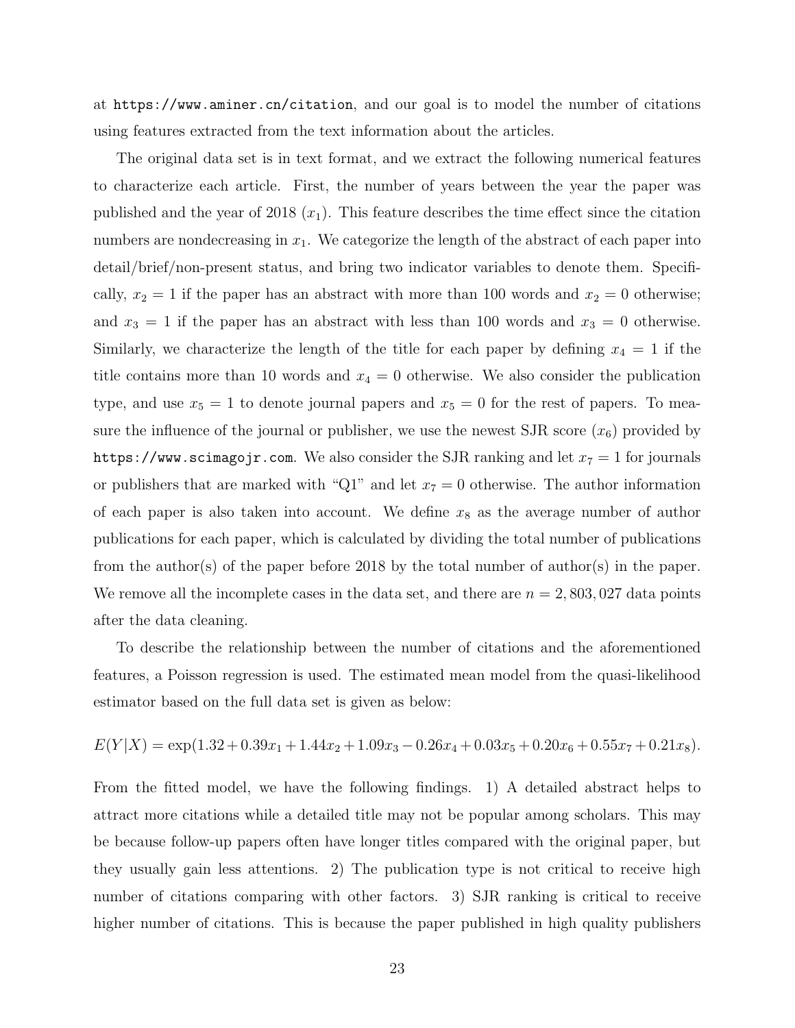at https://www.aminer.cn/citation, and our goal is to model the number of citations using features extracted from the text information about the articles.

The original data set is in text format, and we extract the following numerical features to characterize each article. First, the number of years between the year the paper was published and the year of 2018 ($x_1$). This feature describes the time effect since the citation numbers are nondecreasing in $x_1$. We categorize the length of the abstract of each paper into detail/brief/non-present status, and bring two indicator variables to denote them. Specifically, $x_2 = 1$ if the paper has an abstract with more than 100 words and $x_2 = 0$ otherwise; and $x_3 = 1$ if the paper has an abstract with less than 100 words and $x_3 = 0$ otherwise. Similarly, we characterize the length of the title for each paper by defining $x_4 = 1$ if the title contains more than 10 words and $x_4 = 0$ otherwise. We also consider the publication type, and use $x_5 = 1$ to denote journal papers and $x_5 = 0$ for the rest of papers. To measure the influence of the journal or publisher, we use the newest SJR score ($x_6$) provided by https://www.scimagojr.com. We also consider the SJR ranking and let $x_7 = 1$ for journals or publishers that are marked with "Q1" and let $x_7 = 0$ otherwise. The author information of each paper is also taken into account. We define $x_8$ as the average number of author publications for each paper, which is calculated by dividing the total number of publications from the author(s) of the paper before 2018 by the total number of author(s) in the paper. We remove all the incomplete cases in the data set, and there are $n = 2,803,027$ data points after the data cleaning.

To describe the relationship between the number of citations and the aforementioned features, a Poisson regression is used. The estimated mean model from the quasi-likelihood estimator based on the full data set is given as below:

$$E(Y|X) = \exp(1.32 + 0.39x_1 + 1.44x_2 + 1.09x_3 - 0.26x_4 + 0.03x_5 + 0.20x_6 + 0.55x_7 + 0.21x_8).$$

From the fitted model, we have the following findings. 1) A detailed abstract helps to attract more citations while a detailed title may not be popular among scholars. This may be because follow-up papers often have longer titles compared with the original paper, but they usually gain less attentions. 2) The publication type is not critical to receive high number of citations comparing with other factors. 3) SJR ranking is critical to receive higher number of citations. This is because the paper published in high quality publishers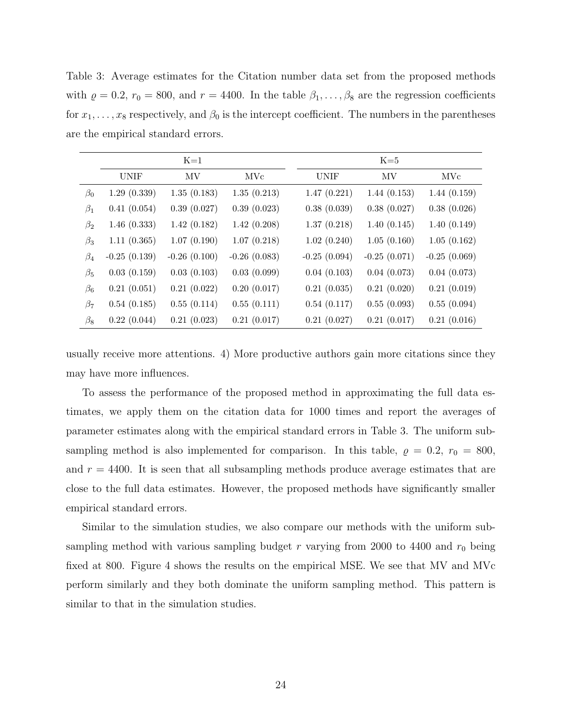Table 3: Average estimates for the Citation number data set from the proposed methods with $\varrho = 0.2$, $r_0 = 800$, and $r = 4400$. In the table $\beta_1, \ldots, \beta_8$ are the regression coefficients for $x_1, \ldots, x_8$ respectively, and $\beta_0$ is the intercept coefficient. The numbers in the parentheses are the empirical standard errors.

| | K=1 | | | K=5 | | |
|---|---|---|---|---|---|---|
| | UNIF | MV | MVc | UNIF | MV | MVc |
| $\beta_0$ | 1.29 (0.339) | 1.35 (0.183) | 1.35 (0.213) | 1.47 (0.221) | 1.44 (0.153) | 1.44 (0.159) |
| $\beta_1$ | 0.41 (0.054) | 0.39 (0.027) | 0.39 (0.023) | 0.38 (0.039) | 0.38 (0.027) | 0.38 (0.026) |
| $\beta_2$ | 1.46 (0.333) | 1.42 (0.182) | 1.42 (0.208) | 1.37 (0.218) | 1.40 (0.145) | 1.40 (0.149) |
| $\beta_3$ | 1.11 (0.365) | 1.07 (0.190) | 1.07 (0.218) | 1.02 (0.240) | 1.05 (0.160) | 1.05 (0.162) |
| $\beta_4$ | -0.25 (0.139) | -0.26 (0.100) | -0.26 (0.083) | -0.25 (0.094) | -0.25 (0.071) | -0.25 (0.069) |
| $\beta_5$ | 0.03 (0.159) | 0.03 (0.103) | 0.03 (0.099) | 0.04 (0.103) | 0.04 (0.073) | 0.04 (0.073) |
| $\beta_6$ | 0.21 (0.051) | 0.21 (0.022) | 0.20 (0.017) | 0.21 (0.035) | 0.21 (0.020) | 0.21 (0.019) |
| $\beta_7$ | 0.54 (0.185) | 0.55 (0.114) | 0.55 (0.111) | 0.54 (0.117) | 0.55 (0.093) | 0.55 (0.094) |
| $\beta_8$ | 0.22 (0.044) | 0.21 (0.023) | 0.21 (0.017) | 0.21 (0.027) | 0.21 (0.017) | 0.21 (0.016) |

usually receive more attentions. 4) More productive authors gain more citations since they may have more influences.

To assess the performance of the proposed method in approximating the full data estimates, we apply them on the citation data for 1000 times and report the averages of parameter estimates along with the empirical standard errors in Table 3. The uniform subsampling method is also implemented for comparison. In this table, $\varrho = 0.2$, $r_0 = 800$, and $r = 4400$. It is seen that all subsampling methods produce average estimates that are close to the full data estimates. However, the proposed methods have significantly smaller empirical standard errors.

Similar to the simulation studies, we also compare our methods with the uniform subsampling method with various sampling budget $r$ varying from 2000 to 4400 and $r_0$ being fixed at 800. Figure 4 shows the results on the empirical MSE. We see that MV and MVc perform similarly and they both dominate the uniform sampling method. This pattern is similar to that in the simulation studies.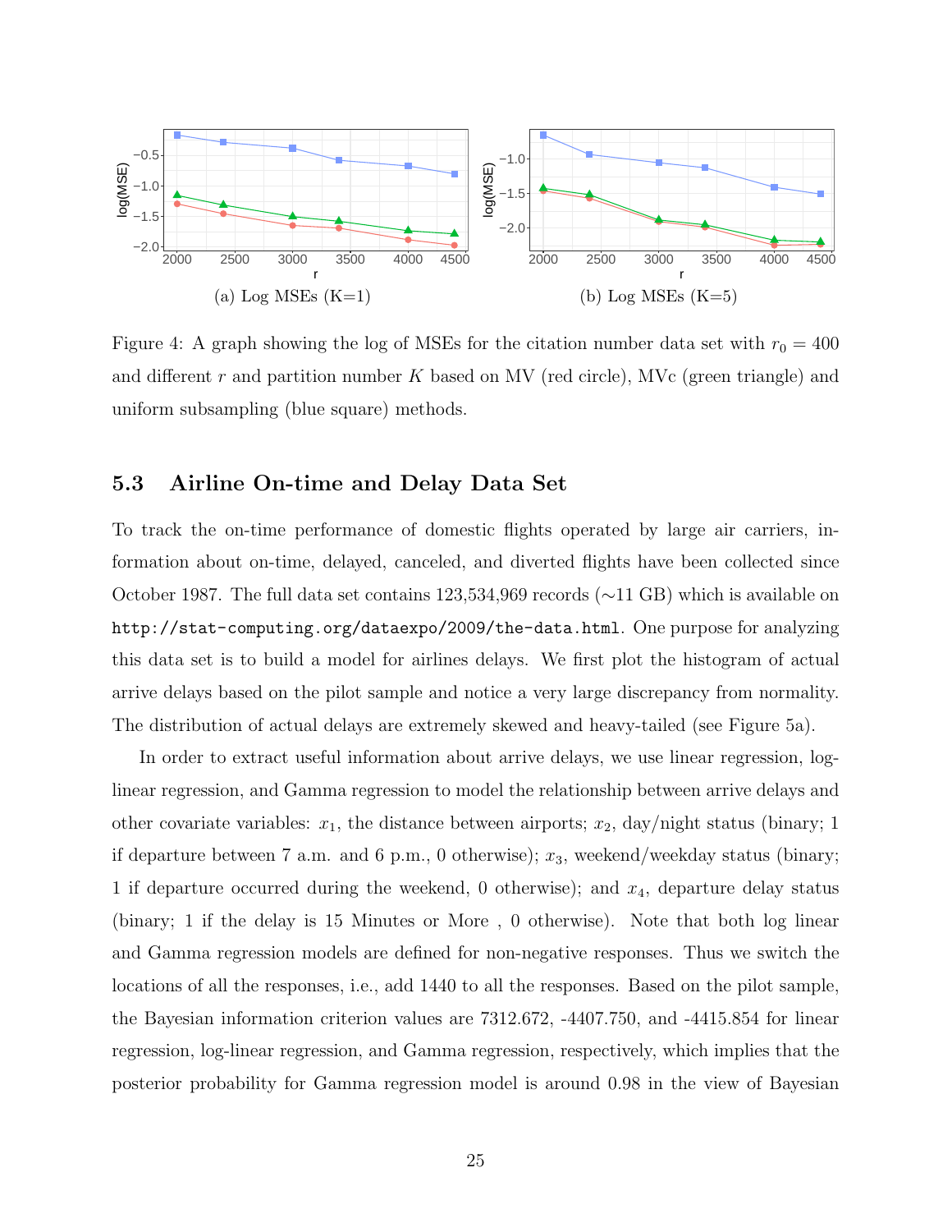(a) Log MSEs (K=1)

(b) Log MSEs (K=5)

Figure 4: A graph showing the log of MSEs for the citation number data set with $r_0 = 400$ and different $r$ and partition number $K$ based on MV (red circle), MVc (green triangle) and uniform subsampling (blue square) methods.

### 5.3 Airline On-time and Delay Data Set

To track the on-time performance of domestic flights operated by large air carriers, information about on-time, delayed, canceled, and diverted flights have been collected since October 1987. The full data set contains 123,534,969 records (∼11 GB) which is available on `http://stat-computing.org/dataexpo/2009/the-data.html`. One purpose for analyzing this data set is to build a model for airlines delays. We first plot the histogram of actual arrive delays based on the pilot sample and notice a very large discrepancy from normality. The distribution of actual delays are extremely skewed and heavy-tailed (see Figure 5a).

In order to extract useful information about arrive delays, we use linear regression, log-linear regression, and Gamma regression to model the relationship between arrive delays and other covariate variables: $x_1$, the distance between airports; $x_2$, day/night status (binary; 1 if departure between 7 a.m. and 6 p.m., 0 otherwise); $x_3$, weekend/weekday status (binary; 1 if departure occurred during the weekend, 0 otherwise); and $x_4$, departure delay status (binary; 1 if the delay is 15 Minutes or More , 0 otherwise). Note that both log linear and Gamma regression models are defined for non-negative responses. Thus we switch the locations of all the responses, i.e., add 1440 to all the responses. Based on the pilot sample, the Bayesian information criterion values are 7312.672, -4407.750, and -4415.854 for linear regression, log-linear regression, and Gamma regression, respectively, which implies that the posterior probability for Gamma regression model is around 0.98 in the view of Bayesian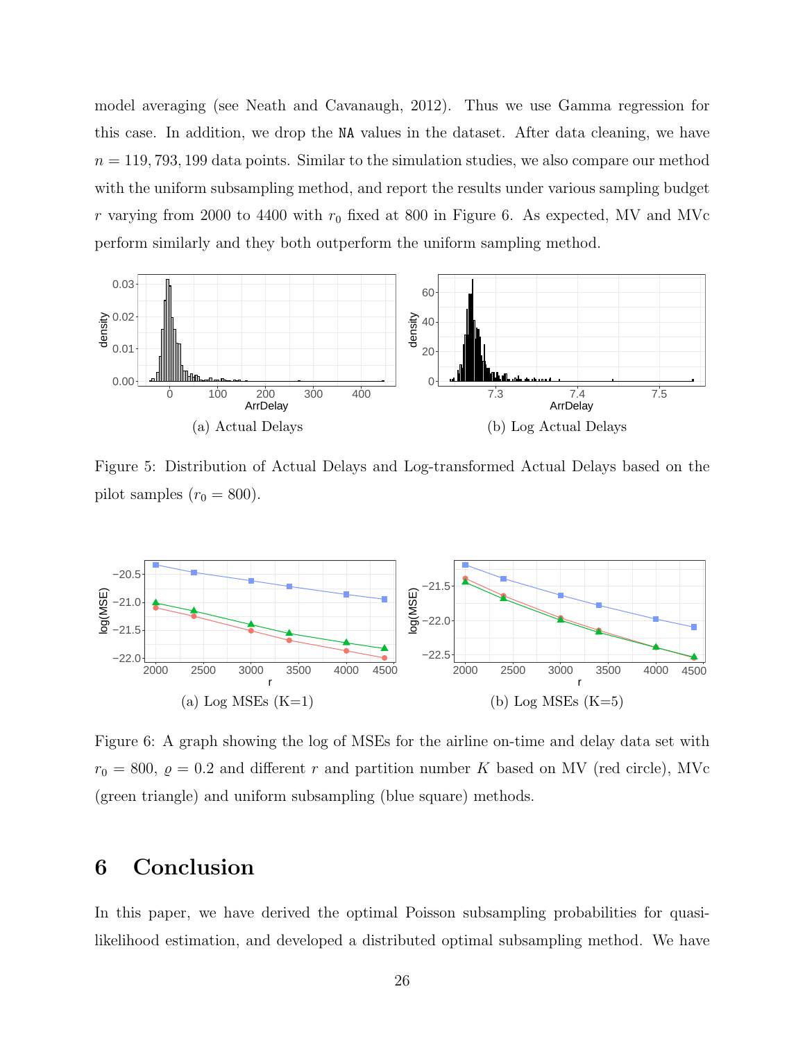model averaging (see Neath and Cavanaugh, 2012). Thus we use Gamma regression for this case. In addition, we drop the NA values in the dataset. After data cleaning, we have $n = 119,793,199$ data points. Similar to the simulation studies, we also compare our method with the uniform subsampling method, and report the results under various sampling budget $r$ varying from 2000 to 4400 with $r_0$ fixed at 800 in Figure 6. As expected, MV and MVc perform similarly and they both outperform the uniform sampling method.

(a) Actual Delays

(b) Log Actual Delays

Figure 5: Distribution of Actual Delays and Log-transformed Actual Delays based on the pilot samples ($r_0 = 800$).

(a) Log MSEs (K=1)

(b) Log MSEs (K=5)

Figure 6: A graph showing the log of MSEs for the airline on-time and delay data set with $r_0 = 800$, $\varrho = 0.2$ and different $r$ and partition number $K$ based on MV (red circle), MVc (green triangle) and uniform subsampling (blue square) methods.

# 6 Conclusion

In this paper, we have derived the optimal Poisson subsampling probabilities for quasi-likelihood estimation, and developed a distributed optimal subsampling method. We have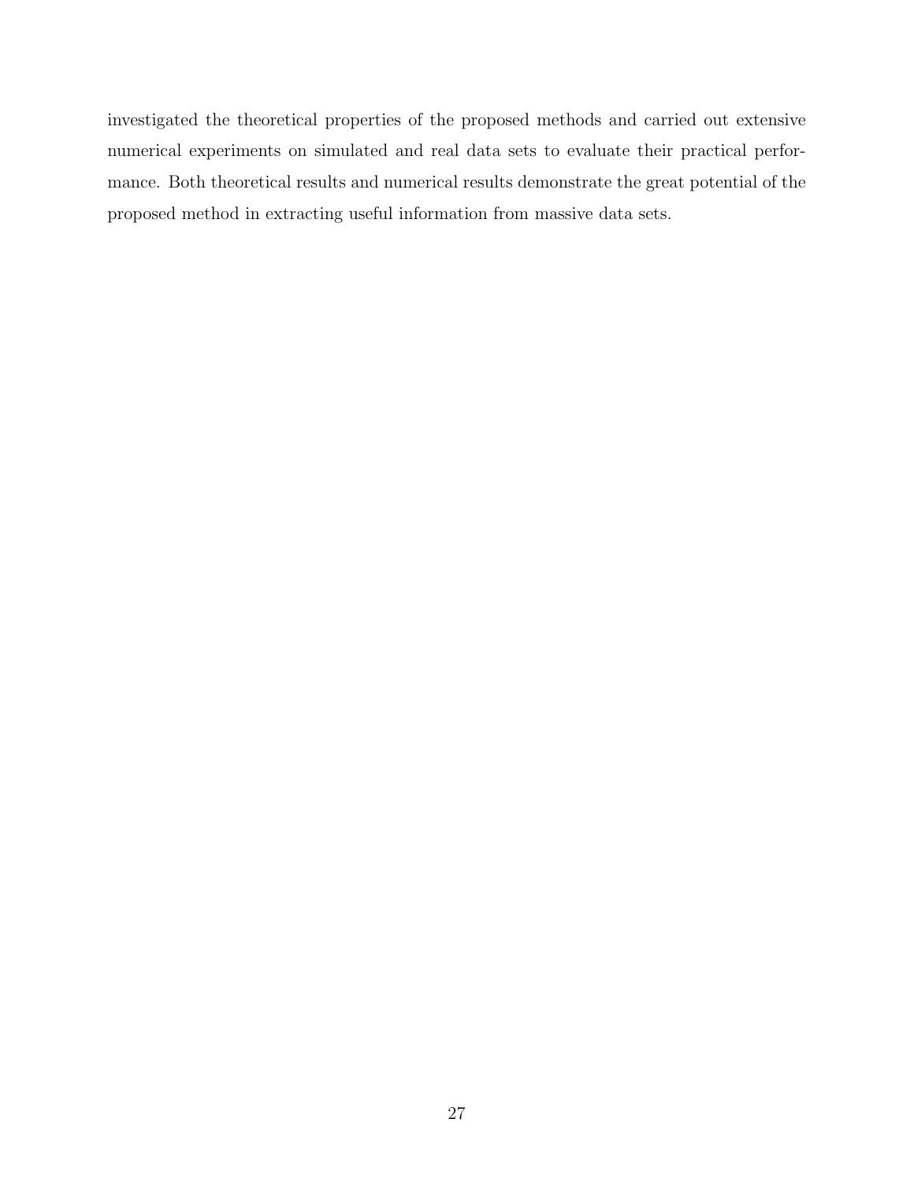investigated the theoretical properties of the proposed methods and carried out extensive numerical experiments on simulated and real data sets to evaluate their practical performance. Both theoretical results and numerical results demonstrate the great potential of the proposed method in extracting useful information from massive data sets.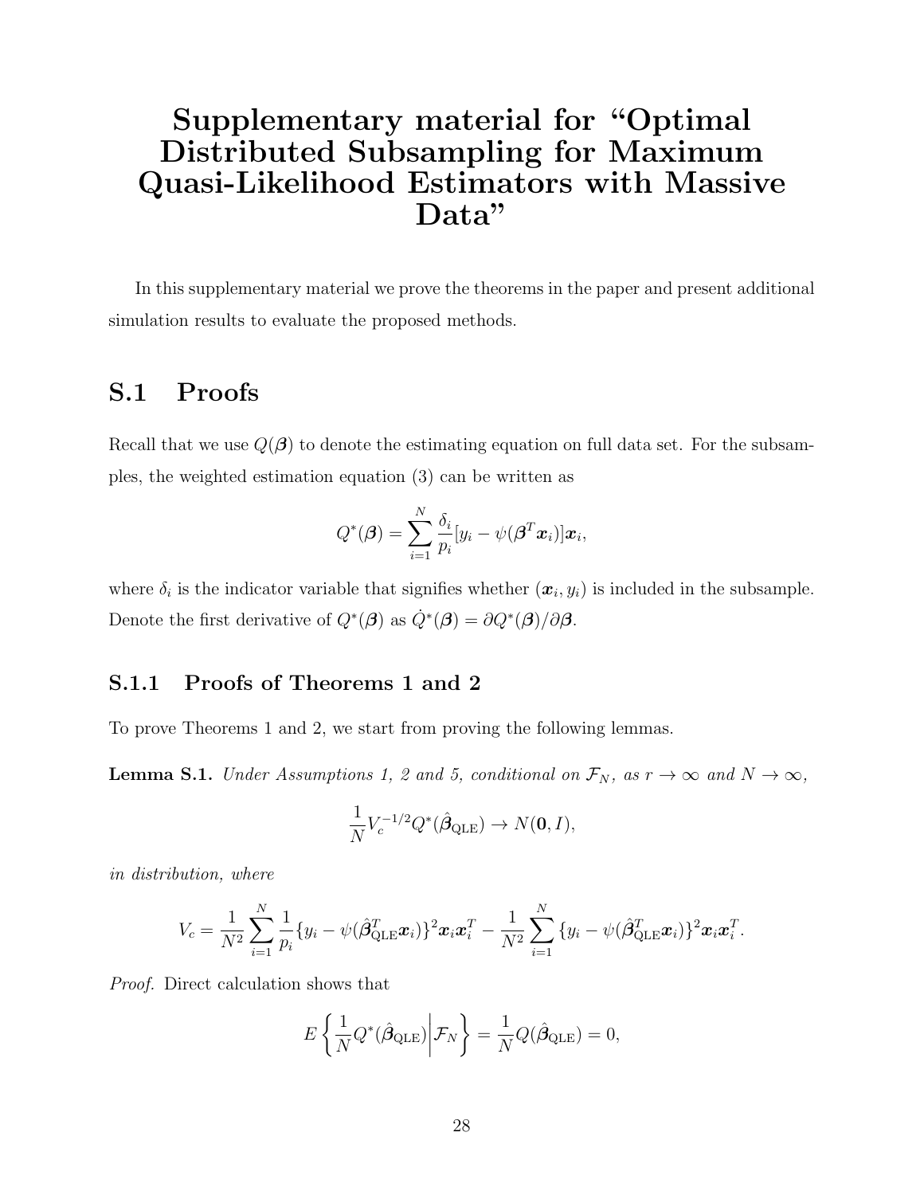# Supplementary material for "Optimal Distributed Subsampling for Maximum Quasi-Likelihood Estimators with Massive Data"

In this supplementary material we prove the theorems in the paper and present additional simulation results to evaluate the proposed methods.

## S.1 Proofs

Recall that we use $Q(\boldsymbol{\beta})$ to denote the estimating equation on full data set. For the subsamples, the weighted estimation equation (3) can be written as

$$Q^*(\boldsymbol{\beta}) = \sum_{i=1}^{N} \frac{\delta_i}{p_i}[y_i - \psi(\boldsymbol{\beta}^T \boldsymbol{x}_i)]\boldsymbol{x}_i,$$

where $\delta_i$ is the indicator variable that signifies whether $(\boldsymbol{x}_i, y_i)$ is included in the subsample. Denote the first derivative of $Q^*(\boldsymbol{\beta})$ as $\dot{Q}^*(\boldsymbol{\beta}) = \partial Q^*(\boldsymbol{\beta})/\partial \boldsymbol{\beta}$.

### S.1.1 Proofs of Theorems 1 and 2

To prove Theorems 1 and 2, we start from proving the following lemmas.

**Lemma S.1.** *Under Assumptions 1, 2 and 5, conditional on $\mathcal{F}_N$, as $r \to \infty$ and $N \to \infty$,*

$$\frac{1}{N} V_c^{-1/2} Q^*(\hat{\boldsymbol{\beta}}_{\mathrm{QLE}}) \to N(\mathbf{0}, I),$$

*in distribution, where*

$$V_c = \frac{1}{N^2} \sum_{i=1}^{N} \frac{1}{p_i} \{y_i - \psi(\hat{\boldsymbol{\beta}}_{\mathrm{QLE}}^T \boldsymbol{x}_i)\}^2 \boldsymbol{x}_i \boldsymbol{x}_i^T - \frac{1}{N^2} \sum_{i=1}^{N} \{y_i - \psi(\hat{\boldsymbol{\beta}}_{\mathrm{QLE}}^T \boldsymbol{x}_i)\}^2 \boldsymbol{x}_i \boldsymbol{x}_i^T.$$

*Proof.* Direct calculation shows that

$$E\left\{ \frac{1}{N} Q^*(\hat{\boldsymbol{\beta}}_{\mathrm{QLE}}) \middle| \mathcal{F}_N \right\} = \frac{1}{N} Q(\hat{\boldsymbol{\beta}}_{\mathrm{QLE}}) = 0,$$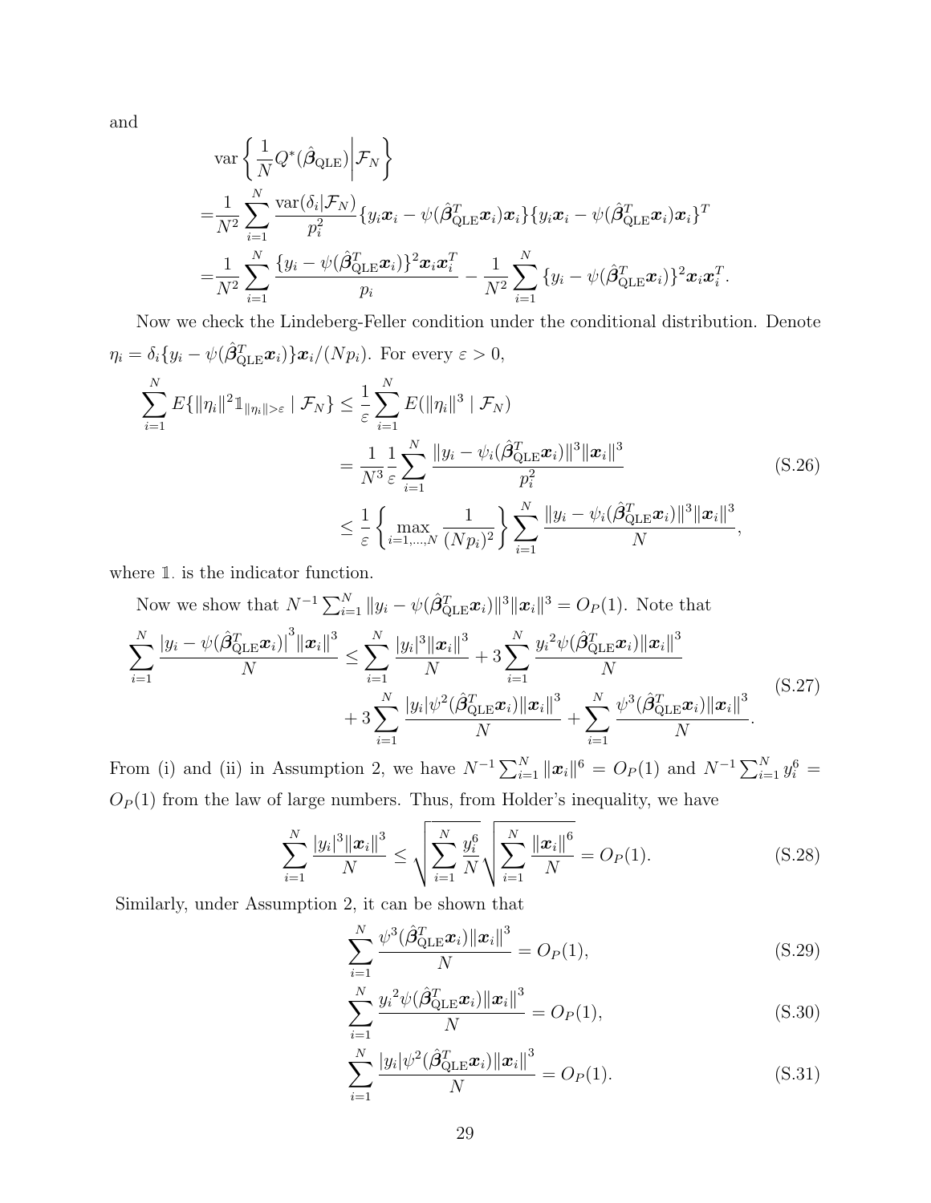and

$$
\begin{aligned}
&\operatorname{var}\left\{\frac{1}{N}Q^*(\hat{\boldsymbol{\beta}}_{\mathrm{QLE}})\middle|\mathcal{F}_N\right\} \\
=&\frac{1}{N^2}\sum_{i=1}^N \frac{\operatorname{var}(\delta_i|\mathcal{F}_N)}{p_i^2}\{y_i\boldsymbol{x}_i - \psi(\hat{\boldsymbol{\beta}}_{\mathrm{QLE}}^T\boldsymbol{x}_i)\boldsymbol{x}_i\}\{y_i\boldsymbol{x}_i - \psi(\hat{\boldsymbol{\beta}}_{\mathrm{QLE}}^T\boldsymbol{x}_i)\boldsymbol{x}_i\}^T \\
=&\frac{1}{N^2}\sum_{i=1}^N \frac{\{y_i - \psi(\hat{\boldsymbol{\beta}}_{\mathrm{QLE}}^T\boldsymbol{x}_i)\}^2\boldsymbol{x}_i\boldsymbol{x}_i^T}{p_i} - \frac{1}{N^2}\sum_{i=1}^N \{y_i - \psi(\hat{\boldsymbol{\beta}}_{\mathrm{QLE}}^T\boldsymbol{x}_i)\}^2\boldsymbol{x}_i\boldsymbol{x}_i^T.
\end{aligned}
$$

Now we check the Lindeberg-Feller condition under the conditional distribution. Denote $\eta_i = \delta_i\{y_i - \psi(\hat{\boldsymbol{\beta}}_{\mathrm{QLE}}^T\boldsymbol{x}_i)\}\boldsymbol{x}_i/(Np_i)$. For every $\varepsilon > 0$,

$$
\begin{aligned}
\sum_{i=1}^N E\{\|\eta_i\|^2 \mathbb{1}_{\|\eta_i\|>\varepsilon} \mid \mathcal{F}_N\} &\leq \frac{1}{\varepsilon}\sum_{i=1}^N E(\|\eta_i\|^3 \mid \mathcal{F}_N) \\
&= \frac{1}{N^3}\frac{1}{\varepsilon}\sum_{i=1}^N \frac{\|y_i - \psi_i(\hat{\boldsymbol{\beta}}_{\mathrm{QLE}}^T\boldsymbol{x}_i)\|^3\|\boldsymbol{x}_i\|^3}{p_i^2} \\
&\leq \frac{1}{\varepsilon}\left\{\max_{i=1,\ldots,N}\frac{1}{(Np_i)^2}\right\}\sum_{i=1}^N \frac{\|y_i - \psi_i(\hat{\boldsymbol{\beta}}_{\mathrm{QLE}}^T\boldsymbol{x}_i)\|^3\|\boldsymbol{x}_i\|^3}{N},
\end{aligned}
\tag{S.26}
$$

where $\mathbb{1}_{\cdot}$ is the indicator function.

Now we show that $N^{-1}\sum_{i=1}^N \|y_i - \psi(\hat{\boldsymbol{\beta}}_{\mathrm{QLE}}^T\boldsymbol{x}_i)\|^3\|\boldsymbol{x}_i\|^3 = O_P(1)$. Note that

$$
\begin{aligned}
\sum_{i=1}^N \frac{\left|y_i - \psi(\hat{\boldsymbol{\beta}}_{\mathrm{QLE}}^T\boldsymbol{x}_i)\right|^3\|\boldsymbol{x}_i\|^3}{N} \leq& \sum_{i=1}^N \frac{|y_i|^3\|\boldsymbol{x}_i\|^3}{N} + 3\sum_{i=1}^N \frac{{y_i}^2\psi(\hat{\boldsymbol{\beta}}_{\mathrm{QLE}}^T\boldsymbol{x}_i)\|\boldsymbol{x}_i\|^3}{N} \\
&+ 3\sum_{i=1}^N \frac{|y_i|\psi^2(\hat{\boldsymbol{\beta}}_{\mathrm{QLE}}^T\boldsymbol{x}_i)\|\boldsymbol{x}_i\|^3}{N} + \sum_{i=1}^N \frac{\psi^3(\hat{\boldsymbol{\beta}}_{\mathrm{QLE}}^T\boldsymbol{x}_i)\|\boldsymbol{x}_i\|^3}{N}.
\end{aligned}
\tag{S.27}
$$

From (i) and (ii) in Assumption 2, we have $N^{-1}\sum_{i=1}^N \|\boldsymbol{x}_i\|^6 = O_P(1)$ and $N^{-1}\sum_{i=1}^N y_i^6 = O_P(1)$ from the law of large numbers. Thus, from Holder's inequality, we have

$$
\sum_{i=1}^N \frac{|y_i|^3\|\boldsymbol{x}_i\|^3}{N} \leq \sqrt{\sum_{i=1}^N \frac{y_i^6}{N}}\sqrt{\sum_{i=1}^N \frac{\|\boldsymbol{x}_i\|^6}{N}} = O_P(1). \tag{S.28}
$$

Similarly, under Assumption 2, it can be shown that

$$
\sum_{i=1}^N \frac{\psi^3(\hat{\boldsymbol{\beta}}_{\mathrm{QLE}}^T\boldsymbol{x}_i)\|\boldsymbol{x}_i\|^3}{N} = O_P(1), \tag{S.29}
$$

$$
\sum_{i=1}^N \frac{{y_i}^2\psi(\hat{\boldsymbol{\beta}}_{\mathrm{QLE}}^T\boldsymbol{x}_i)\|\boldsymbol{x}_i\|^3}{N} = O_P(1), \tag{S.30}
$$

$$
\sum_{i=1}^N \frac{|y_i|\psi^2(\hat{\boldsymbol{\beta}}_{\mathrm{QLE}}^T\boldsymbol{x}_i)\|\boldsymbol{x}_i\|^3}{N} = O_P(1). \tag{S.31}
$$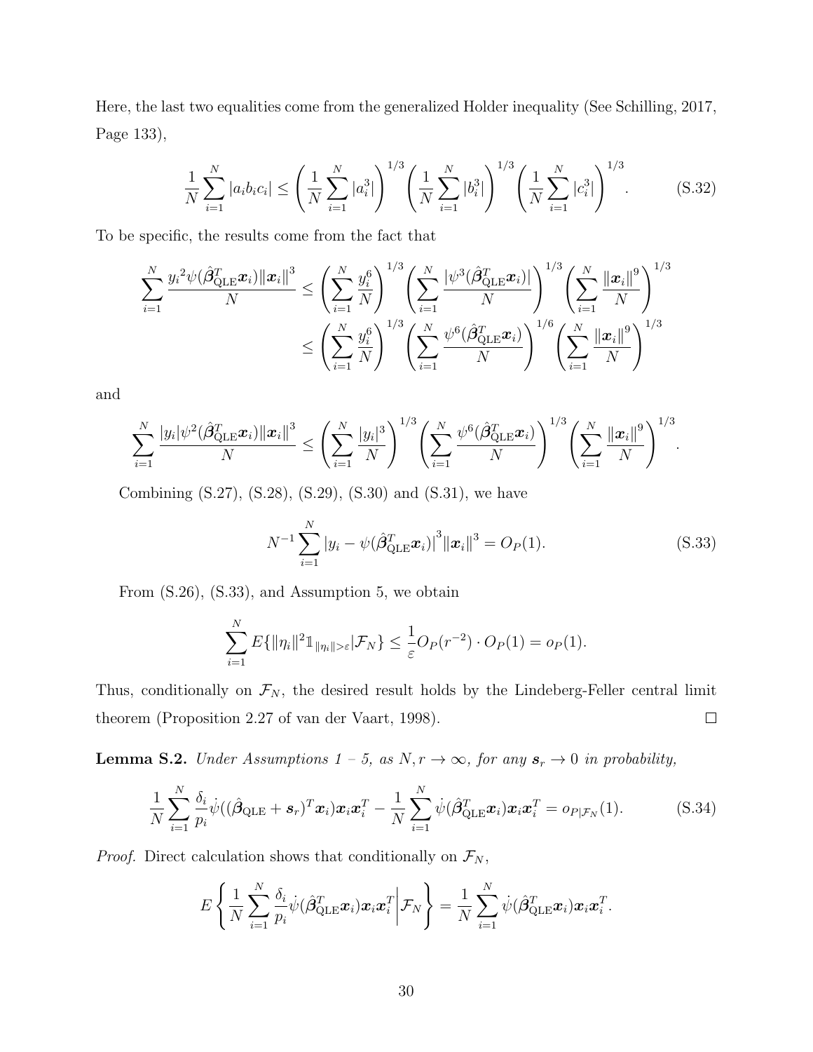Here, the last two equalities come from the generalized Holder inequality (See Schilling, 2017, Page 133),

$$
\frac{1}{N}\sum_{i=1}^{N}|a_i b_i c_i| \le \left(\frac{1}{N}\sum_{i=1}^{N}|a_i^3|\right)^{1/3}\left(\frac{1}{N}\sum_{i=1}^{N}|b_i^3|\right)^{1/3}\left(\frac{1}{N}\sum_{i=1}^{N}|c_i^3|\right)^{1/3}. \tag{S.32}
$$

To be specific, the results come from the fact that

$$
\begin{aligned}
\sum_{i=1}^{N}\frac{{y_i}^2\psi(\hat{\boldsymbol{\beta}}_{\mathrm{QLE}}^T\boldsymbol{x}_i)\|\boldsymbol{x}_i\|^3}{N} &\le \left(\sum_{i=1}^{N}\frac{y_i^6}{N}\right)^{1/3}\left(\sum_{i=1}^{N}\frac{|\psi^3(\hat{\boldsymbol{\beta}}_{\mathrm{QLE}}^T\boldsymbol{x}_i)|}{N}\right)^{1/3}\left(\sum_{i=1}^{N}\frac{\|\boldsymbol{x}_i\|^9}{N}\right)^{1/3} \\
&\le \left(\sum_{i=1}^{N}\frac{y_i^6}{N}\right)^{1/3}\left(\sum_{i=1}^{N}\frac{\psi^6(\hat{\boldsymbol{\beta}}_{\mathrm{QLE}}^T\boldsymbol{x}_i)}{N}\right)^{1/6}\left(\sum_{i=1}^{N}\frac{\|\boldsymbol{x}_i\|^9}{N}\right)^{1/3}
\end{aligned}
$$

and

$$
\sum_{i=1}^{N}\frac{|y_i|\psi^2(\hat{\boldsymbol{\beta}}_{\mathrm{QLE}}^T\boldsymbol{x}_i)\|\boldsymbol{x}_i\|^3}{N} \le \left(\sum_{i=1}^{N}\frac{|y_i|^3}{N}\right)^{1/3}\left(\sum_{i=1}^{N}\frac{\psi^6(\hat{\boldsymbol{\beta}}_{\mathrm{QLE}}^T\boldsymbol{x}_i)}{N}\right)^{1/3}\left(\sum_{i=1}^{N}\frac{\|\boldsymbol{x}_i\|^9}{N}\right)^{1/3}.
$$

Combining (S.27), (S.28), (S.29), (S.30) and (S.31), we have

$$
N^{-1}\sum_{i=1}^{N}\left|y_i - \psi(\hat{\boldsymbol{\beta}}_{\mathrm{QLE}}^T\boldsymbol{x}_i)\right|^3\|\boldsymbol{x}_i\|^3 = O_P(1). \tag{S.33}
$$

From (S.26), (S.33), and Assumption 5, we obtain

$$
\sum_{i=1}^{N}E\{\|\eta_i\|^2\mathbb{1}_{\|\eta_i\|>\varepsilon}|\mathcal{F}_N\} \le \frac{1}{\varepsilon}O_P(r^{-2})\cdot O_P(1) = o_P(1).
$$

Thus, conditionally on $\mathcal{F}_N$, the desired result holds by the Lindeberg-Feller central limit theorem (Proposition 2.27 of van der Vaart, 1998). $\square$

**Lemma S.2.** *Under Assumptions 1 – 5, as $N, r \to \infty$, for any $\boldsymbol{s}_r \to 0$ in probability,*

$$
\frac{1}{N}\sum_{i=1}^{N}\frac{\delta_i}{p_i}\dot{\psi}((\hat{\boldsymbol{\beta}}_{\mathrm{QLE}} + \boldsymbol{s}_r)^T\boldsymbol{x}_i)\boldsymbol{x}_i\boldsymbol{x}_i^T - \frac{1}{N}\sum_{i=1}^{N}\dot{\psi}(\hat{\boldsymbol{\beta}}_{\mathrm{QLE}}^T\boldsymbol{x}_i)\boldsymbol{x}_i\boldsymbol{x}_i^T = o_{P|\mathcal{F}_N}(1). \tag{S.34}
$$

*Proof.* Direct calculation shows that conditionally on $\mathcal{F}_N$,

$$
E\left\{\frac{1}{N}\sum_{i=1}^{N}\frac{\delta_i}{p_i}\dot{\psi}(\hat{\boldsymbol{\beta}}_{\mathrm{QLE}}^T\boldsymbol{x}_i)\boldsymbol{x}_i\boldsymbol{x}_i^T\middle|\mathcal{F}_N\right\} = \frac{1}{N}\sum_{i=1}^{N}\dot{\psi}(\hat{\boldsymbol{\beta}}_{\mathrm{QLE}}^T\boldsymbol{x}_i)\boldsymbol{x}_i\boldsymbol{x}_i^T.
$$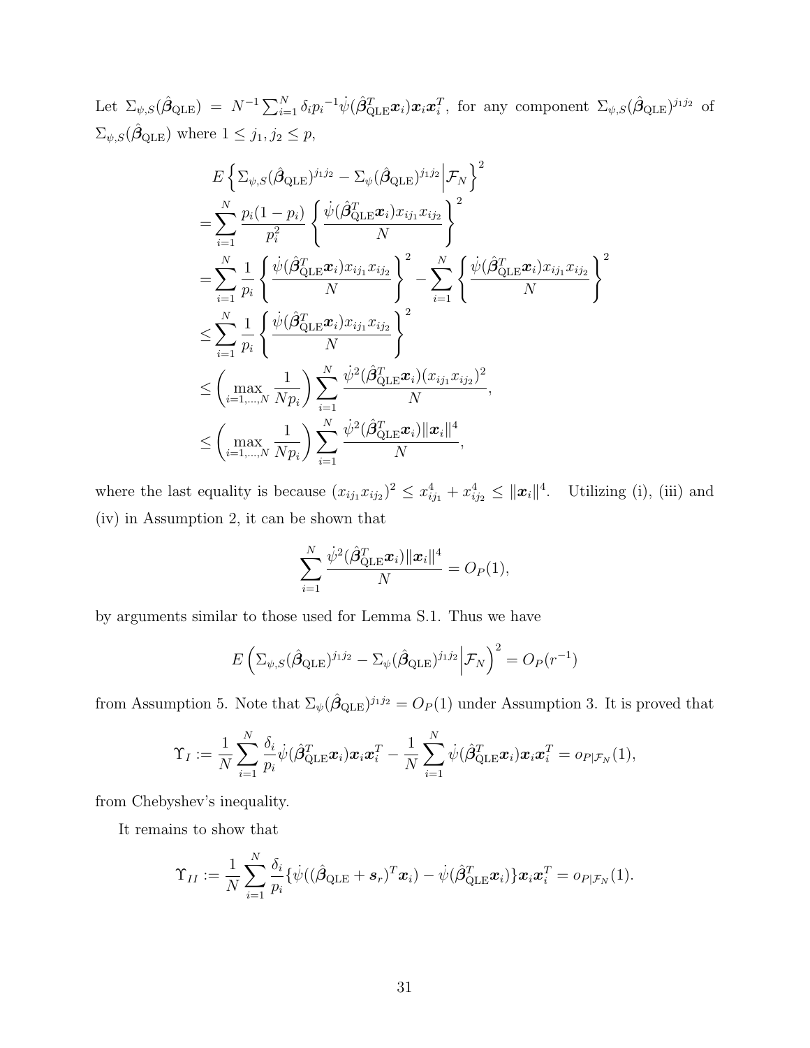Let $\Sigma_{\psi,S}(\hat{\boldsymbol{\beta}}_{\text{QLE}}) = N^{-1}\sum_{i=1}^N \delta_i {p_i}^{-1}\dot{\psi}(\hat{\boldsymbol{\beta}}_{\text{QLE}}^T\boldsymbol{x}_i)\boldsymbol{x}_i\boldsymbol{x}_i^T$, for any component $\Sigma_{\psi,S}(\hat{\boldsymbol{\beta}}_{\text{QLE}})^{j_1j_2}$ of $\Sigma_{\psi,S}(\hat{\boldsymbol{\beta}}_{\text{QLE}})$ where $1 \leq j_1, j_2 \leq p$,

$$
\begin{aligned}
&E\left\{\Sigma_{\psi,S}(\hat{\boldsymbol{\beta}}_{\text{QLE}})^{j_1j_2} - \Sigma_{\psi}(\hat{\boldsymbol{\beta}}_{\text{QLE}})^{j_1j_2}\Big|\mathcal{F}_N\right\}^2 \\
=&\sum_{i=1}^N \frac{p_i(1-p_i)}{p_i^2}\left\{\frac{\dot{\psi}(\hat{\boldsymbol{\beta}}_{\text{QLE}}^T\boldsymbol{x}_i)x_{ij_1}x_{ij_2}}{N}\right\}^2 \\
=&\sum_{i=1}^N \frac{1}{p_i}\left\{\frac{\dot{\psi}(\hat{\boldsymbol{\beta}}_{\text{QLE}}^T\boldsymbol{x}_i)x_{ij_1}x_{ij_2}}{N}\right\}^2 - \sum_{i=1}^N\left\{\frac{\dot{\psi}(\hat{\boldsymbol{\beta}}_{\text{QLE}}^T\boldsymbol{x}_i)x_{ij_1}x_{ij_2}}{N}\right\}^2 \\
\leq&\sum_{i=1}^N \frac{1}{p_i}\left\{\frac{\dot{\psi}(\hat{\boldsymbol{\beta}}_{\text{QLE}}^T\boldsymbol{x}_i)x_{ij_1}x_{ij_2}}{N}\right\}^2 \\
\leq&\left(\max_{i=1,\ldots,N}\frac{1}{Np_i}\right)\sum_{i=1}^N\frac{\dot{\psi}^2(\hat{\boldsymbol{\beta}}_{\text{QLE}}^T\boldsymbol{x}_i)(x_{ij_1}x_{ij_2})^2}{N}, \\
\leq&\left(\max_{i=1,\ldots,N}\frac{1}{Np_i}\right)\sum_{i=1}^N\frac{\dot{\psi}^2(\hat{\boldsymbol{\beta}}_{\text{QLE}}^T\boldsymbol{x}_i)\|\boldsymbol{x}_i\|^4}{N},
\end{aligned}
$$

where the last equality is because $(x_{ij_1}x_{ij_2})^2 \leq x_{ij_1}^4 + x_{ij_2}^4 \leq \|\boldsymbol{x}_i\|^4$. Utilizing (i), (iii) and (iv) in Assumption 2, it can be shown that

$$
\sum_{i=1}^N\frac{\dot{\psi}^2(\hat{\boldsymbol{\beta}}_{\text{QLE}}^T\boldsymbol{x}_i)\|\boldsymbol{x}_i\|^4}{N} = O_P(1),
$$

by arguments similar to those used for Lemma S.1. Thus we have

$$
E\left(\Sigma_{\psi,S}(\hat{\boldsymbol{\beta}}_{\text{QLE}})^{j_1j_2} - \Sigma_{\psi}(\hat{\boldsymbol{\beta}}_{\text{QLE}})^{j_1j_2}\Big|\mathcal{F}_N\right)^2 = O_P(r^{-1})
$$

from Assumption 5. Note that $\Sigma_{\psi}(\hat{\boldsymbol{\beta}}_{\text{QLE}})^{j_1j_2} = O_P(1)$ under Assumption 3. It is proved that

$$
\Upsilon_I := \frac{1}{N}\sum_{i=1}^N\frac{\delta_i}{p_i}\dot{\psi}(\hat{\boldsymbol{\beta}}_{\text{QLE}}^T\boldsymbol{x}_i)\boldsymbol{x}_i\boldsymbol{x}_i^T - \frac{1}{N}\sum_{i=1}^N\dot{\psi}(\hat{\boldsymbol{\beta}}_{\text{QLE}}^T\boldsymbol{x}_i)\boldsymbol{x}_i\boldsymbol{x}_i^T = o_{P|\mathcal{F}_N}(1),
$$

from Chebyshev's inequality.

It remains to show that

$$
\Upsilon_{II} := \frac{1}{N}\sum_{i=1}^N\frac{\delta_i}{p_i}\{\dot{\psi}((\hat{\boldsymbol{\beta}}_{\text{QLE}} + \boldsymbol{s}_r)^T\boldsymbol{x}_i) - \dot{\psi}(\hat{\boldsymbol{\beta}}_{\text{QLE}}^T\boldsymbol{x}_i)\}\boldsymbol{x}_i\boldsymbol{x}_i^T = o_{P|\mathcal{F}_N}(1).
$$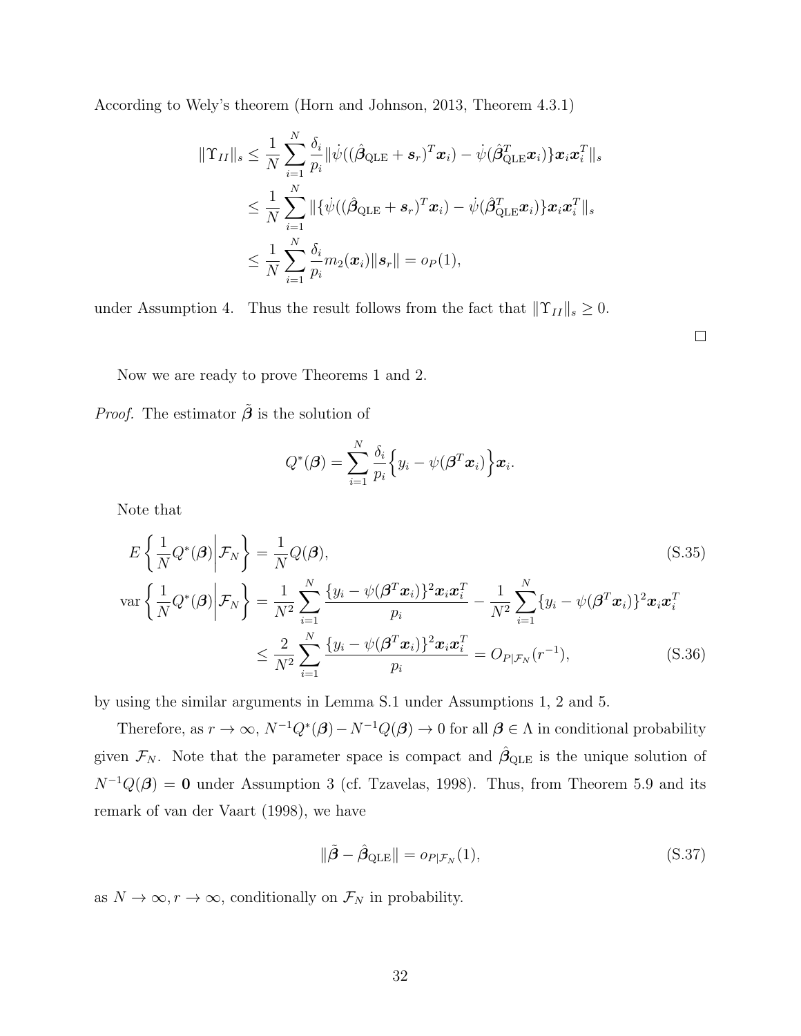According to Wely's theorem (Horn and Johnson, 2013, Theorem 4.3.1)

$$
\begin{aligned}
\|\Upsilon_{II}\|_s &\leq \frac{1}{N}\sum_{i=1}^{N}\frac{\delta_i}{p_i}\|\dot{\psi}((\hat{\boldsymbol{\beta}}_{\mathrm{QLE}}+\boldsymbol{s}_r)^T\boldsymbol{x}_i)-\dot{\psi}(\hat{\boldsymbol{\beta}}_{\mathrm{QLE}}^T\boldsymbol{x}_i)\}\boldsymbol{x}_i\boldsymbol{x}_i^T\|_s \\
&\leq \frac{1}{N}\sum_{i=1}^{N}\|\{\dot{\psi}((\hat{\boldsymbol{\beta}}_{\mathrm{QLE}}+\boldsymbol{s}_r)^T\boldsymbol{x}_i)-\dot{\psi}(\hat{\boldsymbol{\beta}}_{\mathrm{QLE}}^T\boldsymbol{x}_i)\}\boldsymbol{x}_i\boldsymbol{x}_i^T\|_s \\
&\leq \frac{1}{N}\sum_{i=1}^{N}\frac{\delta_i}{p_i}m_2(\boldsymbol{x}_i)\|\boldsymbol{s}_r\| = o_P(1),
\end{aligned}
$$

under Assumption 4. Thus the result follows from the fact that $\|\Upsilon_{II}\|_s \geq 0$.

□

Now we are ready to prove Theorems 1 and 2.

*Proof.* The estimator $\tilde{\boldsymbol{\beta}}$ is the solution of

$$
Q^*(\boldsymbol{\beta}) = \sum_{i=1}^{N}\frac{\delta_i}{p_i}\Big\{y_i - \psi(\boldsymbol{\beta}^T\boldsymbol{x}_i)\Big\}\boldsymbol{x}_i.
$$

Note that

$$
E\left\{\frac{1}{N}Q^*(\boldsymbol{\beta})\bigg|\mathcal{F}_N\right\} = \frac{1}{N}Q(\boldsymbol{\beta}), \tag{S.35}
$$

$$
\begin{aligned}
\mathrm{var}\left\{\frac{1}{N}Q^*(\boldsymbol{\beta})\bigg|\mathcal{F}_N\right\} &= \frac{1}{N^2}\sum_{i=1}^{N}\frac{\{y_i-\psi(\boldsymbol{\beta}^T\boldsymbol{x}_i)\}^2\boldsymbol{x}_i\boldsymbol{x}_i^T}{p_i} - \frac{1}{N^2}\sum_{i=1}^{N}\{y_i-\psi(\boldsymbol{\beta}^T\boldsymbol{x}_i)\}^2\boldsymbol{x}_i\boldsymbol{x}_i^T \\
&\leq \frac{2}{N^2}\sum_{i=1}^{N}\frac{\{y_i-\psi(\boldsymbol{\beta}^T\boldsymbol{x}_i)\}^2\boldsymbol{x}_i\boldsymbol{x}_i^T}{p_i} = O_{P|\mathcal{F}_N}(r^{-1}),
\end{aligned} \tag{S.36}
$$

by using the similar arguments in Lemma S.1 under Assumptions 1, 2 and 5.

Therefore, as $r\to\infty$, $N^{-1}Q^*(\boldsymbol{\beta}) - N^{-1}Q(\boldsymbol{\beta}) \to 0$ for all $\boldsymbol{\beta}\in\Lambda$ in conditional probability given $\mathcal{F}_N$. Note that the parameter space is compact and $\hat{\boldsymbol{\beta}}_{\mathrm{QLE}}$ is the unique solution of $N^{-1}Q(\boldsymbol{\beta}) = \mathbf{0}$ under Assumption 3 (cf. Tzavelas, 1998). Thus, from Theorem 5.9 and its remark of van der Vaart (1998), we have

$$
\|\tilde{\boldsymbol{\beta}} - \hat{\boldsymbol{\beta}}_{\mathrm{QLE}}\| = o_{P|\mathcal{F}_N}(1), \tag{S.37}
$$

as $N\to\infty, r\to\infty$, conditionally on $\mathcal{F}_N$ in probability.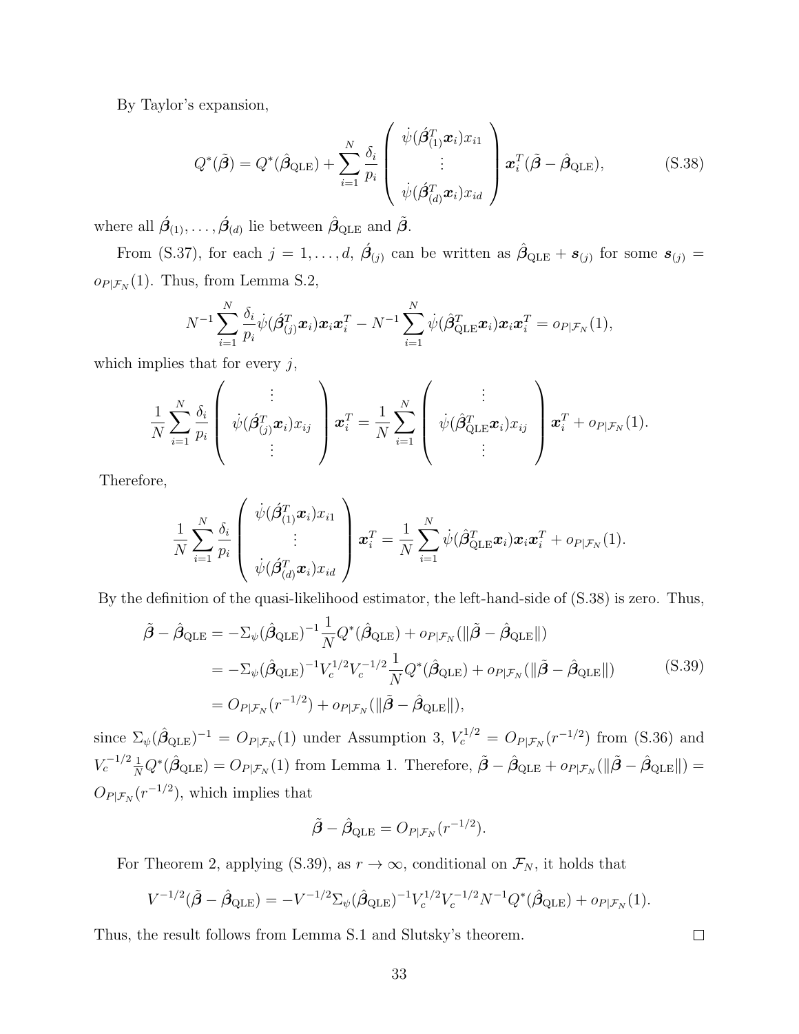By Taylor's expansion,

$$Q^*(\tilde{\boldsymbol{\beta}}) = Q^*(\hat{\boldsymbol{\beta}}_{\mathrm{QLE}}) + \sum_{i=1}^{N} \frac{\delta_i}{p_i} \begin{pmatrix} \dot{\psi}(\acute{\boldsymbol{\beta}}_{(1)}^T \boldsymbol{x}_i) x_{i1} \\ \vdots \\ \dot{\psi}(\acute{\boldsymbol{\beta}}_{(d)}^T \boldsymbol{x}_i) x_{id} \end{pmatrix} \boldsymbol{x}_i^T (\tilde{\boldsymbol{\beta}} - \hat{\boldsymbol{\beta}}_{\mathrm{QLE}}), \tag{S.38}$$

where all $\acute{\boldsymbol{\beta}}_{(1)}, \ldots, \acute{\boldsymbol{\beta}}_{(d)}$ lie between $\hat{\boldsymbol{\beta}}_{\mathrm{QLE}}$ and $\tilde{\boldsymbol{\beta}}$.

From (S.37), for each $j = 1, \ldots, d$, $\acute{\boldsymbol{\beta}}_{(j)}$ can be written as $\hat{\boldsymbol{\beta}}_{\mathrm{QLE}} + \boldsymbol{s}_{(j)}$ for some $\boldsymbol{s}_{(j)} = o_{P|\mathcal{F}_N}(1)$. Thus, from Lemma S.2,

$$N^{-1} \sum_{i=1}^{N} \frac{\delta_i}{p_i} \dot{\psi}(\acute{\boldsymbol{\beta}}_{(j)}^T \boldsymbol{x}_i) \boldsymbol{x}_i \boldsymbol{x}_i^T - N^{-1} \sum_{i=1}^{N} \dot{\psi}(\hat{\boldsymbol{\beta}}_{\mathrm{QLE}}^T \boldsymbol{x}_i) \boldsymbol{x}_i \boldsymbol{x}_i^T = o_{P|\mathcal{F}_N}(1),$$

which implies that for every $j$,

$$\frac{1}{N} \sum_{i=1}^{N} \frac{\delta_i}{p_i} \begin{pmatrix} \vdots \\ \dot{\psi}(\acute{\boldsymbol{\beta}}_{(j)}^T \boldsymbol{x}_i) x_{ij} \\ \vdots \end{pmatrix} \boldsymbol{x}_i^T = \frac{1}{N} \sum_{i=1}^{N} \begin{pmatrix} \vdots \\ \dot{\psi}(\hat{\boldsymbol{\beta}}_{\mathrm{QLE}}^T \boldsymbol{x}_i) x_{ij} \\ \vdots \end{pmatrix} \boldsymbol{x}_i^T + o_{P|\mathcal{F}_N}(1).$$

Therefore,

$$\frac{1}{N} \sum_{i=1}^{N} \frac{\delta_i}{p_i} \begin{pmatrix} \dot{\psi}(\acute{\boldsymbol{\beta}}_{(1)}^T \boldsymbol{x}_i) x_{i1} \\ \vdots \\ \dot{\psi}(\acute{\boldsymbol{\beta}}_{(d)}^T \boldsymbol{x}_i) x_{id} \end{pmatrix} \boldsymbol{x}_i^T = \frac{1}{N} \sum_{i=1}^{N} \dot{\psi}(\hat{\boldsymbol{\beta}}_{\mathrm{QLE}}^T \boldsymbol{x}_i) \boldsymbol{x}_i \boldsymbol{x}_i^T + o_{P|\mathcal{F}_N}(1).$$

By the definition of the quasi-likelihood estimator, the left-hand-side of (S.38) is zero. Thus,

$$\begin{aligned} \tilde{\boldsymbol{\beta}} - \hat{\boldsymbol{\beta}}_{\mathrm{QLE}} &= -\Sigma_\psi(\hat{\boldsymbol{\beta}}_{\mathrm{QLE}})^{-1} \frac{1}{N} Q^*(\hat{\boldsymbol{\beta}}_{\mathrm{QLE}}) + o_{P|\mathcal{F}_N}(\|\tilde{\boldsymbol{\beta}} - \hat{\boldsymbol{\beta}}_{\mathrm{QLE}}\|) \\ &= -\Sigma_\psi(\hat{\boldsymbol{\beta}}_{\mathrm{QLE}})^{-1} V_c^{1/2} V_c^{-1/2} \frac{1}{N} Q^*(\hat{\boldsymbol{\beta}}_{\mathrm{QLE}}) + o_{P|\mathcal{F}_N}(\|\tilde{\boldsymbol{\beta}} - \hat{\boldsymbol{\beta}}_{\mathrm{QLE}}\|) \\ &= O_{P|\mathcal{F}_N}(r^{-1/2}) + o_{P|\mathcal{F}_N}(\|\tilde{\boldsymbol{\beta}} - \hat{\boldsymbol{\beta}}_{\mathrm{QLE}}\|), \end{aligned} \tag{S.39}$$

since $\Sigma_\psi(\hat{\boldsymbol{\beta}}_{\mathrm{QLE}})^{-1} = O_{P|\mathcal{F}_N}(1)$ under Assumption 3, $V_c^{1/2} = O_{P|\mathcal{F}_N}(r^{-1/2})$ from (S.36) and $V_c^{-1/2} \frac{1}{N} Q^*(\hat{\boldsymbol{\beta}}_{\mathrm{QLE}}) = O_{P|\mathcal{F}_N}(1)$ from Lemma 1. Therefore, $\tilde{\boldsymbol{\beta}} - \hat{\boldsymbol{\beta}}_{\mathrm{QLE}} + o_{P|\mathcal{F}_N}(\|\tilde{\boldsymbol{\beta}} - \hat{\boldsymbol{\beta}}_{\mathrm{QLE}}\|) = O_{P|\mathcal{F}_N}(r^{-1/2})$, which implies that

$$\tilde{\boldsymbol{\beta}} - \hat{\boldsymbol{\beta}}_{\mathrm{QLE}} = O_{P|\mathcal{F}_N}(r^{-1/2}).$$

For Theorem 2, applying (S.39), as $r \to \infty$, conditional on $\mathcal{F}_N$, it holds that

$$V^{-1/2}(\tilde{\boldsymbol{\beta}} - \hat{\boldsymbol{\beta}}_{\mathrm{QLE}}) = -V^{-1/2} \Sigma_\psi(\hat{\boldsymbol{\beta}}_{\mathrm{QLE}})^{-1} V_c^{1/2} V_c^{-1/2} N^{-1} Q^*(\hat{\boldsymbol{\beta}}_{\mathrm{QLE}}) + o_{P|\mathcal{F}_N}(1).$$

Thus, the result follows from Lemma S.1 and Slutsky's theorem. □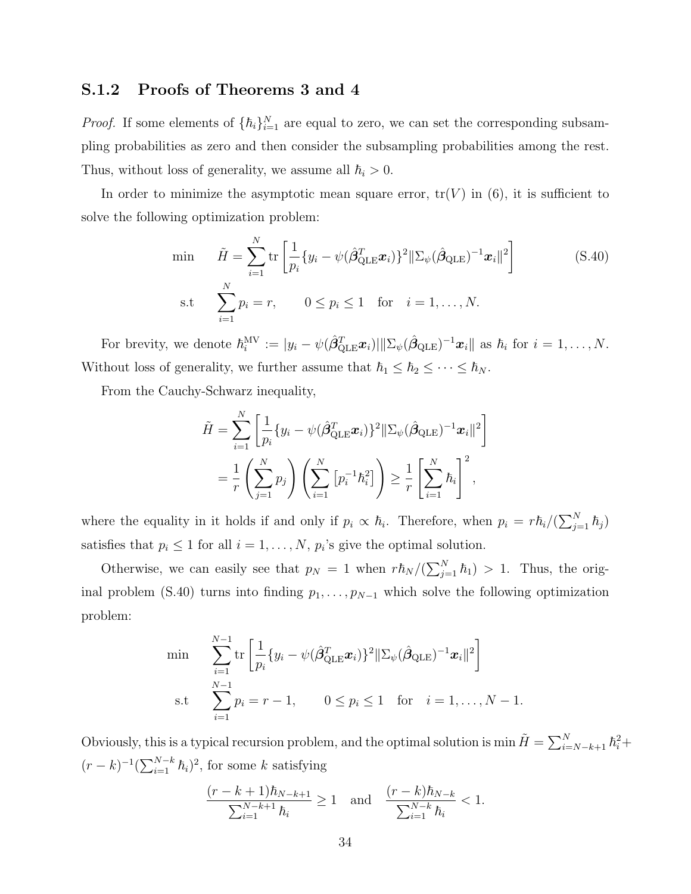### S.1.2 Proofs of Theorems 3 and 4

*Proof.* If some elements of $\{\hbar_i\}_{i=1}^N$ are equal to zero, we can set the corresponding subsampling probabilities as zero and then consider the subsampling probabilities among the rest. Thus, without loss of generality, we assume all $\hbar_i > 0$.

In order to minimize the asymptotic mean square error, $\mathrm{tr}(V)$ in (6), it is sufficient to solve the following optimization problem:

$$
\begin{aligned}
\min \quad & \tilde{H} = \sum_{i=1}^{N} \mathrm{tr}\left[\frac{1}{p_i}\{y_i - \psi(\hat{\boldsymbol{\beta}}_{\mathrm{QLE}}^T \boldsymbol{x}_i)\}^2 \|\Sigma_\psi(\hat{\boldsymbol{\beta}}_{\mathrm{QLE}})^{-1}\boldsymbol{x}_i\|^2\right] \\
\text{s.t} \quad & \sum_{i=1}^{N} p_i = r, \qquad 0 \le p_i \le 1 \quad \text{for} \quad i = 1, \ldots, N.
\end{aligned} \tag{S.40}
$$

For brevity, we denote $\hbar_i^{\mathrm{MV}} := |y_i - \psi(\hat{\boldsymbol{\beta}}_{\mathrm{QLE}}^T \boldsymbol{x}_i)| \|\Sigma_\psi(\hat{\boldsymbol{\beta}}_{\mathrm{QLE}})^{-1}\boldsymbol{x}_i\|$ as $\hbar_i$ for $i = 1, \ldots, N$. Without loss of generality, we further assume that $\hbar_1 \le \hbar_2 \le \cdots \le \hbar_N$.

From the Cauchy-Schwarz inequality,

$$
\begin{aligned}
\tilde{H} &= \sum_{i=1}^{N} \left[\frac{1}{p_i}\{y_i - \psi(\hat{\boldsymbol{\beta}}_{\mathrm{QLE}}^T \boldsymbol{x}_i)\}^2 \|\Sigma_\psi(\hat{\boldsymbol{\beta}}_{\mathrm{QLE}})^{-1}\boldsymbol{x}_i\|^2\right] \\
&= \frac{1}{r}\left(\sum_{j=1}^{N} p_j\right)\left(\sum_{i=1}^{N}\left[p_i^{-1}\hbar_i^2\right]\right) \ge \frac{1}{r}\left[\sum_{i=1}^{N} \hbar_i\right]^2,
\end{aligned}
$$

where the equality in it holds if and only if $p_i \propto \hbar_i$. Therefore, when $p_i = r\hbar_i / (\sum_{j=1}^N \hbar_j)$ satisfies that $p_i \le 1$ for all $i = 1, \ldots, N$, $p_i$'s give the optimal solution.

Otherwise, we can easily see that $p_N = 1$ when $r\hbar_N / (\sum_{j=1}^N \hbar_1) > 1$. Thus, the original problem (S.40) turns into finding $p_1, \ldots, p_{N-1}$ which solve the following optimization problem:

$$
\begin{aligned}
\min \quad & \sum_{i=1}^{N-1} \mathrm{tr}\left[\frac{1}{p_i}\{y_i - \psi(\hat{\boldsymbol{\beta}}_{\mathrm{QLE}}^T \boldsymbol{x}_i)\}^2 \|\Sigma_\psi(\hat{\boldsymbol{\beta}}_{\mathrm{QLE}})^{-1}\boldsymbol{x}_i\|^2\right] \\
\text{s.t} \quad & \sum_{i=1}^{N-1} p_i = r - 1, \qquad 0 \le p_i \le 1 \quad \text{for} \quad i = 1, \ldots, N-1.
\end{aligned}
$$

Obviously, this is a typical recursion problem, and the optimal solution is $\min \tilde{H} = \sum_{i=N-k+1}^N \hbar_i^2 + (r-k)^{-1}(\sum_{i=1}^{N-k} \hbar_i)^2$, for some $k$ satisfying

$$
\frac{(r-k+1)\hbar_{N-k+1}}{\sum_{i=1}^{N-k+1} \hbar_i} \ge 1 \quad \text{and} \quad \frac{(r-k)\hbar_{N-k}}{\sum_{i=1}^{N-k} \hbar_i} < 1.
$$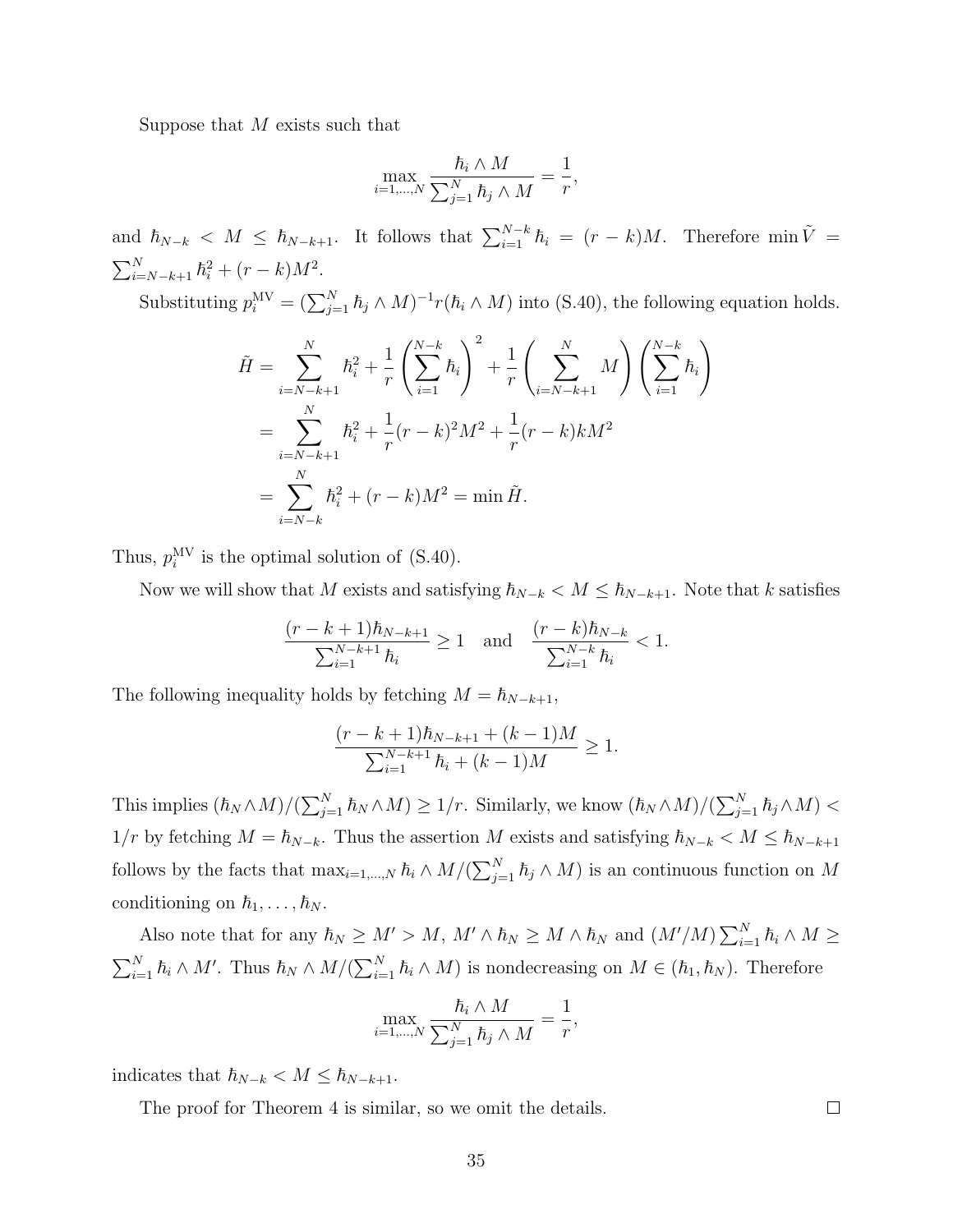Suppose that $M$ exists such that

$$\max_{i=1,\ldots,N} \frac{\hbar_i \wedge M}{\sum_{j=1}^N \hbar_j \wedge M} = \frac{1}{r},$$

and $\hbar_{N-k} < M \leq \hbar_{N-k+1}$. It follows that $\sum_{i=1}^{N-k} \hbar_i = (r-k)M$. Therefore $\min \tilde{V} = \sum_{i=N-k+1}^N \hbar_i^2 + (r-k)M^2$.

Substituting $p_i^{\text{MV}} = (\sum_{j=1}^N \hbar_j \wedge M)^{-1} r(\hbar_i \wedge M)$ into (S.40), the following equation holds.

$$\begin{aligned}
\tilde{H} &= \sum_{i=N-k+1}^N \hbar_i^2 + \frac{1}{r}\left(\sum_{i=1}^{N-k} \hbar_i\right)^2 + \frac{1}{r}\left(\sum_{i=N-k+1}^N M\right)\left(\sum_{i=1}^{N-k} \hbar_i\right) \\
&= \sum_{i=N-k+1}^N \hbar_i^2 + \frac{1}{r}(r-k)^2 M^2 + \frac{1}{r}(r-k)kM^2 \\
&= \sum_{i=N-k}^N \hbar_i^2 + (r-k)M^2 = \min \tilde{H}.
\end{aligned}$$

Thus, $p_i^{\text{MV}}$ is the optimal solution of (S.40).

Now we will show that $M$ exists and satisfying $\hbar_{N-k} < M \leq \hbar_{N-k+1}$. Note that $k$ satisfies

$$\frac{(r-k+1)\hbar_{N-k+1}}{\sum_{i=1}^{N-k+1} \hbar_i} \geq 1 \quad \text{and} \quad \frac{(r-k)\hbar_{N-k}}{\sum_{i=1}^{N-k} \hbar_i} < 1.$$

The following inequality holds by fetching $M = \hbar_{N-k+1}$,

$$\frac{(r-k+1)\hbar_{N-k+1} + (k-1)M}{\sum_{i=1}^{N-k+1} \hbar_i + (k-1)M} \geq 1.$$

This implies $(\hbar_N \wedge M)/(\sum_{j=1}^N \hbar_N \wedge M) \geq 1/r$. Similarly, we know $(\hbar_N \wedge M)/(\sum_{j=1}^N \hbar_j \wedge M) < 1/r$ by fetching $M = \hbar_{N-k}$. Thus the assertion $M$ exists and satisfying $\hbar_{N-k} < M \leq \hbar_{N-k+1}$ follows by the facts that $\max_{i=1,\ldots,N} \hbar_i \wedge M/(\sum_{j=1}^N \hbar_j \wedge M)$ is an continuous function on $M$ conditioning on $\hbar_1, \ldots, \hbar_N$.

Also note that for any $\hbar_N \geq M' > M$, $M' \wedge \hbar_N \geq M \wedge \hbar_N$ and $(M'/M)\sum_{i=1}^N \hbar_i \wedge M \geq \sum_{i=1}^N \hbar_i \wedge M'$. Thus $\hbar_N \wedge M/(\sum_{i=1}^N \hbar_i \wedge M)$ is nondecreasing on $M \in (\hbar_1, \hbar_N)$. Therefore

$$\max_{i=1,\ldots,N} \frac{\hbar_i \wedge M}{\sum_{j=1}^N \hbar_j \wedge M} = \frac{1}{r},$$

indicates that $\hbar_{N-k} < M \leq \hbar_{N-k+1}$.

The proof for Theorem 4 is similar, so we omit the details. □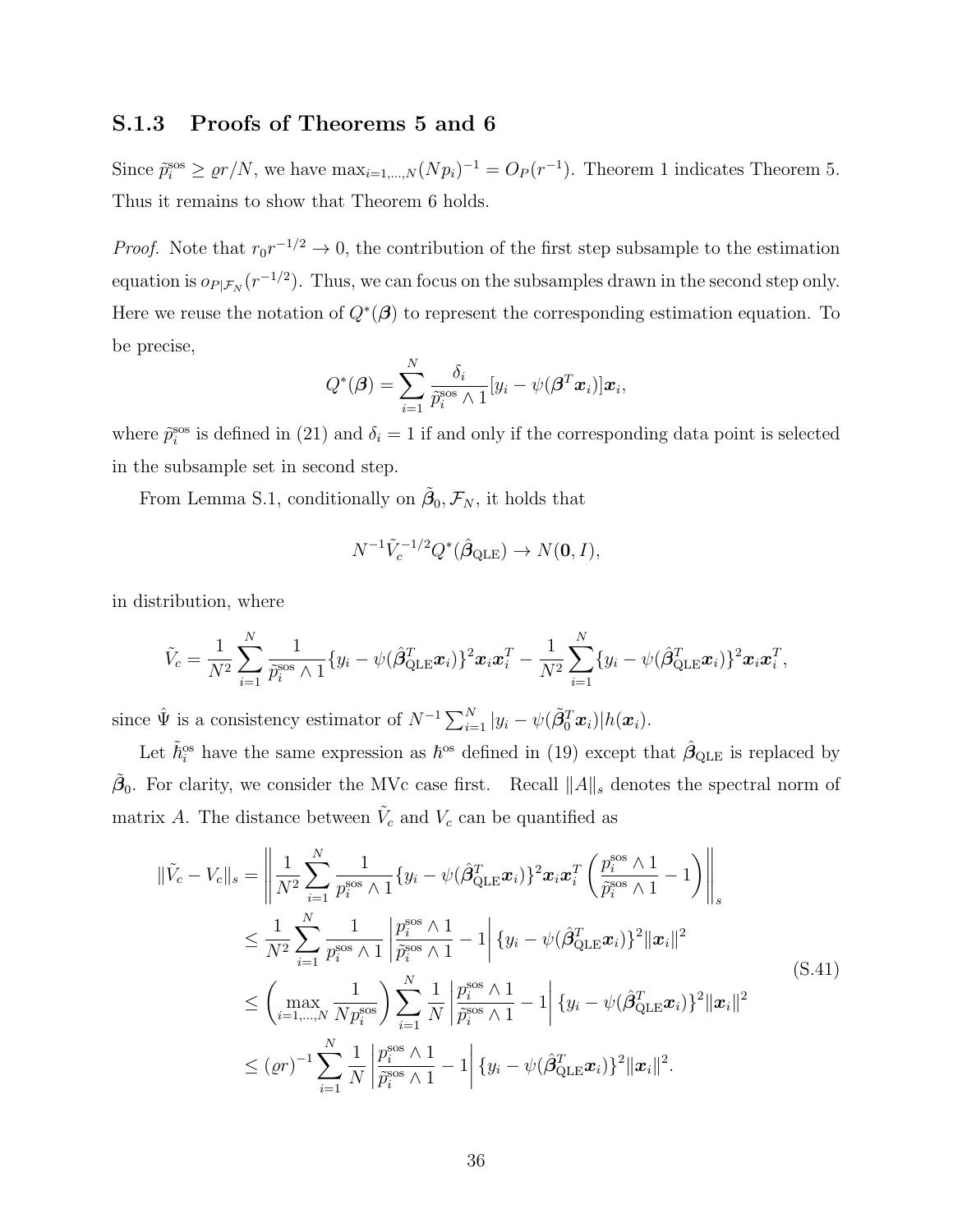### S.1.3 Proofs of Theorems 5 and 6

Since $\tilde{p}_i^{\text{sos}} \geq \varrho r/N$, we have $\max_{i=1,\ldots,N}(Np_i)^{-1} = O_P(r^{-1})$. Theorem 1 indicates Theorem 5. Thus it remains to show that Theorem 6 holds.

*Proof.* Note that $r_0 r^{-1/2} \to 0$, the contribution of the first step subsample to the estimation equation is $o_{P|\mathcal{F}_N}(r^{-1/2})$. Thus, we can focus on the subsamples drawn in the second step only. Here we reuse the notation of $Q^*(\boldsymbol{\beta})$ to represent the corresponding estimation equation. To be precise,

$$Q^*(\boldsymbol{\beta}) = \sum_{i=1}^{N} \frac{\delta_i}{\tilde{p}_i^{\text{sos}} \wedge 1}[y_i - \psi(\boldsymbol{\beta}^T \boldsymbol{x}_i)]\boldsymbol{x}_i,$$

where $\tilde{p}_i^{\text{sos}}$ is defined in (21) and $\delta_i = 1$ if and only if the corresponding data point is selected in the subsample set in second step.

From Lemma S.1, conditionally on $\tilde{\boldsymbol{\beta}}_0, \mathcal{F}_N$, it holds that

$$N^{-1}\tilde{V}_c^{-1/2} Q^*(\hat{\boldsymbol{\beta}}_{\text{QLE}}) \to N(\mathbf{0}, I),$$

in distribution, where

$$\tilde{V}_c = \frac{1}{N^2}\sum_{i=1}^{N} \frac{1}{\tilde{p}_i^{\text{sos}} \wedge 1}\{y_i - \psi(\hat{\boldsymbol{\beta}}_{\text{QLE}}^T \boldsymbol{x}_i)\}^2 \boldsymbol{x}_i \boldsymbol{x}_i^T - \frac{1}{N^2}\sum_{i=1}^{N}\{y_i - \psi(\hat{\boldsymbol{\beta}}_{\text{QLE}}^T \boldsymbol{x}_i)\}^2 \boldsymbol{x}_i \boldsymbol{x}_i^T,$$

since $\hat{\Psi}$ is a consistency estimator of $N^{-1}\sum_{i=1}^{N}|y_i - \psi(\tilde{\boldsymbol{\beta}}_0^T \boldsymbol{x}_i)|h(\boldsymbol{x}_i)$.

Let $\tilde{\hbar}_i^{\text{os}}$ have the same expression as $\hbar^{\text{os}}$ defined in (19) except that $\hat{\boldsymbol{\beta}}_{\text{QLE}}$ is replaced by $\tilde{\boldsymbol{\beta}}_0$. For clarity, we consider the MVc case first. Recall $\|A\|_s$ denotes the spectral norm of matrix $A$. The distance between $\tilde{V}_c$ and $V_c$ can be quantified as

$$\begin{aligned}
\|\tilde{V}_c - V_c\|_s &= \left\| \frac{1}{N^2}\sum_{i=1}^{N} \frac{1}{p_i^{\text{sos}} \wedge 1}\{y_i - \psi(\hat{\boldsymbol{\beta}}_{\text{QLE}}^T \boldsymbol{x}_i)\}^2 \boldsymbol{x}_i \boldsymbol{x}_i^T \left(\frac{p_i^{\text{sos}} \wedge 1}{\tilde{p}_i^{\text{sos}} \wedge 1} - 1\right)\right\|_s \\
&\leq \frac{1}{N^2}\sum_{i=1}^{N} \frac{1}{p_i^{\text{sos}} \wedge 1}\left|\frac{p_i^{\text{sos}} \wedge 1}{\tilde{p}_i^{\text{sos}} \wedge 1} - 1\right| \{y_i - \psi(\hat{\boldsymbol{\beta}}_{\text{QLE}}^T \boldsymbol{x}_i)\}^2 \|\boldsymbol{x}_i\|^2 \\
&\leq \left(\max_{i=1,\ldots,N} \frac{1}{Np_i^{\text{sos}}}\right)\sum_{i=1}^{N} \frac{1}{N}\left|\frac{p_i^{\text{sos}} \wedge 1}{\tilde{p}_i^{\text{sos}} \wedge 1} - 1\right| \{y_i - \psi(\hat{\boldsymbol{\beta}}_{\text{QLE}}^T \boldsymbol{x}_i)\}^2 \|\boldsymbol{x}_i\|^2 \\
&\leq (\varrho r)^{-1}\sum_{i=1}^{N} \frac{1}{N}\left|\frac{p_i^{\text{sos}} \wedge 1}{\tilde{p}_i^{\text{sos}} \wedge 1} - 1\right| \{y_i - \psi(\hat{\boldsymbol{\beta}}_{\text{QLE}}^T \boldsymbol{x}_i)\}^2 \|\boldsymbol{x}_i\|^2.
\end{aligned} \tag{S.41}$$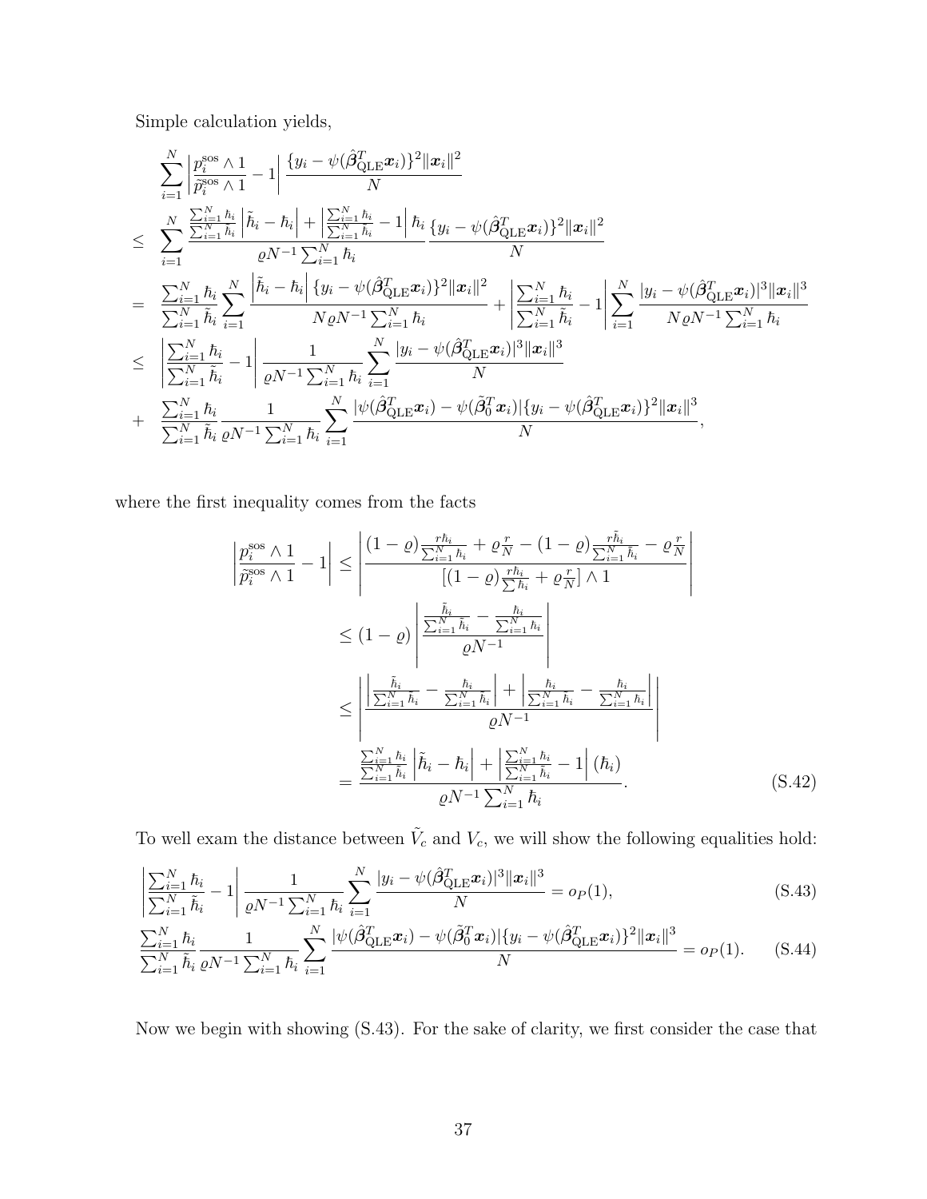Simple calculation yields,

$$
\begin{aligned}
& \sum_{i=1}^{N}\left|\frac{p_i^{\text{sos}}\wedge 1}{\tilde{p}_i^{\text{sos}}\wedge 1}-1\right|\frac{\{y_i-\psi(\hat{\boldsymbol{\beta}}_{\text{QLE}}^T\boldsymbol{x}_i)\}^2\|\boldsymbol{x}_i\|^2}{N} \\
\leq \ & \sum_{i=1}^{N}\frac{\frac{\sum_{i=1}^N \hbar_i}{\sum_{i=1}^N \tilde{\hbar}_i}\left|\tilde{\hbar}_i-\hbar_i\right|+\left|\frac{\sum_{i=1}^N \hbar_i}{\sum_{i=1}^N \tilde{\hbar}_i}-1\right|\hbar_i}{\varrho N^{-1}\sum_{i=1}^N \hbar_i}\frac{\{y_i-\psi(\hat{\boldsymbol{\beta}}_{\text{QLE}}^T\boldsymbol{x}_i)\}^2\|\boldsymbol{x}_i\|^2}{N} \\
= \ & \frac{\sum_{i=1}^N \hbar_i}{\sum_{i=1}^N \tilde{\hbar}_i}\sum_{i=1}^{N}\frac{\left|\tilde{\hbar}_i-\hbar_i\right|\{y_i-\psi(\hat{\boldsymbol{\beta}}_{\text{QLE}}^T\boldsymbol{x}_i)\}^2\|\boldsymbol{x}_i\|^2}{N\varrho N^{-1}\sum_{i=1}^N \hbar_i}+\left|\frac{\sum_{i=1}^N \hbar_i}{\sum_{i=1}^N \tilde{\hbar}_i}-1\right|\sum_{i=1}^{N}\frac{|y_i-\psi(\hat{\boldsymbol{\beta}}_{\text{QLE}}^T\boldsymbol{x}_i)|^3\|\boldsymbol{x}_i\|^3}{N\varrho N^{-1}\sum_{i=1}^N \hbar_i} \\
\leq \ & \left|\frac{\sum_{i=1}^N \hbar_i}{\sum_{i=1}^N \tilde{\hbar}_i}-1\right|\frac{1}{\varrho N^{-1}\sum_{i=1}^N \hbar_i}\sum_{i=1}^{N}\frac{|y_i-\psi(\hat{\boldsymbol{\beta}}_{\text{QLE}}^T\boldsymbol{x}_i)|^3\|\boldsymbol{x}_i\|^3}{N} \\
+ \ & \frac{\sum_{i=1}^N \hbar_i}{\sum_{i=1}^N \tilde{\hbar}_i}\frac{1}{\varrho N^{-1}\sum_{i=1}^N \hbar_i}\sum_{i=1}^{N}\frac{|\psi(\hat{\boldsymbol{\beta}}_{\text{QLE}}^T\boldsymbol{x}_i)-\psi(\tilde{\boldsymbol{\beta}}_0^T\boldsymbol{x}_i)|\{y_i-\psi(\hat{\boldsymbol{\beta}}_{\text{QLE}}^T\boldsymbol{x}_i)\}^2\|\boldsymbol{x}_i\|^3}{N},
\end{aligned}
$$

where the first inequality comes from the facts

$$
\begin{aligned}
\left|\frac{p_i^{\text{sos}}\wedge 1}{\tilde{p}_i^{\text{sos}}\wedge 1}-1\right| &\leq \left|\frac{(1-\varrho)\frac{r\hbar_i}{\sum_{i=1}^N \hbar_i}+\varrho\frac{r}{N}-(1-\varrho)\frac{r\tilde{\hbar}_i}{\sum_{i=1}^N \tilde{\hbar}_i}-\varrho\frac{r}{N}}{[(1-\varrho)\frac{r\hbar_i}{\sum \hbar_i}+\varrho\frac{r}{N}]\wedge 1}\right| \\
&\leq (1-\varrho)\left|\frac{\frac{\tilde{\hbar}_i}{\sum_{i=1}^N \tilde{\hbar}_i}-\frac{\hbar_i}{\sum_{i=1}^N \hbar_i}}{\varrho N^{-1}}\right| \\
&\leq \left|\frac{\left|\frac{\tilde{\hbar}_i}{\sum_{i=1}^N \tilde{\hbar}_i}-\frac{\hbar_i}{\sum_{i=1}^N \tilde{\hbar}_i}\right|+\left|\frac{\hbar_i}{\sum_{i=1}^N \tilde{\hbar}_i}-\frac{\hbar_i}{\sum_{i=1}^N \hbar_i}\right|}{\varrho N^{-1}}\right| \\
&= \frac{\frac{\sum_{i=1}^N \hbar_i}{\sum_{i=1}^N \tilde{\hbar}_i}\left|\tilde{\hbar}_i-\hbar_i\right|+\left|\frac{\sum_{i=1}^N \hbar_i}{\sum_{i=1}^N \tilde{\hbar}_i}-1\right|(\hbar_i)}{\varrho N^{-1}\sum_{i=1}^N \hbar_i}. \qquad \text{(S.42)}
\end{aligned}
$$

To well exam the distance between $\tilde{V}_c$ and $V_c$, we will show the following equalities hold:

$$
\left|\frac{\sum_{i=1}^N \hbar_i}{\sum_{i=1}^N \tilde{\hbar}_i}-1\right|\frac{1}{\varrho N^{-1}\sum_{i=1}^N \hbar_i}\sum_{i=1}^{N}\frac{|y_i-\psi(\hat{\boldsymbol{\beta}}_{\text{QLE}}^T\boldsymbol{x}_i)|^3\|\boldsymbol{x}_i\|^3}{N}=o_P(1), \qquad \text{(S.43)}
$$

$$
\frac{\sum_{i=1}^N \hbar_i}{\sum_{i=1}^N \tilde{\hbar}_i}\frac{1}{\varrho N^{-1}\sum_{i=1}^N \hbar_i}\sum_{i=1}^{N}\frac{|\psi(\hat{\boldsymbol{\beta}}_{\text{QLE}}^T\boldsymbol{x}_i)-\psi(\tilde{\boldsymbol{\beta}}_0^T\boldsymbol{x}_i)|\{y_i-\psi(\hat{\boldsymbol{\beta}}_{\text{QLE}}^T\boldsymbol{x}_i)\}^2\|\boldsymbol{x}_i\|^3}{N}=o_P(1). \qquad \text{(S.44)}
$$

Now we begin with showing (S.43). For the sake of clarity, we first consider the case that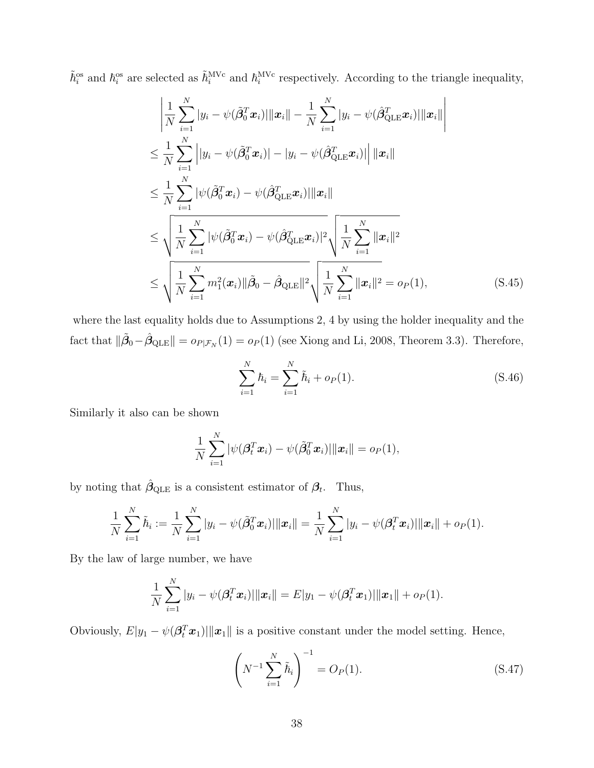$\tilde{\hbar}_i^{\text{os}}$ and $\hbar_i^{\text{os}}$ are selected as $\tilde{\hbar}_i^{\text{MVc}}$ and $\hbar_i^{\text{MVc}}$ respectively. According to the triangle inequality,

$$
\begin{aligned}
&\left| \frac{1}{N} \sum_{i=1}^{N} |y_i - \psi(\tilde{\boldsymbol{\beta}}_0^T \boldsymbol{x}_i)| \|\boldsymbol{x}_i\| - \frac{1}{N} \sum_{i=1}^{N} |y_i - \psi(\hat{\boldsymbol{\beta}}_{\text{QLE}}^T \boldsymbol{x}_i)| \|\boldsymbol{x}_i\| \right| \\
&\leq \frac{1}{N} \sum_{i=1}^{N} \Big| |y_i - \psi(\tilde{\boldsymbol{\beta}}_0^T \boldsymbol{x}_i)| - |y_i - \psi(\hat{\boldsymbol{\beta}}_{\text{QLE}}^T \boldsymbol{x}_i)| \Big| \|\boldsymbol{x}_i\| \\
&\leq \frac{1}{N} \sum_{i=1}^{N} |\psi(\tilde{\boldsymbol{\beta}}_0^T \boldsymbol{x}_i) - \psi(\hat{\boldsymbol{\beta}}_{\text{QLE}}^T \boldsymbol{x}_i)| \|\boldsymbol{x}_i\| \\
&\leq \sqrt{\frac{1}{N} \sum_{i=1}^{N} |\psi(\tilde{\boldsymbol{\beta}}_0^T \boldsymbol{x}_i) - \psi(\hat{\boldsymbol{\beta}}_{\text{QLE}}^T \boldsymbol{x}_i)|^2} \sqrt{\frac{1}{N} \sum_{i=1}^{N} \|\boldsymbol{x}_i\|^2} \\
&\leq \sqrt{\frac{1}{N} \sum_{i=1}^{N} m_1^2(\boldsymbol{x}_i) \|\tilde{\boldsymbol{\beta}}_0 - \hat{\boldsymbol{\beta}}_{\text{QLE}}\|^2} \sqrt{\frac{1}{N} \sum_{i=1}^{N} \|\boldsymbol{x}_i\|^2} = o_P(1), \qquad \text{(S.45)}
\end{aligned}
$$

where the last equality holds due to Assumptions 2, 4 by using the holder inequality and the fact that $\|\tilde{\boldsymbol{\beta}}_0 - \hat{\boldsymbol{\beta}}_{\text{QLE}}\| = o_{P|\mathcal{F}_N}(1) = o_P(1)$ (see Xiong and Li, 2008, Theorem 3.3). Therefore,

$$
\sum_{i=1}^{N} \hbar_i = \sum_{i=1}^{N} \tilde{\hbar}_i + o_P(1). \qquad \text{(S.46)}
$$

Similarly it also can be shown

$$
\frac{1}{N} \sum_{i=1}^{N} |\psi(\boldsymbol{\beta}_t^T \boldsymbol{x}_i) - \psi(\tilde{\boldsymbol{\beta}}_0^T \boldsymbol{x}_i)| \|\boldsymbol{x}_i\| = o_P(1),
$$

by noting that $\hat{\boldsymbol{\beta}}_{\text{QLE}}$ is a consistent estimator of $\boldsymbol{\beta}_t$. Thus,

$$
\frac{1}{N} \sum_{i=1}^{N} \tilde{\hbar}_i := \frac{1}{N} \sum_{i=1}^{N} |y_i - \psi(\tilde{\boldsymbol{\beta}}_0^T \boldsymbol{x}_i)| \|\boldsymbol{x}_i\| = \frac{1}{N} \sum_{i=1}^{N} |y_i - \psi(\boldsymbol{\beta}_t^T \boldsymbol{x}_i)| \|\boldsymbol{x}_i\| + o_P(1).
$$

By the law of large number, we have

$$
\frac{1}{N} \sum_{i=1}^{N} |y_i - \psi(\boldsymbol{\beta}_t^T \boldsymbol{x}_i)| \|\boldsymbol{x}_i\| = E|y_1 - \psi(\boldsymbol{\beta}_t^T \boldsymbol{x}_1)| \|\boldsymbol{x}_1\| + o_P(1).
$$

Obviously, $E|y_1 - \psi(\boldsymbol{\beta}_t^T \boldsymbol{x}_1)| \|\boldsymbol{x}_1\|$ is a positive constant under the model setting. Hence,

$$
\left( N^{-1} \sum_{i=1}^{N} \tilde{\hbar}_i \right)^{-1} = O_P(1). \qquad \text{(S.47)}
$$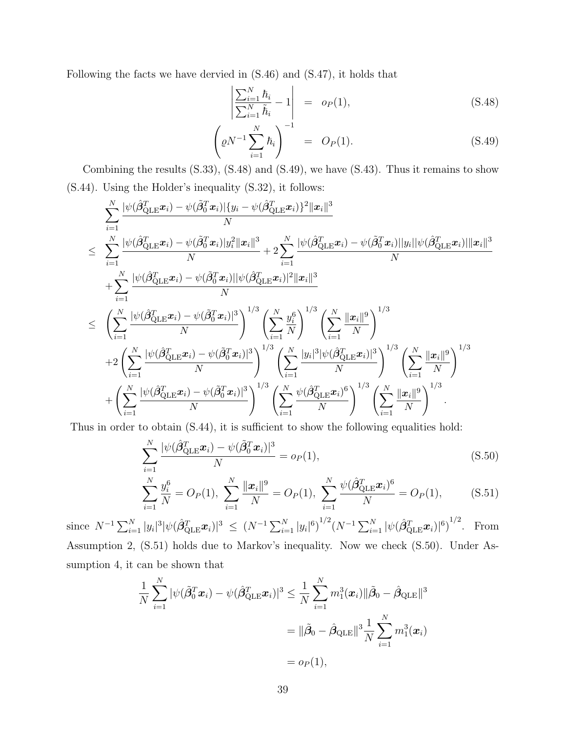Following the facts we have dervied in (S.46) and (S.47), it holds that

$$\left| \frac{\sum_{i=1}^N \hbar_i}{\sum_{i=1}^N \tilde{\hbar}_i} - 1 \right| = o_P(1), \tag{S.48}$$

$$\left( \varrho N^{-1} \sum_{i=1}^N \hbar_i \right)^{-1} = O_P(1). \tag{S.49}$$

Combining the results (S.33), (S.48) and (S.49), we have (S.43). Thus it remains to show (S.44). Using the Holder's inequality (S.32), it follows:

$$\begin{aligned}
&\sum_{i=1}^N \frac{|\psi(\hat{\boldsymbol{\beta}}_{\mathrm{QLE}}^T \boldsymbol{x}_i) - \psi(\tilde{\boldsymbol{\beta}}_0^T \boldsymbol{x}_i)| \{y_i - \psi(\hat{\boldsymbol{\beta}}_{\mathrm{QLE}}^T \boldsymbol{x}_i)\}^2 \|\boldsymbol{x}_i\|^3}{N} \\
\leq\ & \sum_{i=1}^N \frac{|\psi(\hat{\boldsymbol{\beta}}_{\mathrm{QLE}}^T \boldsymbol{x}_i) - \psi(\tilde{\boldsymbol{\beta}}_0^T \boldsymbol{x}_i)| y_i^2 \|\boldsymbol{x}_i\|^3}{N} + 2 \sum_{i=1}^N \frac{|\psi(\hat{\boldsymbol{\beta}}_{\mathrm{QLE}}^T \boldsymbol{x}_i) - \psi(\tilde{\boldsymbol{\beta}}_0^T \boldsymbol{x}_i)| |y_i| |\psi(\hat{\boldsymbol{\beta}}_{\mathrm{QLE}}^T \boldsymbol{x}_i)| \|\boldsymbol{x}_i\|^3}{N} \\
&+ \sum_{i=1}^N \frac{|\psi(\hat{\boldsymbol{\beta}}_{\mathrm{QLE}}^T \boldsymbol{x}_i) - \psi(\tilde{\boldsymbol{\beta}}_0^T \boldsymbol{x}_i)| |\psi(\hat{\boldsymbol{\beta}}_{\mathrm{QLE}}^T \boldsymbol{x}_i)|^2 \|\boldsymbol{x}_i\|^3}{N} \\
\leq\ & \left( \sum_{i=1}^N \frac{|\psi(\hat{\boldsymbol{\beta}}_{\mathrm{QLE}}^T \boldsymbol{x}_i) - \psi(\tilde{\boldsymbol{\beta}}_0^T \boldsymbol{x}_i)|^3}{N} \right)^{1/3} \left( \sum_{i=1}^N \frac{y_i^6}{N} \right)^{1/3} \left( \sum_{i=1}^N \frac{\|\boldsymbol{x}_i\|^9}{N} \right)^{1/3} \\
&+ 2 \left( \sum_{i=1}^N \frac{|\psi(\hat{\boldsymbol{\beta}}_{\mathrm{QLE}}^T \boldsymbol{x}_i) - \psi(\tilde{\boldsymbol{\beta}}_0^T \boldsymbol{x}_i)|^3}{N} \right)^{1/3} \left( \sum_{i=1}^N \frac{|y_i|^3 |\psi(\hat{\boldsymbol{\beta}}_{\mathrm{QLE}}^T \boldsymbol{x}_i)|^3}{N} \right)^{1/3} \left( \sum_{i=1}^N \frac{\|\boldsymbol{x}_i\|^9}{N} \right)^{1/3} \\
&+ \left( \sum_{i=1}^N \frac{|\psi(\hat{\boldsymbol{\beta}}_{\mathrm{QLE}}^T \boldsymbol{x}_i) - \psi(\tilde{\boldsymbol{\beta}}_0^T \boldsymbol{x}_i)|^3}{N} \right)^{1/3} \left( \sum_{i=1}^N \frac{\psi(\hat{\boldsymbol{\beta}}_{\mathrm{QLE}}^T \boldsymbol{x}_i)^6}{N} \right)^{1/3} \left( \sum_{i=1}^N \frac{\|\boldsymbol{x}_i\|^9}{N} \right)^{1/3}.
\end{aligned}$$

Thus in order to obtain (S.44), it is sufficient to show the following equalities hold:

$$\sum_{i=1}^N \frac{|\psi(\hat{\boldsymbol{\beta}}_{\mathrm{QLE}}^T \boldsymbol{x}_i) - \psi(\tilde{\boldsymbol{\beta}}_0^T \boldsymbol{x}_i)|^3}{N} = o_P(1), \tag{S.50}$$

$$\sum_{i=1}^N \frac{y_i^6}{N} = O_P(1), \ \sum_{i=1}^N \frac{\|\boldsymbol{x}_i\|^9}{N} = O_P(1), \ \sum_{i=1}^N \frac{\psi(\hat{\boldsymbol{\beta}}_{\mathrm{QLE}}^T \boldsymbol{x}_i)^6}{N} = O_P(1), \tag{S.51}$$

since $N^{-1} \sum_{i=1}^N |y_i|^3 |\psi(\hat{\boldsymbol{\beta}}_{\mathrm{QLE}}^T \boldsymbol{x}_i)|^3 \leq \left(N^{-1} \sum_{i=1}^N |y_i|^6\right)^{1/2} \left(N^{-1} \sum_{i=1}^N |\psi(\hat{\boldsymbol{\beta}}_{\mathrm{QLE}}^T \boldsymbol{x}_i)|^6\right)^{1/2}$. From Assumption 2, (S.51) holds due to Markov's inequality. Now we check (S.50). Under Assumption 4, it can be shown that

$$\begin{aligned}
\frac{1}{N} \sum_{i=1}^N |\psi(\tilde{\boldsymbol{\beta}}_0^T \boldsymbol{x}_i) - \psi(\hat{\boldsymbol{\beta}}_{\mathrm{QLE}}^T \boldsymbol{x}_i)|^3 &\leq \frac{1}{N} \sum_{i=1}^N m_1^3(\boldsymbol{x}_i) \|\tilde{\boldsymbol{\beta}}_0 - \hat{\boldsymbol{\beta}}_{\mathrm{QLE}}\|^3 \\
&= \|\tilde{\boldsymbol{\beta}}_0 - \hat{\boldsymbol{\beta}}_{\mathrm{QLE}}\|^3 \frac{1}{N} \sum_{i=1}^N m_1^3(\boldsymbol{x}_i) \\
&= o_P(1),
\end{aligned}$$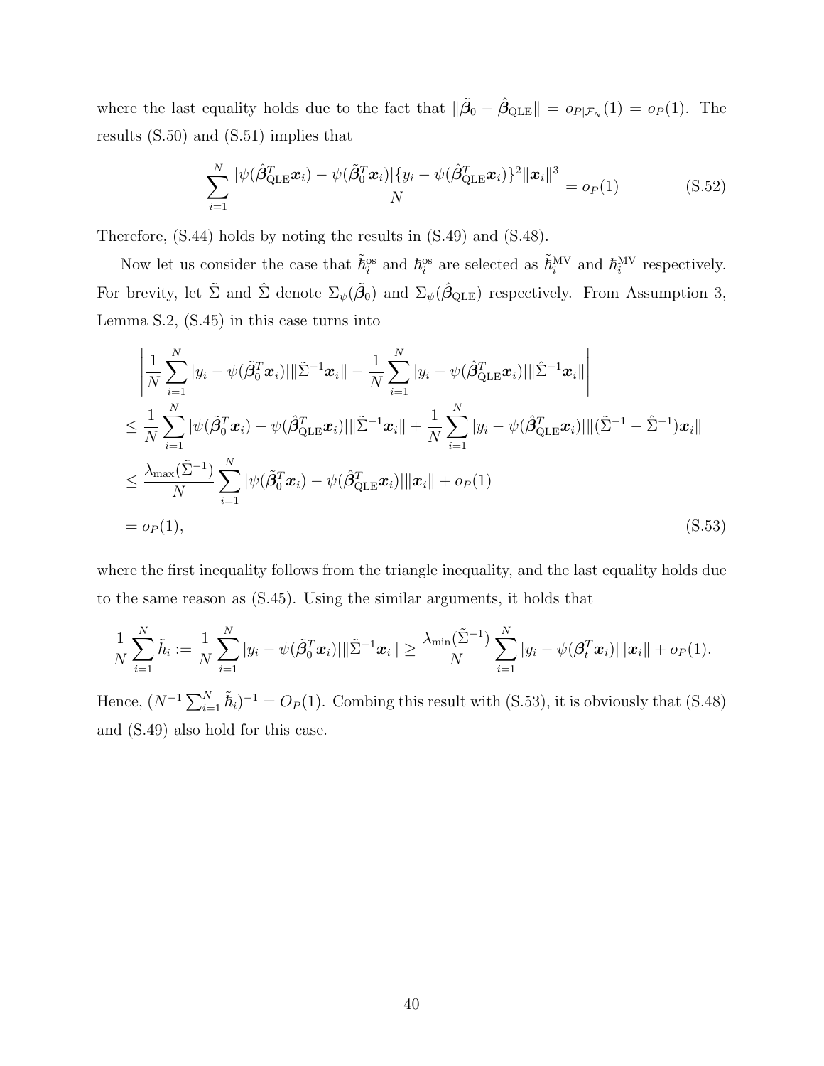where the last equality holds due to the fact that $\|\tilde{\boldsymbol{\beta}}_0 - \hat{\boldsymbol{\beta}}_{\mathrm{QLE}}\| = o_{P|\mathcal{F}_N}(1) = o_P(1)$. The results (S.50) and (S.51) implies that

$$\sum_{i=1}^{N} \frac{|\psi(\hat{\boldsymbol{\beta}}_{\mathrm{QLE}}^T \boldsymbol{x}_i) - \psi(\tilde{\boldsymbol{\beta}}_0^T \boldsymbol{x}_i)|\{y_i - \psi(\hat{\boldsymbol{\beta}}_{\mathrm{QLE}}^T \boldsymbol{x}_i)\}^2 \|\boldsymbol{x}_i\|^3}{N} = o_P(1) \tag{S.52}$$

Therefore, (S.44) holds by noting the results in (S.49) and (S.48).

Now let us consider the case that $\tilde{\hbar}_i^{\mathrm{os}}$ and $\hbar_i^{\mathrm{os}}$ are selected as $\tilde{\hbar}_i^{\mathrm{MV}}$ and $\hbar_i^{\mathrm{MV}}$ respectively. For brevity, let $\tilde{\Sigma}$ and $\hat{\Sigma}$ denote $\Sigma_\psi(\tilde{\boldsymbol{\beta}}_0)$ and $\Sigma_\psi(\hat{\boldsymbol{\beta}}_{\mathrm{QLE}})$ respectively. From Assumption 3, Lemma S.2, (S.45) in this case turns into

$$\begin{aligned}
&\left| \frac{1}{N}\sum_{i=1}^{N} |y_i - \psi(\tilde{\boldsymbol{\beta}}_0^T \boldsymbol{x}_i)| \|\tilde{\Sigma}^{-1}\boldsymbol{x}_i\| - \frac{1}{N}\sum_{i=1}^{N} |y_i - \psi(\hat{\boldsymbol{\beta}}_{\mathrm{QLE}}^T \boldsymbol{x}_i)| \|\hat{\Sigma}^{-1}\boldsymbol{x}_i\| \right| \\
&\leq \frac{1}{N}\sum_{i=1}^{N} |\psi(\tilde{\boldsymbol{\beta}}_0^T \boldsymbol{x}_i) - \psi(\hat{\boldsymbol{\beta}}_{\mathrm{QLE}}^T \boldsymbol{x}_i)| \|\tilde{\Sigma}^{-1}\boldsymbol{x}_i\| + \frac{1}{N}\sum_{i=1}^{N} |y_i - \psi(\hat{\boldsymbol{\beta}}_{\mathrm{QLE}}^T \boldsymbol{x}_i)| \|(\tilde{\Sigma}^{-1} - \hat{\Sigma}^{-1})\boldsymbol{x}_i\| \\
&\leq \frac{\lambda_{\max}(\tilde{\Sigma}^{-1})}{N}\sum_{i=1}^{N} |\psi(\tilde{\boldsymbol{\beta}}_0^T \boldsymbol{x}_i) - \psi(\hat{\boldsymbol{\beta}}_{\mathrm{QLE}}^T \boldsymbol{x}_i)| \|\boldsymbol{x}_i\| + o_P(1) \\
&= o_P(1),
\end{aligned} \tag{S.53}$$

where the first inequality follows from the triangle inequality, and the last equality holds due to the same reason as (S.45). Using the similar arguments, it holds that

$$\frac{1}{N}\sum_{i=1}^{N} \tilde{\hbar}_i := \frac{1}{N}\sum_{i=1}^{N} |y_i - \psi(\tilde{\boldsymbol{\beta}}_0^T \boldsymbol{x}_i)| \|\tilde{\Sigma}^{-1}\boldsymbol{x}_i\| \geq \frac{\lambda_{\min}(\tilde{\Sigma}^{-1})}{N}\sum_{i=1}^{N} |y_i - \psi(\boldsymbol{\beta}_t^T \boldsymbol{x}_i)| \|\boldsymbol{x}_i\| + o_P(1).$$

Hence, $(N^{-1}\sum_{i=1}^{N} \tilde{\hbar}_i)^{-1} = O_P(1)$. Combing this result with (S.53), it is obviously that (S.48) and (S.49) also hold for this case.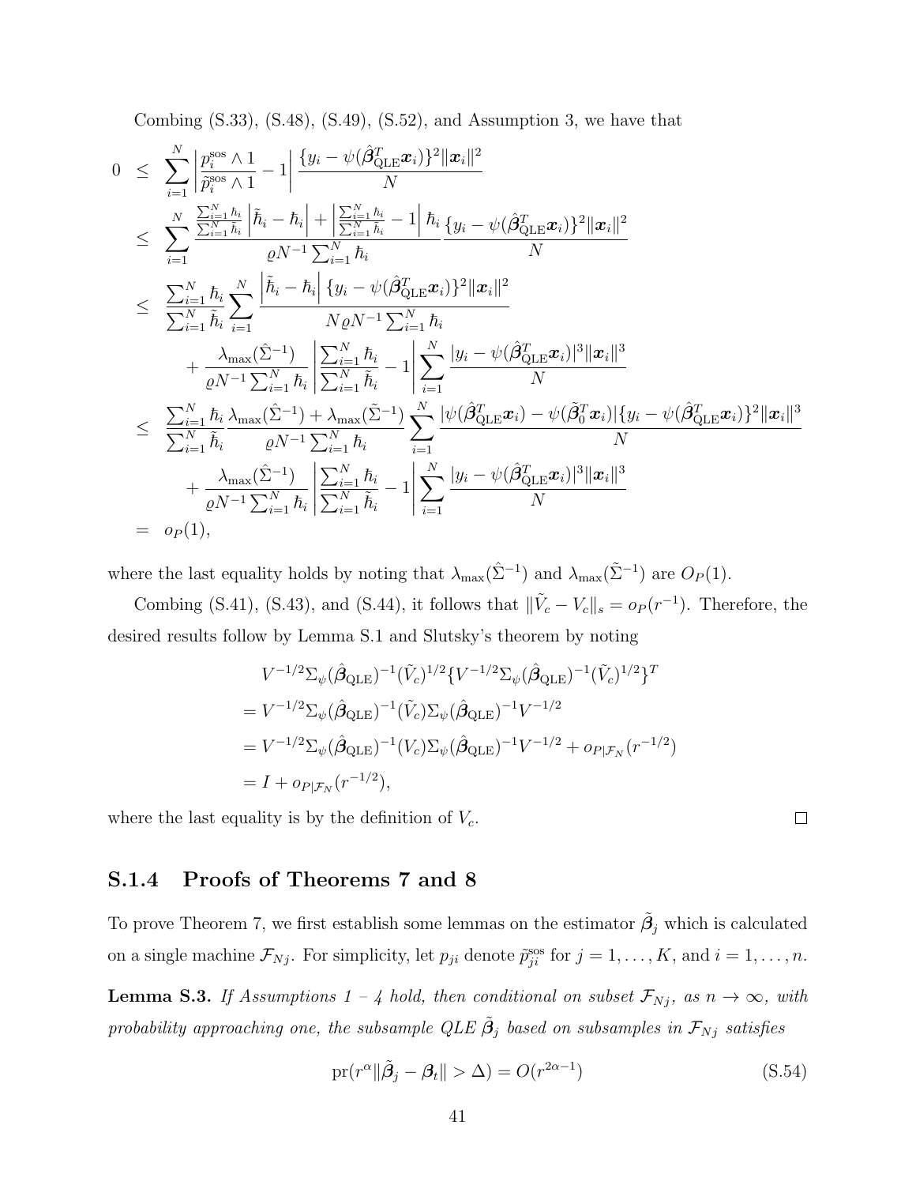Combing (S.33), (S.48), (S.49), (S.52), and Assumption 3, we have that

$$
\begin{aligned}
0 &\leq \sum_{i=1}^{N} \left| \frac{p_i^{\text{sos}} \wedge 1}{\tilde{p}_i^{\text{sos}} \wedge 1} - 1 \right| \frac{\{y_i - \psi(\hat{\boldsymbol{\beta}}_{\text{QLE}}^T \boldsymbol{x}_i)\}^2 \|\boldsymbol{x}_i\|^2}{N} \\
&\leq \sum_{i=1}^{N} \frac{\frac{\sum_{i=1}^N \hbar_i}{\sum_{i=1}^N \tilde{\hbar}_i} \left| \tilde{\hbar}_i - \hbar_i \right| + \left| \frac{\sum_{i=1}^N \hbar_i}{\sum_{i=1}^N \tilde{\hbar}_i} - 1 \right| \hbar_i}{\varrho N^{-1} \sum_{i=1}^N \hbar_i} \frac{\{y_i - \psi(\hat{\boldsymbol{\beta}}_{\text{QLE}}^T \boldsymbol{x}_i)\}^2 \|\boldsymbol{x}_i\|^2}{N} \\
&\leq \frac{\sum_{i=1}^N \hbar_i}{\sum_{i=1}^N \tilde{\hbar}_i} \sum_{i=1}^{N} \frac{\left| \tilde{\hbar}_i - \hbar_i \right| \{y_i - \psi(\hat{\boldsymbol{\beta}}_{\text{QLE}}^T \boldsymbol{x}_i)\}^2 \|\boldsymbol{x}_i\|^2}{N \varrho N^{-1} \sum_{i=1}^N \hbar_i} \\
&\quad + \frac{\lambda_{\max}(\hat{\Sigma}^{-1})}{\varrho N^{-1} \sum_{i=1}^N \hbar_i} \left| \frac{\sum_{i=1}^N \hbar_i}{\sum_{i=1}^N \tilde{\hbar}_i} - 1 \right| \sum_{i=1}^{N} \frac{|y_i - \psi(\hat{\boldsymbol{\beta}}_{\text{QLE}}^T \boldsymbol{x}_i)|^3 \|\boldsymbol{x}_i\|^3}{N} \\
&\leq \frac{\sum_{i=1}^N \hbar_i}{\sum_{i=1}^N \tilde{\hbar}_i} \frac{\lambda_{\max}(\hat{\Sigma}^{-1}) + \lambda_{\max}(\tilde{\Sigma}^{-1})}{\varrho N^{-1} \sum_{i=1}^N \hbar_i} \sum_{i=1}^{N} \frac{|\psi(\hat{\boldsymbol{\beta}}_{\text{QLE}}^T \boldsymbol{x}_i) - \psi(\tilde{\boldsymbol{\beta}}_0^T \boldsymbol{x}_i)| \{y_i - \psi(\hat{\boldsymbol{\beta}}_{\text{QLE}}^T \boldsymbol{x}_i)\}^2 \|\boldsymbol{x}_i\|^3}{N} \\
&\quad + \frac{\lambda_{\max}(\hat{\Sigma}^{-1})}{\varrho N^{-1} \sum_{i=1}^N \hbar_i} \left| \frac{\sum_{i=1}^N \hbar_i}{\sum_{i=1}^N \tilde{\hbar}_i} - 1 \right| \sum_{i=1}^{N} \frac{|y_i - \psi(\hat{\boldsymbol{\beta}}_{\text{QLE}}^T \boldsymbol{x}_i)|^3 \|\boldsymbol{x}_i\|^3}{N} \\
&= o_P(1),
\end{aligned}
$$

where the last equality holds by noting that $\lambda_{\max}(\hat{\Sigma}^{-1})$ and $\lambda_{\max}(\tilde{\Sigma}^{-1})$ are $O_P(1)$.

Combing (S.41), (S.43), and (S.44), it follows that $\|\tilde{V}_c - V_c\|_s = o_P(r^{-1})$. Therefore, the desired results follow by Lemma S.1 and Slutsky's theorem by noting

$$
\begin{aligned}
& V^{-1/2} \Sigma_{\psi}(\hat{\boldsymbol{\beta}}_{\text{QLE}})^{-1} (\tilde{V}_c)^{1/2} \{V^{-1/2} \Sigma_{\psi}(\hat{\boldsymbol{\beta}}_{\text{QLE}})^{-1} (\tilde{V}_c)^{1/2}\}^T \\
&= V^{-1/2} \Sigma_{\psi}(\hat{\boldsymbol{\beta}}_{\text{QLE}})^{-1} (\tilde{V}_c) \Sigma_{\psi}(\hat{\boldsymbol{\beta}}_{\text{QLE}})^{-1} V^{-1/2} \\
&= V^{-1/2} \Sigma_{\psi}(\hat{\boldsymbol{\beta}}_{\text{QLE}})^{-1} (V_c) \Sigma_{\psi}(\hat{\boldsymbol{\beta}}_{\text{QLE}})^{-1} V^{-1/2} + o_{P|\mathcal{F}_N}(r^{-1/2}) \\
&= I + o_{P|\mathcal{F}_N}(r^{-1/2}),
\end{aligned}
$$

where the last equality is by the definition of $V_c$. □

### S.1.4 Proofs of Theorems 7 and 8

To prove Theorem 7, we first establish some lemmas on the estimator $\tilde{\boldsymbol{\beta}}_j$ which is calculated on a single machine $\mathcal{F}_{Nj}$. For simplicity, let $p_{ji}$ denote $\tilde{p}_{ji}^{\text{sos}}$ for $j = 1, \ldots, K$, and $i = 1, \ldots, n$.

**Lemma S.3.** *If Assumptions 1 – 4 hold, then conditional on subset $\mathcal{F}_{Nj}$, as $n \to \infty$, with probability approaching one, the subsample QLE $\tilde{\boldsymbol{\beta}}_j$ based on subsamples in $\mathcal{F}_{Nj}$ satisfies*

$$
\text{pr}(r^{\alpha} \|\tilde{\boldsymbol{\beta}}_j - \boldsymbol{\beta}_t\| > \Delta) = O(r^{2\alpha - 1}) \tag{S.54}
$$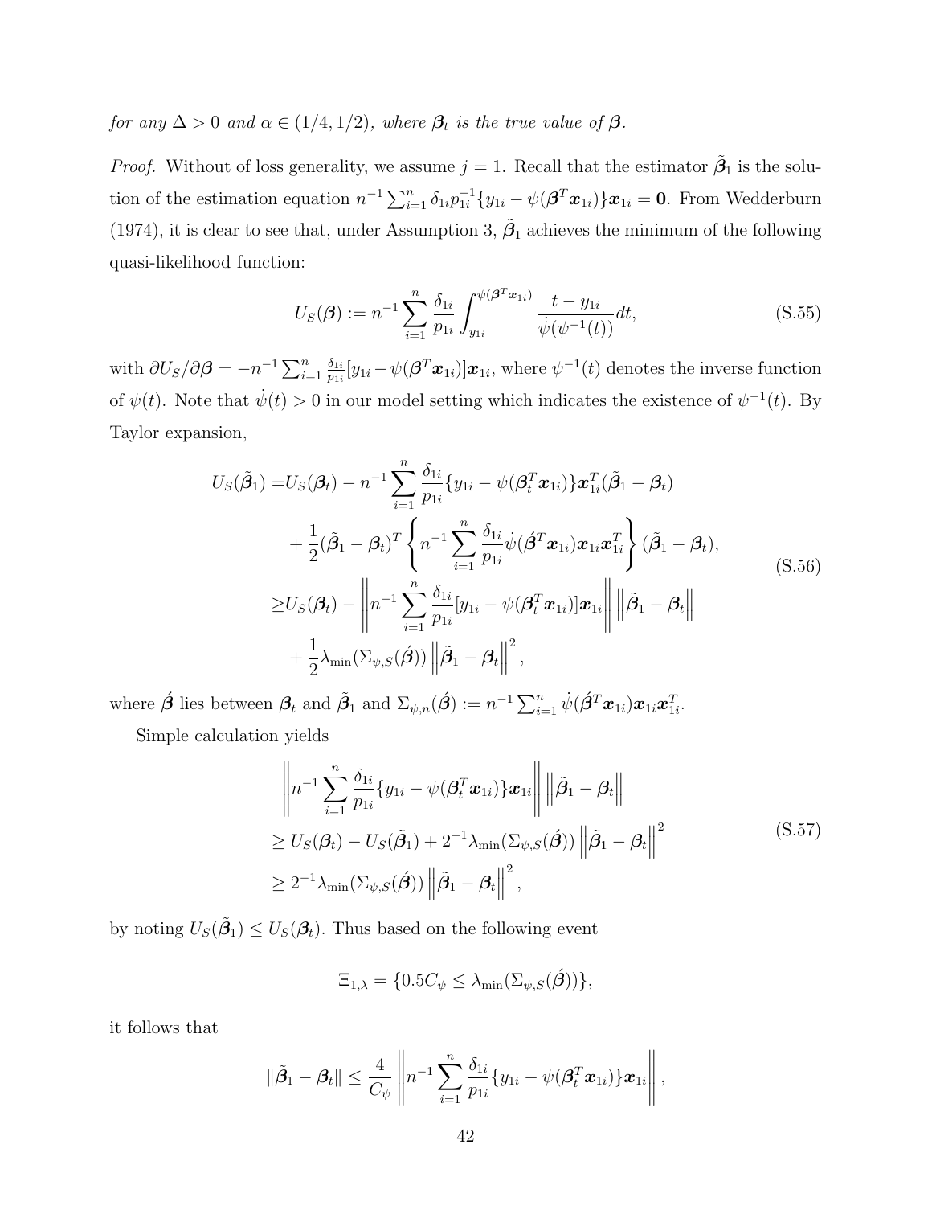*for any $\Delta > 0$ and $\alpha \in (1/4, 1/2)$, where $\boldsymbol{\beta}_t$ is the true value of $\boldsymbol{\beta}$.*

*Proof.* Without of loss generality, we assume $j = 1$. Recall that the estimator $\tilde{\boldsymbol{\beta}}_1$ is the solution of the estimation equation $n^{-1}\sum_{i=1}^n \delta_{1i} p_{1i}^{-1}\{y_{1i} - \psi(\boldsymbol{\beta}^T \boldsymbol{x}_{1i})\}\boldsymbol{x}_{1i} = \mathbf{0}$. From Wedderburn (1974), it is clear to see that, under Assumption 3, $\tilde{\boldsymbol{\beta}}_1$ achieves the minimum of the following quasi-likelihood function:

$$U_S(\boldsymbol{\beta}) := n^{-1} \sum_{i=1}^n \frac{\delta_{1i}}{p_{1i}} \int_{y_{1i}}^{\psi(\boldsymbol{\beta}^T \boldsymbol{x}_{1i})} \frac{t - y_{1i}}{\dot{\psi}(\psi^{-1}(t))} dt, \tag{S.55}$$

with $\partial U_S / \partial \boldsymbol{\beta} = -n^{-1} \sum_{i=1}^n \frac{\delta_{1i}}{p_{1i}} [y_{1i} - \psi(\boldsymbol{\beta}^T \boldsymbol{x}_{1i})]\boldsymbol{x}_{1i}$, where $\psi^{-1}(t)$ denotes the inverse function of $\psi(t)$. Note that $\dot{\psi}(t) > 0$ in our model setting which indicates the existence of $\psi^{-1}(t)$. By Taylor expansion,

$$\begin{aligned}
U_S(\tilde{\boldsymbol{\beta}}_1) =& U_S(\boldsymbol{\beta}_t) - n^{-1} \sum_{i=1}^n \frac{\delta_{1i}}{p_{1i}} \{y_{1i} - \psi(\boldsymbol{\beta}_t^T \boldsymbol{x}_{1i})\}\boldsymbol{x}_{1i}^T (\tilde{\boldsymbol{\beta}}_1 - \boldsymbol{\beta}_t) \\
&+ \frac{1}{2} (\tilde{\boldsymbol{\beta}}_1 - \boldsymbol{\beta}_t)^T \left\{ n^{-1} \sum_{i=1}^n \frac{\delta_{1i}}{p_{1i}} \dot{\psi}(\acute{\boldsymbol{\beta}}^T \boldsymbol{x}_{1i}) \boldsymbol{x}_{1i} \boldsymbol{x}_{1i}^T \right\} (\tilde{\boldsymbol{\beta}}_1 - \boldsymbol{\beta}_t), \\
\geq& U_S(\boldsymbol{\beta}_t) - \left\| n^{-1} \sum_{i=1}^n \frac{\delta_{1i}}{p_{1i}} [y_{1i} - \psi(\boldsymbol{\beta}_t^T \boldsymbol{x}_{1i})]\boldsymbol{x}_{1i} \right\| \left\| \tilde{\boldsymbol{\beta}}_1 - \boldsymbol{\beta}_t \right\| \\
&+ \frac{1}{2} \lambda_{\min}(\Sigma_{\psi,S}(\acute{\boldsymbol{\beta}})) \left\| \tilde{\boldsymbol{\beta}}_1 - \boldsymbol{\beta}_t \right\|^2,
\end{aligned} \tag{S.56}$$

where $\acute{\boldsymbol{\beta}}$ lies between $\boldsymbol{\beta}_t$ and $\tilde{\boldsymbol{\beta}}_1$ and $\Sigma_{\psi,n}(\acute{\boldsymbol{\beta}}) := n^{-1} \sum_{i=1}^n \dot{\psi}(\acute{\boldsymbol{\beta}}^T \boldsymbol{x}_{1i}) \boldsymbol{x}_{1i} \boldsymbol{x}_{1i}^T$.

Simple calculation yields

$$\begin{aligned}
&\left\| n^{-1} \sum_{i=1}^n \frac{\delta_{1i}}{p_{1i}} \{y_{1i} - \psi(\boldsymbol{\beta}_t^T \boldsymbol{x}_{1i})\}\boldsymbol{x}_{1i} \right\| \left\| \tilde{\boldsymbol{\beta}}_1 - \boldsymbol{\beta}_t \right\| \\
&\geq U_S(\boldsymbol{\beta}_t) - U_S(\tilde{\boldsymbol{\beta}}_1) + 2^{-1} \lambda_{\min}(\Sigma_{\psi,S}(\acute{\boldsymbol{\beta}})) \left\| \tilde{\boldsymbol{\beta}}_1 - \boldsymbol{\beta}_t \right\|^2 \\
&\geq 2^{-1} \lambda_{\min}(\Sigma_{\psi,S}(\acute{\boldsymbol{\beta}})) \left\| \tilde{\boldsymbol{\beta}}_1 - \boldsymbol{\beta}_t \right\|^2,
\end{aligned} \tag{S.57}$$

by noting $U_S(\tilde{\boldsymbol{\beta}}_1) \leq U_S(\boldsymbol{\beta}_t)$. Thus based on the following event

$$\Xi_{1,\lambda} = \{0.5 C_\psi \leq \lambda_{\min}(\Sigma_{\psi,S}(\acute{\boldsymbol{\beta}}))\},$$

it follows that

$$\|\tilde{\boldsymbol{\beta}}_1 - \boldsymbol{\beta}_t\| \leq \frac{4}{C_\psi} \left\| n^{-1} \sum_{i=1}^n \frac{\delta_{1i}}{p_{1i}} \{y_{1i} - \psi(\boldsymbol{\beta}_t^T \boldsymbol{x}_{1i})\}\boldsymbol{x}_{1i} \right\|,$$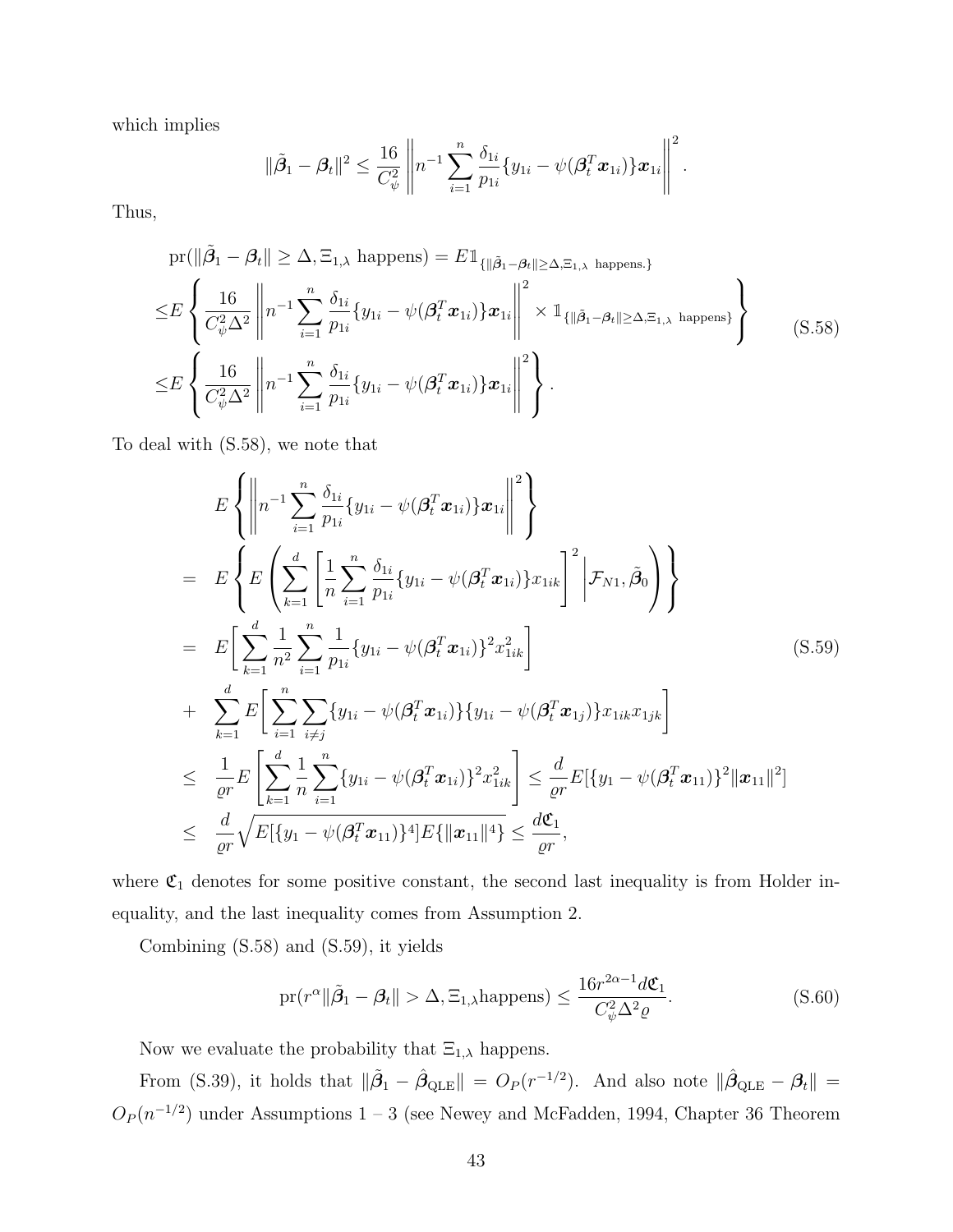which implies

$$\|\tilde{\boldsymbol{\beta}}_1 - \boldsymbol{\beta}_t\|^2 \leq \frac{16}{C_\psi^2} \left\| n^{-1} \sum_{i=1}^n \frac{\delta_{1i}}{p_{1i}} \{y_{1i} - \psi(\boldsymbol{\beta}_t^T \boldsymbol{x}_{1i})\} \boldsymbol{x}_{1i} \right\|^2 .$$

Thus,

$$\begin{aligned}
&\operatorname{pr}(\|\tilde{\boldsymbol{\beta}}_1 - \boldsymbol{\beta}_t\| \geq \Delta, \Xi_{1,\lambda} \text{ happens}) = E \mathbb{1}_{\{\|\tilde{\boldsymbol{\beta}}_1 - \boldsymbol{\beta}_t\| \geq \Delta, \Xi_{1,\lambda} \text{ happens.}\}} \\
\leq& E \left\{ \frac{16}{C_\psi^2 \Delta^2} \left\| n^{-1} \sum_{i=1}^n \frac{\delta_{1i}}{p_{1i}} \{y_{1i} - \psi(\boldsymbol{\beta}_t^T \boldsymbol{x}_{1i})\} \boldsymbol{x}_{1i} \right\|^2 \times \mathbb{1}_{\{\|\tilde{\boldsymbol{\beta}}_1 - \boldsymbol{\beta}_t\| \geq \Delta, \Xi_{1,\lambda} \text{ happens}\}} \right\} \\
\leq& E \left\{ \frac{16}{C_\psi^2 \Delta^2} \left\| n^{-1} \sum_{i=1}^n \frac{\delta_{1i}}{p_{1i}} \{y_{1i} - \psi(\boldsymbol{\beta}_t^T \boldsymbol{x}_{1i})\} \boldsymbol{x}_{1i} \right\|^2 \right\} .
\end{aligned} \tag{S.58}$$

To deal with (S.58), we note that

$$\begin{aligned}
& E \left\{ \left\| n^{-1} \sum_{i=1}^n \frac{\delta_{1i}}{p_{1i}} \{y_{1i} - \psi(\boldsymbol{\beta}_t^T \boldsymbol{x}_{1i})\} \boldsymbol{x}_{1i} \right\|^2 \right\} \\
=\ & E \left\{ E \left( \sum_{k=1}^d \left[ \frac{1}{n} \sum_{i=1}^n \frac{\delta_{1i}}{p_{1i}} \{y_{1i} - \psi(\boldsymbol{\beta}_t^T \boldsymbol{x}_{1i})\} x_{1ik} \right]^2 \middle| \mathcal{F}_{N1}, \tilde{\boldsymbol{\beta}}_0 \right) \right\} \\
=\ & E \bigg[ \sum_{k=1}^d \frac{1}{n^2} \sum_{i=1}^n \frac{1}{p_{1i}} \{y_{1i} - \psi(\boldsymbol{\beta}_t^T \boldsymbol{x}_{1i})\}^2 x_{1ik}^2 \bigg] \\
+\ & \sum_{k=1}^d E \bigg[ \sum_{i=1}^n \sum_{i \neq j} \{y_{1i} - \psi(\boldsymbol{\beta}_t^T \boldsymbol{x}_{1i})\} \{y_{1i} - \psi(\boldsymbol{\beta}_t^T \boldsymbol{x}_{1j})\} x_{1ik} x_{1jk} \bigg] \\
\leq\ & \frac{1}{\varrho r} E \left[ \sum_{k=1}^d \frac{1}{n} \sum_{i=1}^n \{y_{1i} - \psi(\boldsymbol{\beta}_t^T \boldsymbol{x}_{1i})\}^2 x_{1ik}^2 \right] \leq \frac{d}{\varrho r} E[\{y_1 - \psi(\boldsymbol{\beta}_t^T \boldsymbol{x}_{11})\}^2 \|\boldsymbol{x}_{11}\|^2] \\
\leq\ & \frac{d}{\varrho r} \sqrt{E[\{y_1 - \psi(\boldsymbol{\beta}_t^T \boldsymbol{x}_{11})\}^4] E\{\|\boldsymbol{x}_{11}\|^4\}} \leq \frac{d \mathfrak{C}_1}{\varrho r},
\end{aligned} \tag{S.59}$$

where $\mathfrak{C}_1$ denotes for some positive constant, the second last inequality is from Holder inequality, and the last inequality comes from Assumption 2.

Combining (S.58) and (S.59), it yields

$$\operatorname{pr}(r^\alpha \|\tilde{\boldsymbol{\beta}}_1 - \boldsymbol{\beta}_t\| > \Delta, \Xi_{1,\lambda} \text{happens}) \leq \frac{16 r^{2\alpha - 1} d \mathfrak{C}_1}{C_\psi^2 \Delta^2 \varrho}. \tag{S.60}$$

Now we evaluate the probability that $\Xi_{1,\lambda}$ happens.

From (S.39), it holds that $\|\tilde{\boldsymbol{\beta}}_1 - \hat{\boldsymbol{\beta}}_{\text{QLE}}\| = O_P(r^{-1/2})$. And also note $\|\hat{\boldsymbol{\beta}}_{\text{QLE}} - \boldsymbol{\beta}_t\| = O_P(n^{-1/2})$ under Assumptions 1 – 3 (see Newey and McFadden, 1994, Chapter 36 Theorem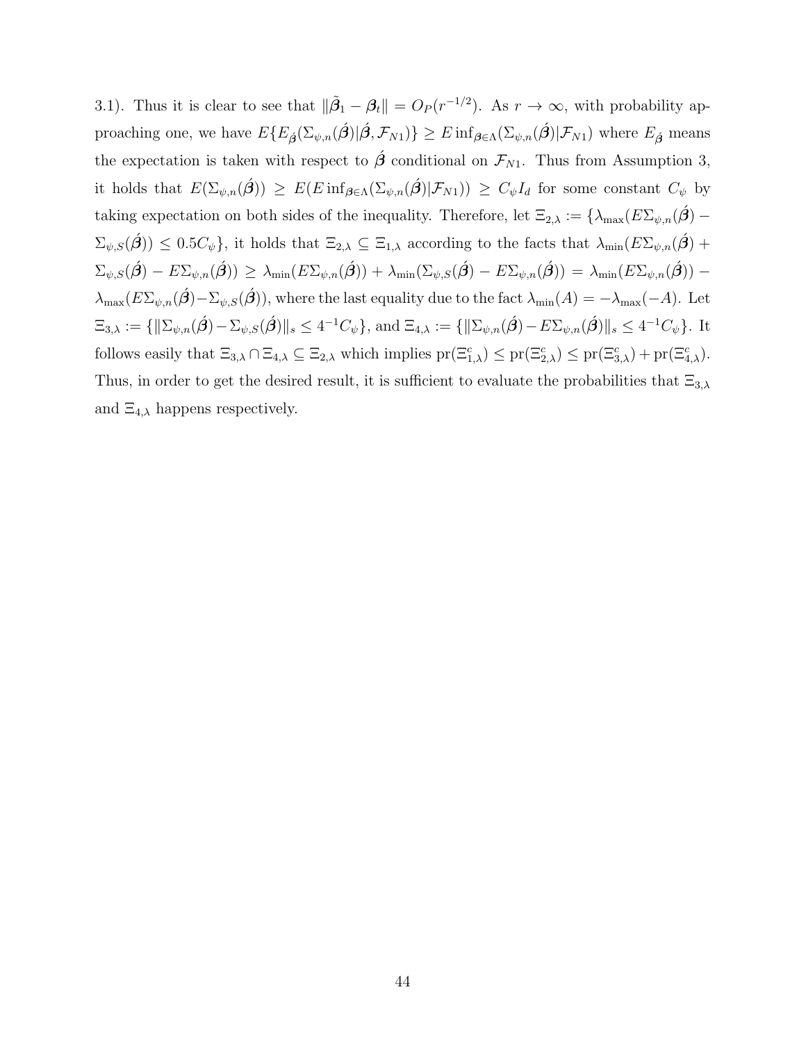3.1). Thus it is clear to see that $\|\tilde{\boldsymbol{\beta}}_1 - \boldsymbol{\beta}_t\| = O_P(r^{-1/2})$. As $r \to \infty$, with probability approaching one, we have $E\{E_{\acute{\boldsymbol{\beta}}}(\Sigma_{\psi,n}(\acute{\boldsymbol{\beta}})|\acute{\boldsymbol{\beta}}, \mathcal{F}_{N1})\} \geq E\inf_{\boldsymbol{\beta}\in\Lambda}(\Sigma_{\psi,n}(\acute{\boldsymbol{\beta}})|\mathcal{F}_{N1})$ where $E_{\acute{\boldsymbol{\beta}}}$ means the expectation is taken with respect to $\acute{\boldsymbol{\beta}}$ conditional on $\mathcal{F}_{N1}$. Thus from Assumption 3, it holds that $E(\Sigma_{\psi,n}(\acute{\boldsymbol{\beta}})) \geq E(E\inf_{\boldsymbol{\beta}\in\Lambda}(\Sigma_{\psi,n}(\acute{\boldsymbol{\beta}})|\mathcal{F}_{N1})) \geq C_\psi I_d$ for some constant $C_\psi$ by taking expectation on both sides of the inequality. Therefore, let $\Xi_{2,\lambda} := \{\lambda_{\max}(E\Sigma_{\psi,n}(\acute{\boldsymbol{\beta}}) - \Sigma_{\psi,S}(\acute{\boldsymbol{\beta}})) \leq 0.5C_\psi\}$, it holds that $\Xi_{2,\lambda} \subseteq \Xi_{1,\lambda}$ according to the facts that $\lambda_{\min}(E\Sigma_{\psi,n}(\acute{\boldsymbol{\beta}}) + \Sigma_{\psi,S}(\acute{\boldsymbol{\beta}}) - E\Sigma_{\psi,n}(\acute{\boldsymbol{\beta}})) \geq \lambda_{\min}(E\Sigma_{\psi,n}(\acute{\boldsymbol{\beta}})) + \lambda_{\min}(\Sigma_{\psi,S}(\acute{\boldsymbol{\beta}}) - E\Sigma_{\psi,n}(\acute{\boldsymbol{\beta}})) = \lambda_{\min}(E\Sigma_{\psi,n}(\acute{\boldsymbol{\beta}})) - \lambda_{\max}(E\Sigma_{\psi,n}(\acute{\boldsymbol{\beta}}) - \Sigma_{\psi,S}(\acute{\boldsymbol{\beta}}))$, where the last equality due to the fact $\lambda_{\min}(A) = -\lambda_{\max}(-A)$. Let $\Xi_{3,\lambda} := \{\|\Sigma_{\psi,n}(\acute{\boldsymbol{\beta}}) - \Sigma_{\psi,S}(\acute{\boldsymbol{\beta}})\|_s \leq 4^{-1}C_\psi\}$, and $\Xi_{4,\lambda} := \{\|\Sigma_{\psi,n}(\acute{\boldsymbol{\beta}}) - E\Sigma_{\psi,n}(\acute{\boldsymbol{\beta}})\|_s \leq 4^{-1}C_\psi\}$. It follows easily that $\Xi_{3,\lambda} \cap \Xi_{4,\lambda} \subseteq \Xi_{2,\lambda}$ which implies $\mathrm{pr}(\Xi_{1,\lambda}^c) \leq \mathrm{pr}(\Xi_{2,\lambda}^c) \leq \mathrm{pr}(\Xi_{3,\lambda}^c) + \mathrm{pr}(\Xi_{4,\lambda}^c)$. Thus, in order to get the desired result, it is sufficient to evaluate the probabilities that $\Xi_{3,\lambda}$ and $\Xi_{4,\lambda}$ happens respectively.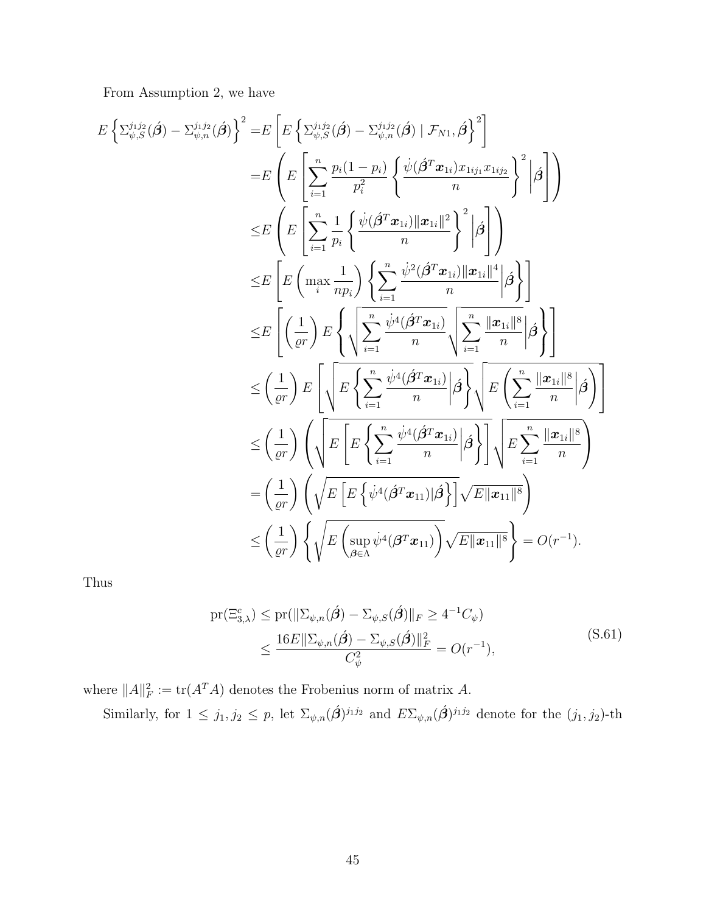From Assumption 2, we have

$$
\begin{aligned}
E\left\{\Sigma_{\psi,S}^{j_1j_2}(\acute{\boldsymbol{\beta}})-\Sigma_{\psi,n}^{j_1j_2}(\acute{\boldsymbol{\beta}})\right\}^2 =& E\left[E\left\{\Sigma_{\psi,S}^{j_1j_2}(\acute{\boldsymbol{\beta}})-\Sigma_{\psi,n}^{j_1j_2}(\acute{\boldsymbol{\beta}})\mid \mathcal{F}_{N1},\acute{\boldsymbol{\beta}}\right\}^2\right] \\
=& E\left(E\left[\sum_{i=1}^{n}\frac{p_i(1-p_i)}{p_i^2}\left\{\frac{\dot{\psi}(\acute{\boldsymbol{\beta}}^T\boldsymbol{x}_{1i})x_{1ij_1}x_{1ij_2}}{n}\right\}^2\Big|\acute{\boldsymbol{\beta}}\right]\right) \\
\le& E\left(E\left[\sum_{i=1}^{n}\frac{1}{p_i}\left\{\frac{\dot{\psi}(\acute{\boldsymbol{\beta}}^T\boldsymbol{x}_{1i})\|\boldsymbol{x}_{1i}\|^2}{n}\right\}^2\Big|\acute{\boldsymbol{\beta}}\right]\right) \\
\le& E\left[E\left(\max_i\frac{1}{np_i}\right)\left\{\sum_{i=1}^{n}\frac{\dot{\psi}^2(\acute{\boldsymbol{\beta}}^T\boldsymbol{x}_{1i})\|\boldsymbol{x}_{1i}\|^4}{n}\Big|\acute{\boldsymbol{\beta}}\right\}\right] \\
\le& E\left[\left(\frac{1}{\varrho r}\right)E\left\{\sqrt{\sum_{i=1}^{n}\frac{\dot{\psi}^4(\acute{\boldsymbol{\beta}}^T\boldsymbol{x}_{1i})}{n}}\sqrt{\sum_{i=1}^{n}\frac{\|\boldsymbol{x}_{1i}\|^8}{n}}\Big|\acute{\boldsymbol{\beta}}\right\}\right] \\
\le& \left(\frac{1}{\varrho r}\right)E\left[\sqrt{E\left\{\sum_{i=1}^{n}\frac{\dot{\psi}^4(\acute{\boldsymbol{\beta}}^T\boldsymbol{x}_{1i})}{n}\Big|\acute{\boldsymbol{\beta}}\right\}}\sqrt{E\left(\sum_{i=1}^{n}\frac{\|\boldsymbol{x}_{1i}\|^8}{n}\Big|\acute{\boldsymbol{\beta}}\right)}\right] \\
\le& \left(\frac{1}{\varrho r}\right)\left(\sqrt{E\left[E\left\{\sum_{i=1}^{n}\frac{\dot{\psi}^4(\acute{\boldsymbol{\beta}}^T\boldsymbol{x}_{1i})}{n}\Big|\acute{\boldsymbol{\beta}}\right\}\right]}\sqrt{E\sum_{i=1}^{n}\frac{\|\boldsymbol{x}_{1i}\|^8}{n}}\right) \\
=& \left(\frac{1}{\varrho r}\right)\left(\sqrt{E\left[E\left\{\dot{\psi}^4(\acute{\boldsymbol{\beta}}^T\boldsymbol{x}_{11})|\acute{\boldsymbol{\beta}}\right\}\right]}\sqrt{E\|\boldsymbol{x}_{11}\|^8}\right) \\
\le& \left(\frac{1}{\varrho r}\right)\left\{\sqrt{E\left(\sup_{\boldsymbol{\beta}\in\Lambda}\dot{\psi}^4(\boldsymbol{\beta}^T\boldsymbol{x}_{11})\right)}\sqrt{E\|\boldsymbol{x}_{11}\|^8}\right\} = O(r^{-1}).
\end{aligned}
$$

Thus

$$
\begin{aligned}
\mathrm{pr}(\Xi_{3,\lambda}^c) &\le \mathrm{pr}(\|\Sigma_{\psi,n}(\acute{\boldsymbol{\beta}})-\Sigma_{\psi,S}(\acute{\boldsymbol{\beta}})\|_F \ge 4^{-1}C_\psi) \\
&\le \frac{16E\|\Sigma_{\psi,n}(\acute{\boldsymbol{\beta}})-\Sigma_{\psi,S}(\acute{\boldsymbol{\beta}})\|_F^2}{C_\psi^2} = O(r^{-1}),
\end{aligned} \tag{S.61}
$$

where $\|A\|_F^2 := \mathrm{tr}(A^TA)$ denotes the Frobenius norm of matrix $A$.

Similarly, for $1 \le j_1, j_2 \le p$, let $\Sigma_{\psi,n}(\acute{\boldsymbol{\beta}})^{j_1j_2}$ and $E\Sigma_{\psi,n}(\acute{\boldsymbol{\beta}})^{j_1j_2}$ denote for the $(j_1, j_2)$-th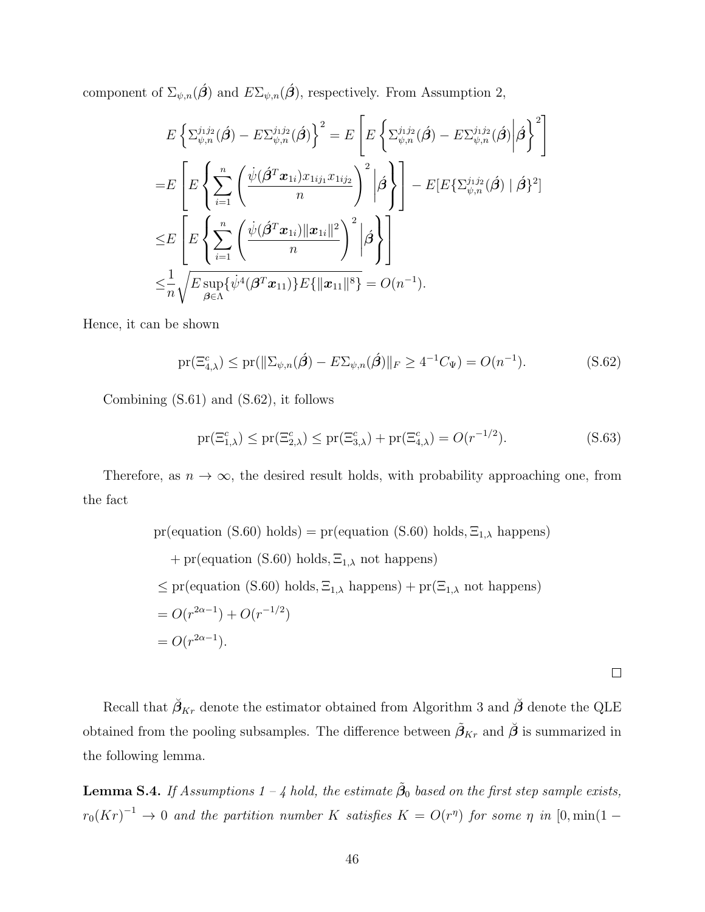component of $\Sigma_{\psi,n}(\acute{\boldsymbol{\beta}})$ and $E\Sigma_{\psi,n}(\acute{\boldsymbol{\beta}})$, respectively. From Assumption 2,

$$
\begin{aligned}
& E\left\{\Sigma_{\psi,n}^{j_1j_2}(\acute{\boldsymbol{\beta}}) - E\Sigma_{\psi,n}^{j_1j_2}(\acute{\boldsymbol{\beta}})\right\}^2 = E\left[E\left\{\Sigma_{\psi,n}^{j_1j_2}(\acute{\boldsymbol{\beta}}) - E\Sigma_{\psi,n}^{j_1j_2}(\acute{\boldsymbol{\beta}})\Big|\acute{\boldsymbol{\beta}}\right\}^2\right] \\
=& E\left[E\left\{\sum_{i=1}^{n}\left(\frac{\dot{\psi}(\acute{\boldsymbol{\beta}}^T\boldsymbol{x}_{1i})x_{1ij_1}x_{1ij_2}}{n}\right)^2\Big|\acute{\boldsymbol{\beta}}\right\}\right] - E[E\{\Sigma_{\psi,n}^{j_1j_2}(\acute{\boldsymbol{\beta}}) \mid \acute{\boldsymbol{\beta}}\}^2] \\
\leq& E\left[E\left\{\sum_{i=1}^{n}\left(\frac{\dot{\psi}(\acute{\boldsymbol{\beta}}^T\boldsymbol{x}_{1i})\|\boldsymbol{x}_{1i}\|^2}{n}\right)^2\Big|\acute{\boldsymbol{\beta}}\right\}\right] \\
\leq& \frac{1}{n}\sqrt{E\sup_{\boldsymbol{\beta}\in\Lambda}\{\dot{\psi}^4(\boldsymbol{\beta}^T\boldsymbol{x}_{11})\}E\{\|\boldsymbol{x}_{11}\|^8\}} = O(n^{-1}).
\end{aligned}
$$

Hence, it can be shown

$$
\text{pr}(\Xi_{4,\lambda}^c) \leq \text{pr}(\|\Sigma_{\psi,n}(\acute{\boldsymbol{\beta}}) - E\Sigma_{\psi,n}(\acute{\boldsymbol{\beta}})\|_F \geq 4^{-1}C_\Psi) = O(n^{-1}). \tag{S.62}
$$

Combining (S.61) and (S.62), it follows

$$
\text{pr}(\Xi_{1,\lambda}^c) \leq \text{pr}(\Xi_{2,\lambda}^c) \leq \text{pr}(\Xi_{3,\lambda}^c) + \text{pr}(\Xi_{4,\lambda}^c) = O(r^{-1/2}). \tag{S.63}
$$

Therefore, as $n \to \infty$, the desired result holds, with probability approaching one, from the fact

$$
\begin{aligned}
& \text{pr}(\text{equation (S.60) holds}) = \text{pr}(\text{equation (S.60) holds}, \Xi_{1,\lambda} \text{ happens}) \\
& \quad + \text{pr}(\text{equation (S.60) holds}, \Xi_{1,\lambda} \text{ not happens}) \\
& \leq \text{pr}(\text{equation (S.60) holds}, \Xi_{1,\lambda} \text{ happens}) + \text{pr}(\Xi_{1,\lambda} \text{ not happens}) \\
& = O(r^{2\alpha-1}) + O(r^{-1/2}) \\
& = O(r^{2\alpha-1}).
\end{aligned}
$$

□

Recall that $\breve{\boldsymbol{\beta}}_{Kr}$ denote the estimator obtained from Algorithm 3 and $\breve{\boldsymbol{\beta}}$ denote the QLE obtained from the pooling subsamples. The difference between $\tilde{\boldsymbol{\beta}}_{Kr}$ and $\breve{\boldsymbol{\beta}}$ is summarized in the following lemma.

**Lemma S.4.** *If Assumptions 1 – 4 hold, the estimate $\tilde{\boldsymbol{\beta}}_0$ based on the first step sample exists, $r_0(Kr)^{-1} \to 0$ and the partition number $K$ satisfies $K = O(r^\eta)$ for some $\eta$ in $[0, \min(1-$*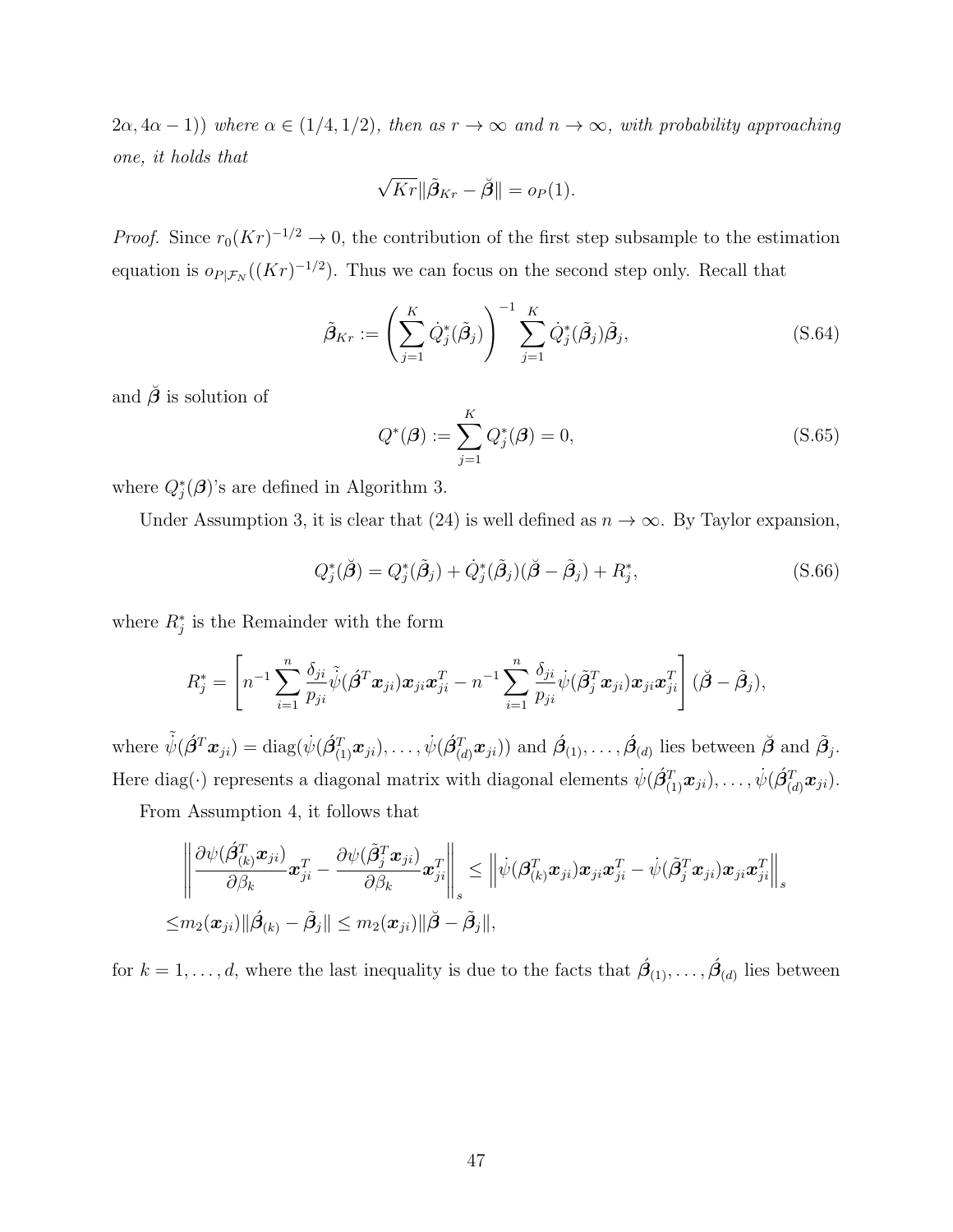$2\alpha, 4\alpha - 1)$) *where* $\alpha \in (1/4, 1/2)$*, then as* $r \to \infty$ *and* $n \to \infty$*, with probability approaching one, it holds that*

$$\sqrt{Kr}\|\tilde{\boldsymbol{\beta}}_{Kr} - \breve{\boldsymbol{\beta}}\| = o_P(1).$$

*Proof.* Since $r_0(Kr)^{-1/2} \to 0$, the contribution of the first step subsample to the estimation equation is $o_{P|\mathcal{F}_N}((Kr)^{-1/2})$. Thus we can focus on the second step only. Recall that

$$\tilde{\boldsymbol{\beta}}_{Kr} := \left(\sum_{j=1}^{K} \dot{Q}_j^*(\tilde{\boldsymbol{\beta}}_j)\right)^{-1} \sum_{j=1}^{K} \dot{Q}_j^*(\tilde{\boldsymbol{\beta}}_j)\tilde{\boldsymbol{\beta}}_j, \tag{S.64}$$

and $\breve{\boldsymbol{\beta}}$ is solution of

$$Q^*(\boldsymbol{\beta}) := \sum_{j=1}^{K} Q_j^*(\boldsymbol{\beta}) = 0, \tag{S.65}$$

where $Q_j^*(\boldsymbol{\beta})$'s are defined in Algorithm 3.

Under Assumption 3, it is clear that (24) is well defined as $n \to \infty$. By Taylor expansion,

$$Q_j^*(\breve{\boldsymbol{\beta}}) = Q_j^*(\tilde{\boldsymbol{\beta}}_j) + \dot{Q}_j^*(\tilde{\boldsymbol{\beta}}_j)(\breve{\boldsymbol{\beta}} - \tilde{\boldsymbol{\beta}}_j) + R_j^*, \tag{S.66}$$

where $R_j^*$ is the Remainder with the form

$$R_j^* = \left[n^{-1}\sum_{i=1}^{n} \frac{\delta_{ji}}{p_{ji}} \tilde{\dot{\psi}}(\acute{\boldsymbol{\beta}}^T \boldsymbol{x}_{ji})\boldsymbol{x}_{ji}\boldsymbol{x}_{ji}^T - n^{-1}\sum_{i=1}^{n} \frac{\delta_{ji}}{p_{ji}} \dot{\psi}(\tilde{\boldsymbol{\beta}}_j^T \boldsymbol{x}_{ji})\boldsymbol{x}_{ji}\boldsymbol{x}_{ji}^T\right](\breve{\boldsymbol{\beta}} - \tilde{\boldsymbol{\beta}}_j),$$

where $\tilde{\dot{\psi}}(\acute{\boldsymbol{\beta}}^T \boldsymbol{x}_{ji}) = \mathrm{diag}(\dot{\psi}(\acute{\boldsymbol{\beta}}_{(1)}^T \boldsymbol{x}_{ji}), \ldots, \dot{\psi}(\acute{\boldsymbol{\beta}}_{(d)}^T \boldsymbol{x}_{ji}))$ and $\acute{\boldsymbol{\beta}}_{(1)}, \ldots, \acute{\boldsymbol{\beta}}_{(d)}$ lies between $\breve{\boldsymbol{\beta}}$ and $\tilde{\boldsymbol{\beta}}_j$. Here $\mathrm{diag}(\cdot)$ represents a diagonal matrix with diagonal elements $\dot{\psi}(\acute{\boldsymbol{\beta}}_{(1)}^T \boldsymbol{x}_{ji}), \ldots, \dot{\psi}(\acute{\boldsymbol{\beta}}_{(d)}^T \boldsymbol{x}_{ji})$.

From Assumption 4, it follows that

$$\begin{aligned}
&\left\|\frac{\partial \psi(\acute{\boldsymbol{\beta}}_{(k)}^T \boldsymbol{x}_{ji})}{\partial \beta_k}\boldsymbol{x}_{ji}^T - \frac{\partial \psi(\tilde{\boldsymbol{\beta}}_j^T \boldsymbol{x}_{ji})}{\partial \beta_k}\boldsymbol{x}_{ji}^T\right\|_s \leq \left\|\dot{\psi}(\boldsymbol{\beta}_{(k)}^T \boldsymbol{x}_{ji})\boldsymbol{x}_{ji}\boldsymbol{x}_{ji}^T - \dot{\psi}(\tilde{\boldsymbol{\beta}}_j^T \boldsymbol{x}_{ji})\boldsymbol{x}_{ji}\boldsymbol{x}_{ji}^T\right\|_s \\
\leq & m_2(\boldsymbol{x}_{ji})\|\acute{\boldsymbol{\beta}}_{(k)} - \tilde{\boldsymbol{\beta}}_j\| \leq m_2(\boldsymbol{x}_{ji})\|\breve{\boldsymbol{\beta}} - \tilde{\boldsymbol{\beta}}_j\|,
\end{aligned}$$

for $k = 1, \ldots, d$, where the last inequality is due to the facts that $\acute{\boldsymbol{\beta}}_{(1)}, \ldots, \acute{\boldsymbol{\beta}}_{(d)}$ lies between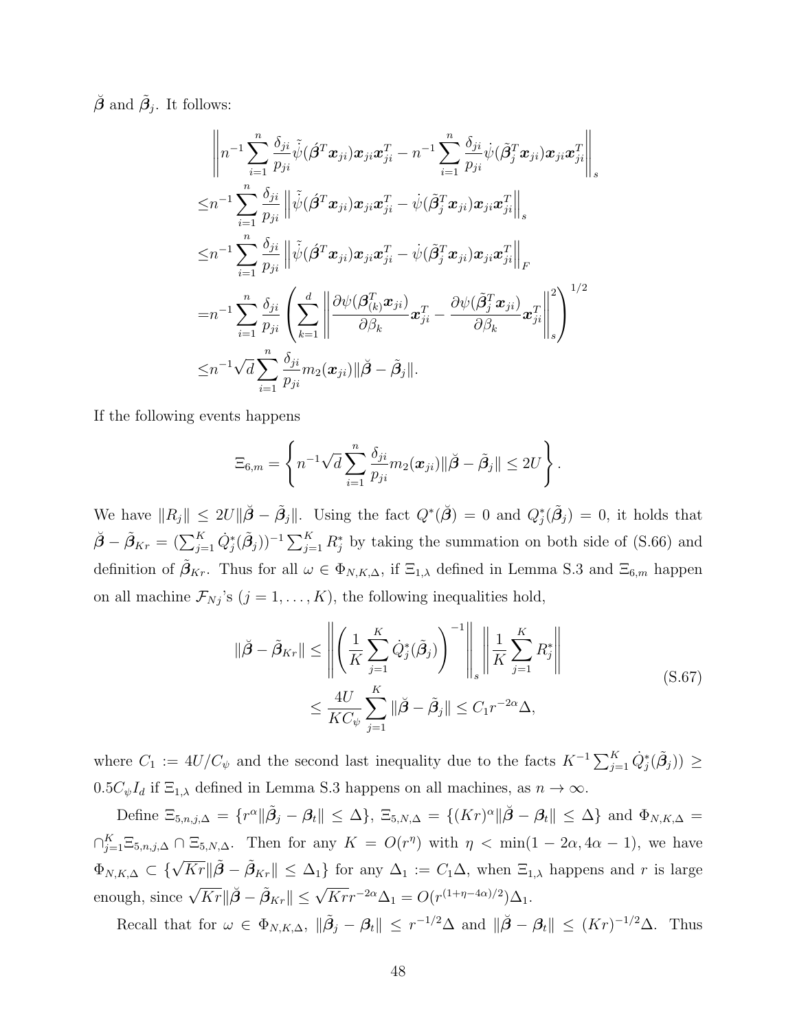$\breve{\boldsymbol{\beta}}$ and $\tilde{\boldsymbol{\beta}}_j$. It follows:

$$
\begin{aligned}
&\left\| n^{-1} \sum_{i=1}^{n} \frac{\delta_{ji}}{p_{ji}} \tilde{\dot{\psi}}(\acute{\boldsymbol{\beta}}^T \boldsymbol{x}_{ji}) \boldsymbol{x}_{ji} \boldsymbol{x}_{ji}^T - n^{-1} \sum_{i=1}^{n} \frac{\delta_{ji}}{p_{ji}} \dot{\psi}(\tilde{\boldsymbol{\beta}}_j^T \boldsymbol{x}_{ji}) \boldsymbol{x}_{ji} \boldsymbol{x}_{ji}^T \right\|_s \\
\leq & n^{-1} \sum_{i=1}^{n} \frac{\delta_{ji}}{p_{ji}} \left\| \tilde{\dot{\psi}}(\acute{\boldsymbol{\beta}}^T \boldsymbol{x}_{ji}) \boldsymbol{x}_{ji} \boldsymbol{x}_{ji}^T - \dot{\psi}(\tilde{\boldsymbol{\beta}}_j^T \boldsymbol{x}_{ji}) \boldsymbol{x}_{ji} \boldsymbol{x}_{ji}^T \right\|_s \\
\leq & n^{-1} \sum_{i=1}^{n} \frac{\delta_{ji}}{p_{ji}} \left\| \tilde{\dot{\psi}}(\acute{\boldsymbol{\beta}}^T \boldsymbol{x}_{ji}) \boldsymbol{x}_{ji} \boldsymbol{x}_{ji}^T - \dot{\psi}(\tilde{\boldsymbol{\beta}}_j^T \boldsymbol{x}_{ji}) \boldsymbol{x}_{ji} \boldsymbol{x}_{ji}^T \right\|_F \\
= & n^{-1} \sum_{i=1}^{n} \frac{\delta_{ji}}{p_{ji}} \left( \sum_{k=1}^{d} \left\| \frac{\partial \psi(\boldsymbol{\beta}_{(k)}^T \boldsymbol{x}_{ji})}{\partial \beta_k} \boldsymbol{x}_{ji}^T - \frac{\partial \psi(\tilde{\boldsymbol{\beta}}_j^T \boldsymbol{x}_{ji})}{\partial \beta_k} \boldsymbol{x}_{ji}^T \right\|_s^2 \right)^{1/2} \\
\leq & n^{-1} \sqrt{d} \sum_{i=1}^{n} \frac{\delta_{ji}}{p_{ji}} m_2(\boldsymbol{x}_{ji}) \| \breve{\boldsymbol{\beta}} - \tilde{\boldsymbol{\beta}}_j \|.
\end{aligned}
$$

If the following events happens

$$
\Xi_{6,m} = \left\{ n^{-1} \sqrt{d} \sum_{i=1}^{n} \frac{\delta_{ji}}{p_{ji}} m_2(\boldsymbol{x}_{ji}) \| \breve{\boldsymbol{\beta}} - \tilde{\boldsymbol{\beta}}_j \| \leq 2U \right\}.
$$

We have $\|R_j\| \leq 2U \|\breve{\boldsymbol{\beta}} - \tilde{\boldsymbol{\beta}}_j\|$. Using the fact $Q^*(\breve{\boldsymbol{\beta}}) = 0$ and $Q_j^*(\tilde{\boldsymbol{\beta}}_j) = 0$, it holds that $\breve{\boldsymbol{\beta}} - \tilde{\boldsymbol{\beta}}_{Kr} = (\sum_{j=1}^K \dot{Q}_j^*(\tilde{\boldsymbol{\beta}}_j))^{-1} \sum_{j=1}^K R_j^*$ by taking the summation on both side of (S.66) and definition of $\tilde{\boldsymbol{\beta}}_{Kr}$. Thus for all $\omega \in \Phi_{N,K,\Delta}$, if $\Xi_{1,\lambda}$ defined in Lemma S.3 and $\Xi_{6,m}$ happen on all machine $\mathcal{F}_{Nj}$'s ($j = 1, \ldots, K$), the following inequalities hold,

$$
\begin{aligned}
\|\breve{\boldsymbol{\beta}} - \tilde{\boldsymbol{\beta}}_{Kr}\| \leq & \left\| \left( \frac{1}{K} \sum_{j=1}^{K} \dot{Q}_j^*(\tilde{\boldsymbol{\beta}}_j) \right)^{-1} \right\|_s \left\| \frac{1}{K} \sum_{j=1}^{K} R_j^* \right\| \\
\leq & \frac{4U}{K C_\psi} \sum_{j=1}^{K} \|\breve{\boldsymbol{\beta}} - \tilde{\boldsymbol{\beta}}_j\| \leq C_1 r^{-2\alpha} \Delta,
\end{aligned} \tag{S.67}
$$

where $C_1 := 4U/C_\psi$ and the second last inequality due to the facts $K^{-1} \sum_{j=1}^K \dot{Q}_j^*(\tilde{\boldsymbol{\beta}}_j)) \geq 0.5 C_\psi I_d$ if $\Xi_{1,\lambda}$ defined in Lemma S.3 happens on all machines, as $n \to \infty$.

Define $\Xi_{5,n,j,\Delta} = \{r^\alpha \|\tilde{\boldsymbol{\beta}}_j - \boldsymbol{\beta}_t\| \leq \Delta\}$, $\Xi_{5,N,\Delta} = \{(Kr)^\alpha \|\breve{\boldsymbol{\beta}} - \boldsymbol{\beta}_t\| \leq \Delta\}$ and $\Phi_{N,K,\Delta} = \cap_{j=1}^K \Xi_{5,n,j,\Delta} \cap \Xi_{5,N,\Delta}$. Then for any $K = O(r^\eta)$ with $\eta < \min(1 - 2\alpha, 4\alpha - 1)$, we have $\Phi_{N,K,\Delta} \subset \{\sqrt{Kr} \|\breve{\boldsymbol{\beta}} - \tilde{\boldsymbol{\beta}}_{Kr}\| \leq \Delta_1\}$ for any $\Delta_1 := C_1 \Delta$, when $\Xi_{1,\lambda}$ happens and $r$ is large enough, since $\sqrt{Kr} \|\breve{\boldsymbol{\beta}} - \tilde{\boldsymbol{\beta}}_{Kr}\| \leq \sqrt{Kr} r^{-2\alpha} \Delta_1 = O(r^{(1+\eta-4\alpha)/2}) \Delta_1$.

Recall that for $\omega \in \Phi_{N,K,\Delta}$, $\|\tilde{\boldsymbol{\beta}}_j - \boldsymbol{\beta}_t\| \leq r^{-1/2} \Delta$ and $\|\breve{\boldsymbol{\beta}} - \boldsymbol{\beta}_t\| \leq (Kr)^{-1/2} \Delta$. Thus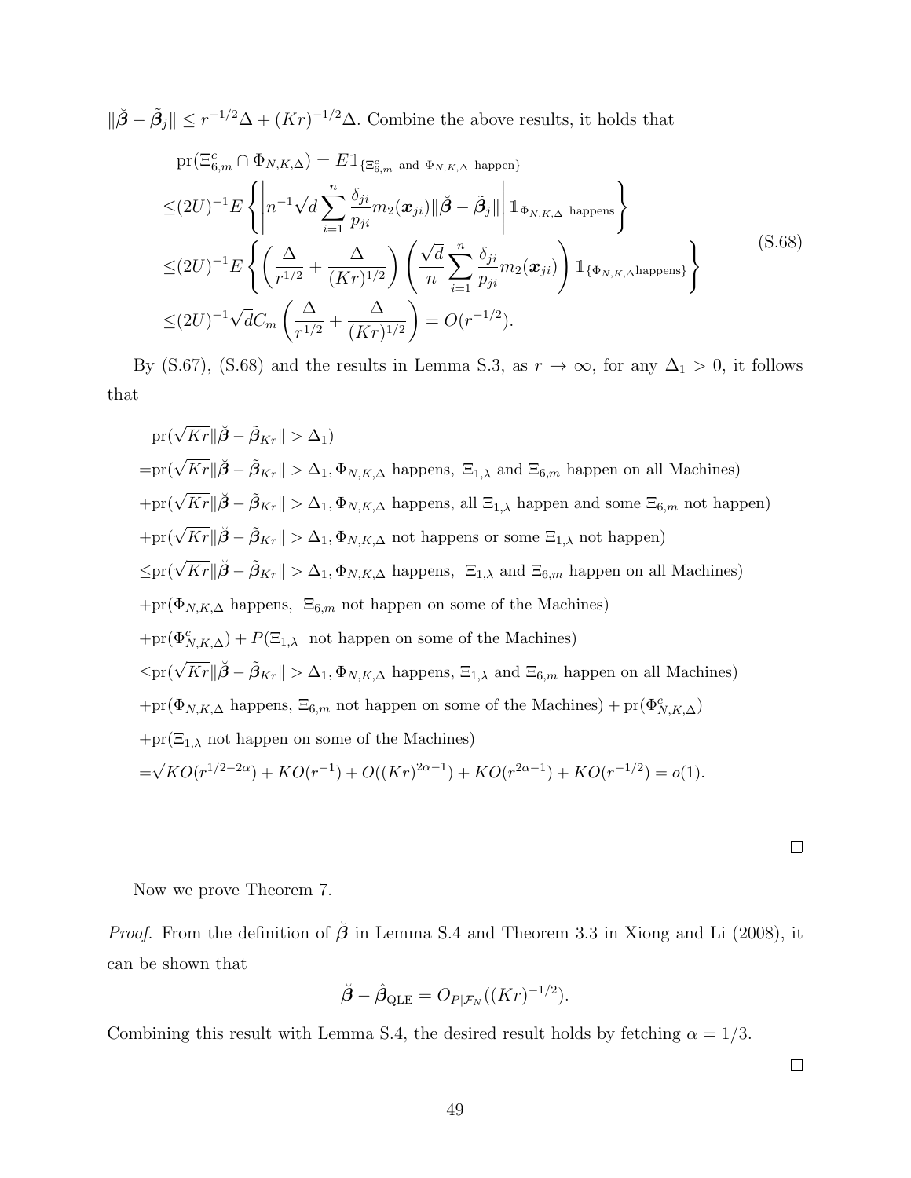$\|\breve{\boldsymbol{\beta}} - \tilde{\boldsymbol{\beta}}_j\| \leq r^{-1/2}\Delta + (Kr)^{-1/2}\Delta$. Combine the above results, it holds that

$$
\begin{aligned}
&\operatorname{pr}(\Xi_{6,m}^c \cap \Phi_{N,K,\Delta}) = E\mathbb{1}_{\{\Xi_{6,m}^c \text{ and } \Phi_{N,K,\Delta} \text{ happen}\}} \\
\leq &(2U)^{-1} E\left\{ \left| n^{-1}\sqrt{d}\sum_{i=1}^{n} \frac{\delta_{ji}}{p_{ji}} m_2(\boldsymbol{x}_{ji}) \|\breve{\boldsymbol{\beta}} - \tilde{\boldsymbol{\beta}}_j\| \right| \mathbb{1}_{\Phi_{N,K,\Delta} \text{ happens}} \right\} \\
\leq &(2U)^{-1} E\left\{ \left( \frac{\Delta}{r^{1/2}} + \frac{\Delta}{(Kr)^{1/2}} \right) \left( \frac{\sqrt{d}}{n} \sum_{i=1}^{n} \frac{\delta_{ji}}{p_{ji}} m_2(\boldsymbol{x}_{ji}) \right) \mathbb{1}_{\{\Phi_{N,K,\Delta} \text{happens}\}} \right\} \\
\leq &(2U)^{-1}\sqrt{d} C_m \left( \frac{\Delta}{r^{1/2}} + \frac{\Delta}{(Kr)^{1/2}} \right) = O(r^{-1/2}).
\end{aligned} \tag{S.68}
$$

By (S.67), (S.68) and the results in Lemma S.3, as $r \to \infty$, for any $\Delta_1 > 0$, it follows that

$$
\begin{aligned}
&\operatorname{pr}(\sqrt{Kr}\|\breve{\boldsymbol{\beta}} - \tilde{\boldsymbol{\beta}}_{Kr}\| > \Delta_1) \\
=&\operatorname{pr}(\sqrt{Kr}\|\breve{\boldsymbol{\beta}} - \tilde{\boldsymbol{\beta}}_{Kr}\| > \Delta_1, \Phi_{N,K,\Delta} \text{ happens, } \Xi_{1,\lambda} \text{ and } \Xi_{6,m} \text{ happen on all Machines}) \\
&+\operatorname{pr}(\sqrt{Kr}\|\breve{\boldsymbol{\beta}} - \tilde{\boldsymbol{\beta}}_{Kr}\| > \Delta_1, \Phi_{N,K,\Delta} \text{ happens, all } \Xi_{1,\lambda} \text{ happen and some } \Xi_{6,m} \text{ not happen}) \\
&+\operatorname{pr}(\sqrt{Kr}\|\breve{\boldsymbol{\beta}} - \tilde{\boldsymbol{\beta}}_{Kr}\| > \Delta_1, \Phi_{N,K,\Delta} \text{ not happens or some } \Xi_{1,\lambda} \text{ not happen}) \\
\leq&\operatorname{pr}(\sqrt{Kr}\|\breve{\boldsymbol{\beta}} - \tilde{\boldsymbol{\beta}}_{Kr}\| > \Delta_1, \Phi_{N,K,\Delta} \text{ happens, } \Xi_{1,\lambda} \text{ and } \Xi_{6,m} \text{ happen on all Machines}) \\
&+\operatorname{pr}(\Phi_{N,K,\Delta} \text{ happens, } \Xi_{6,m} \text{ not happen on some of the Machines}) \\
&+\operatorname{pr}(\Phi_{N,K,\Delta}^c) + P(\Xi_{1,\lambda} \text{ not happen on some of the Machines}) \\
\leq&\operatorname{pr}(\sqrt{Kr}\|\breve{\boldsymbol{\beta}} - \tilde{\boldsymbol{\beta}}_{Kr}\| > \Delta_1, \Phi_{N,K,\Delta} \text{ happens, } \Xi_{1,\lambda} \text{ and } \Xi_{6,m} \text{ happen on all Machines}) \\
&+\operatorname{pr}(\Phi_{N,K,\Delta} \text{ happens, } \Xi_{6,m} \text{ not happen on some of the Machines}) + \operatorname{pr}(\Phi_{N,K,\Delta}^c) \\
&+\operatorname{pr}(\Xi_{1,\lambda} \text{ not happen on some of the Machines}) \\
=&\sqrt{K}O(r^{1/2-2\alpha}) + KO(r^{-1}) + O((Kr)^{2\alpha-1}) + KO(r^{2\alpha-1}) + KO(r^{-1/2}) = o(1).
\end{aligned}
$$

□

Now we prove Theorem 7.

*Proof.* From the definition of $\breve{\boldsymbol{\beta}}$ in Lemma S.4 and Theorem 3.3 in Xiong and Li (2008), it can be shown that

$$\breve{\boldsymbol{\beta}} - \hat{\boldsymbol{\beta}}_{\text{QLE}} = O_{P|\mathcal{F}_N}((Kr)^{-1/2}).$$

Combining this result with Lemma S.4, the desired result holds by fetching $\alpha = 1/3$.

□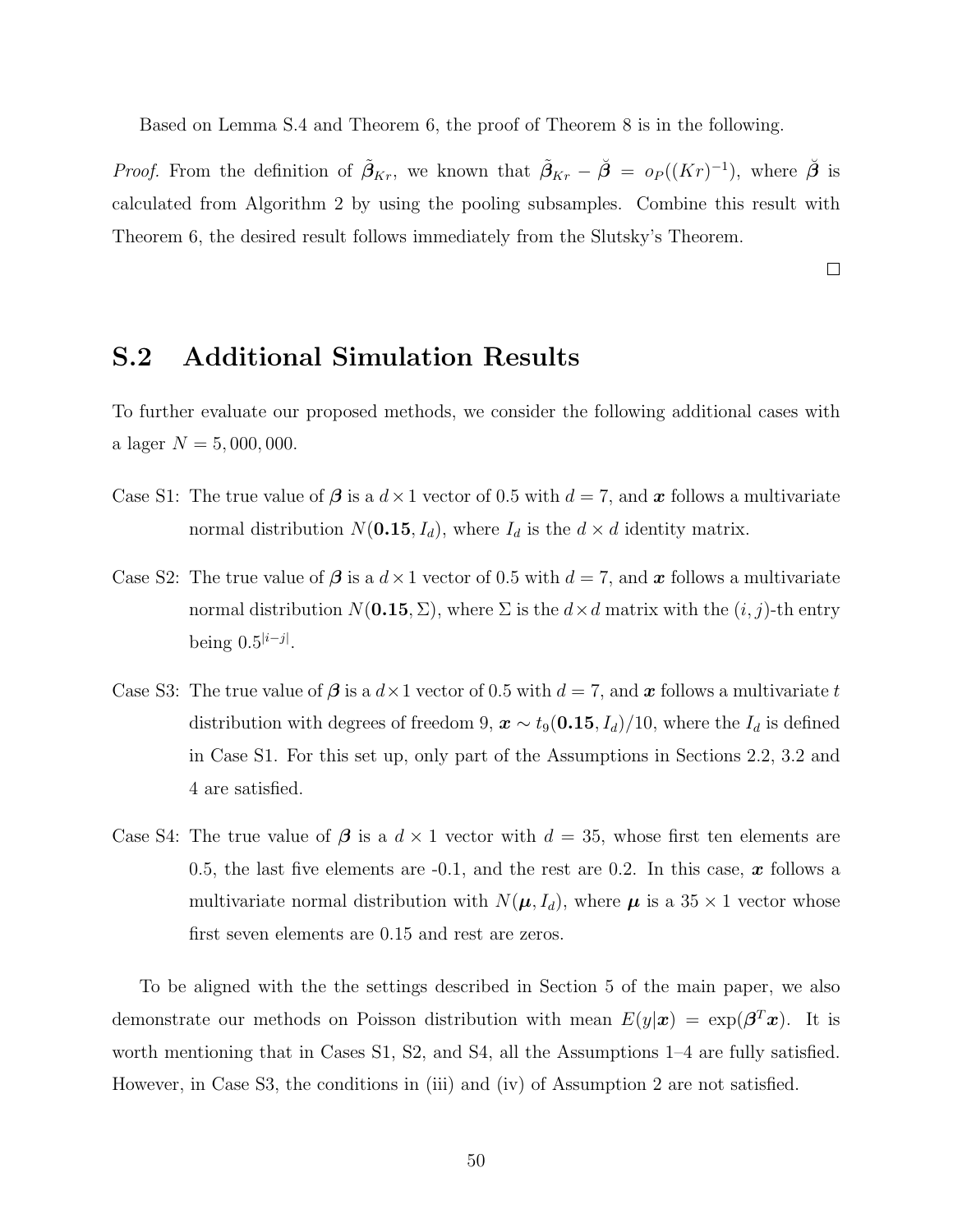Based on Lemma S.4 and Theorem 6, the proof of Theorem 8 is in the following.

*Proof.* From the definition of $\tilde{\boldsymbol{\beta}}_{Kr}$, we known that $\tilde{\boldsymbol{\beta}}_{Kr} - \breve{\boldsymbol{\beta}} = o_P((Kr)^{-1})$, where $\breve{\boldsymbol{\beta}}$ is calculated from Algorithm 2 by using the pooling subsamples. Combine this result with Theorem 6, the desired result follows immediately from the Slutsky's Theorem. □

## S.2 Additional Simulation Results

To further evaluate our proposed methods, we consider the following additional cases with a lager $N = 5,000,000$.

- Case S1: The true value of $\boldsymbol{\beta}$ is a $d \times 1$ vector of 0.5 with $d = 7$, and $\boldsymbol{x}$ follows a multivariate normal distribution $N(\mathbf{0.15}, I_d)$, where $I_d$ is the $d \times d$ identity matrix.

- Case S2: The true value of $\boldsymbol{\beta}$ is a $d \times 1$ vector of 0.5 with $d = 7$, and $\boldsymbol{x}$ follows a multivariate normal distribution $N(\mathbf{0.15}, \Sigma)$, where $\Sigma$ is the $d \times d$ matrix with the $(i, j)$-th entry being $0.5^{|i-j|}$.

- Case S3: The true value of $\boldsymbol{\beta}$ is a $d \times 1$ vector of 0.5 with $d = 7$, and $\boldsymbol{x}$ follows a multivariate $t$ distribution with degrees of freedom 9, $\boldsymbol{x} \sim t_9(\mathbf{0.15}, I_d)/10$, where the $I_d$ is defined in Case S1. For this set up, only part of the Assumptions in Sections 2.2, 3.2 and 4 are satisfied.

- Case S4: The true value of $\boldsymbol{\beta}$ is a $d \times 1$ vector with $d = 35$, whose first ten elements are 0.5, the last five elements are -0.1, and the rest are 0.2. In this case, $\boldsymbol{x}$ follows a multivariate normal distribution with $N(\boldsymbol{\mu}, I_d)$, where $\boldsymbol{\mu}$ is a $35 \times 1$ vector whose first seven elements are 0.15 and rest are zeros.

To be aligned with the the settings described in Section 5 of the main paper, we also demonstrate our methods on Poisson distribution with mean $E(y|\boldsymbol{x}) = \exp(\boldsymbol{\beta}^T \boldsymbol{x})$. It is worth mentioning that in Cases S1, S2, and S4, all the Assumptions 1–4 are fully satisfied. However, in Case S3, the conditions in (iii) and (iv) of Assumption 2 are not satisfied.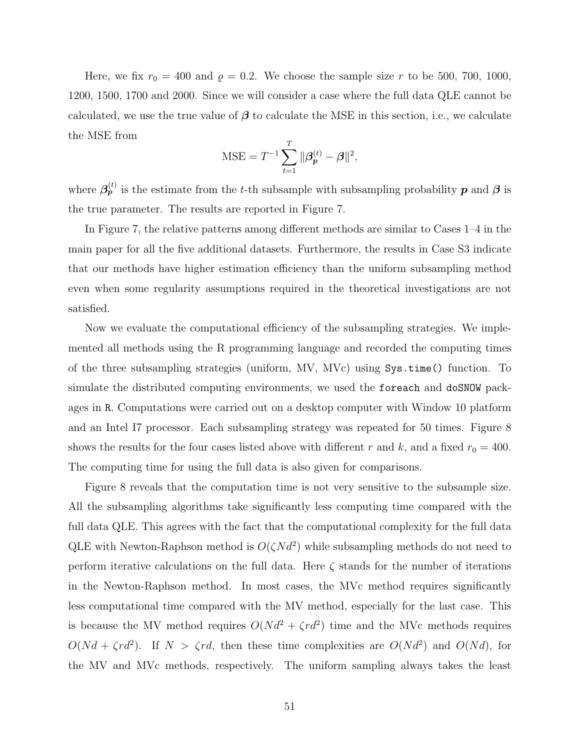Here, we fix $r_0 = 400$ and $\varrho = 0.2$. We choose the sample size $r$ to be 500, 700, 1000, 1200, 1500, 1700 and 2000. Since we will consider a case where the full data QLE cannot be calculated, we use the true value of $\boldsymbol{\beta}$ to calculate the MSE in this section, i.e., we calculate the MSE from

$$\text{MSE} = T^{-1} \sum_{t=1}^{T} \|\boldsymbol{\beta}_{\boldsymbol{p}}^{(t)} - \boldsymbol{\beta}\|^2,$$

where $\boldsymbol{\beta}_{\boldsymbol{p}}^{(t)}$ is the estimate from the $t$-th subsample with subsampling probability $\boldsymbol{p}$ and $\boldsymbol{\beta}$ is the true parameter. The results are reported in Figure 7.

In Figure 7, the relative patterns among different methods are similar to Cases 1–4 in the main paper for all the five additional datasets. Furthermore, the results in Case S3 indicate that our methods have higher estimation efficiency than the uniform subsampling method even when some regularity assumptions required in the theoretical investigations are not satisfied.

Now we evaluate the computational efficiency of the subsampling strategies. We implemented all methods using the R programming language and recorded the computing times of the three subsampling strategies (uniform, MV, MVc) using `Sys.time()` function. To simulate the distributed computing environments, we used the `foreach` and `doSNOW` packages in `R`. Computations were carried out on a desktop computer with Window 10 platform and an Intel I7 processor. Each subsampling strategy was repeated for 50 times. Figure 8 shows the results for the four cases listed above with different $r$ and $k$, and a fixed $r_0 = 400$. The computing time for using the full data is also given for comparisons.

Figure 8 reveals that the computation time is not very sensitive to the subsample size. All the subsampling algorithms take significantly less computing time compared with the full data QLE. This agrees with the fact that the computational complexity for the full data QLE with Newton-Raphson method is $O(\zeta N d^2)$ while subsampling methods do not need to perform iterative calculations on the full data. Here $\zeta$ stands for the number of iterations in the Newton-Raphson method. In most cases, the MVc method requires significantly less computational time compared with the MV method, especially for the last case. This is because the MV method requires $O(Nd^2 + \zeta r d^2)$ time and the MVc methods requires $O(Nd + \zeta r d^2)$. If $N > \zeta r d$, then these time complexities are $O(Nd^2)$ and $O(Nd)$, for the MV and MVc methods, respectively. The uniform sampling always takes the least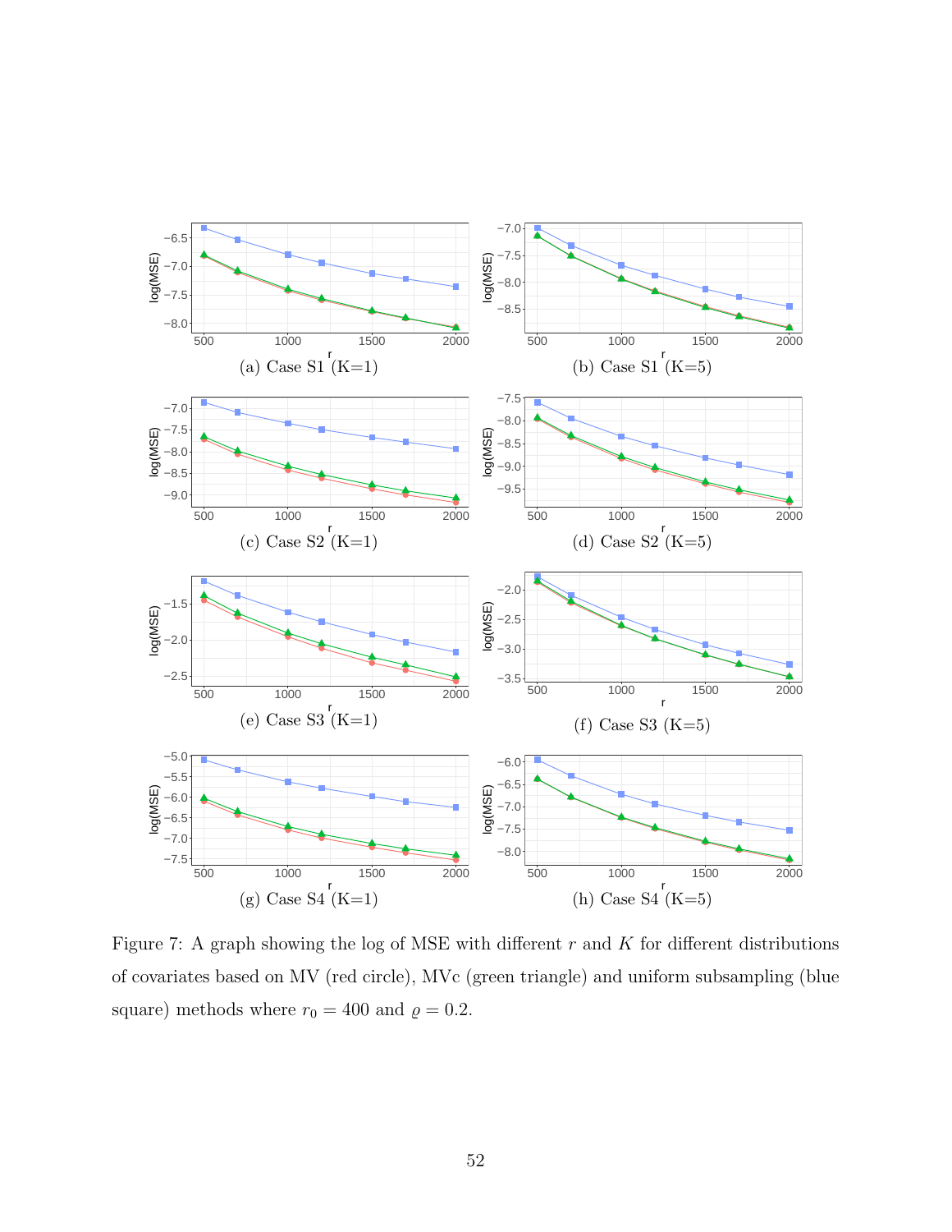(a) Case S1 (K=1)

(b) Case S1 (K=5)

(c) Case S2 (K=1)

(d) Case S2 (K=5)

(e) Case S3 (K=1)

(f) Case S3 (K=5)

(g) Case S4 (K=1)

(h) Case S4 (K=5)

Figure 7: A graph showing the log of MSE with different $r$ and $K$ for different distributions of covariates based on MV (red circle), MVc (green triangle) and uniform subsampling (blue square) methods where $r_0 = 400$ and $\varrho = 0.2$.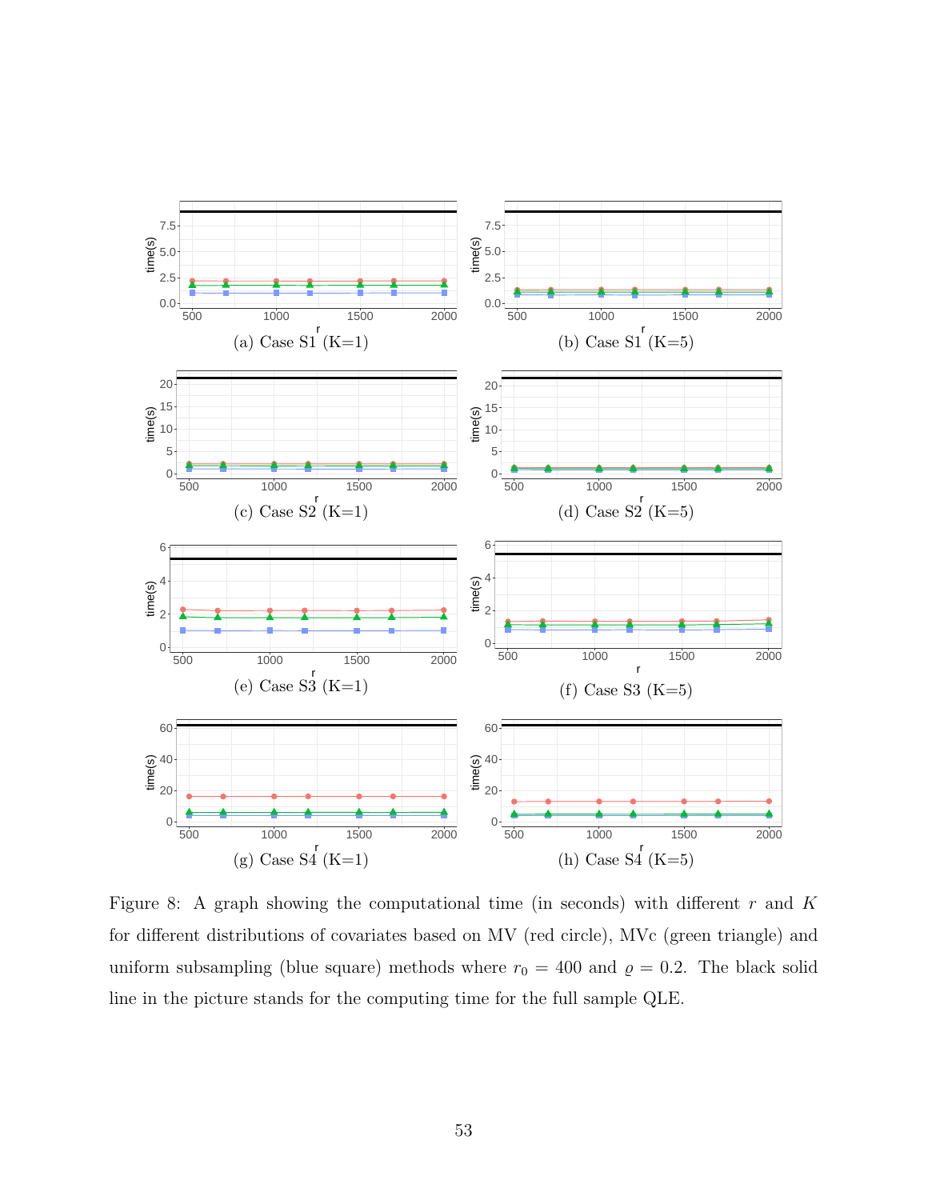(a) Case S1 (K=1)

(b) Case S1 (K=5)

(c) Case S2 (K=1)

(d) Case S2 (K=5)

(e) Case S3 (K=1)

(f) Case S3 (K=5)

(g) Case S4 (K=1)

(h) Case S4 (K=5)

Figure 8: A graph showing the computational time (in seconds) with different $r$ and $K$ for different distributions of covariates based on MV (red circle), MVc (green triangle) and uniform subsampling (blue square) methods where $r_0 = 400$ and $\varrho = 0.2$. The black solid line in the picture stands for the computing time for the full sample QLE.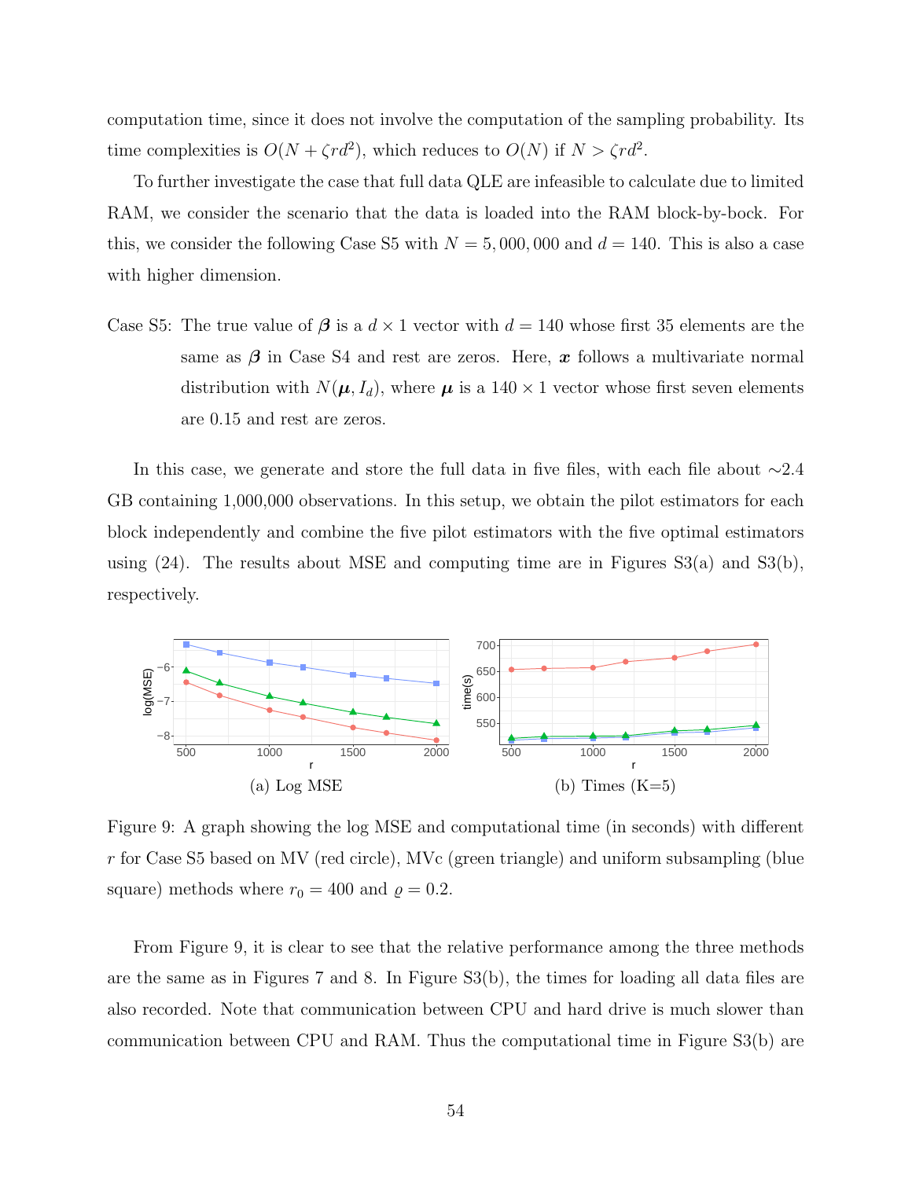computation time, since it does not involve the computation of the sampling probability. Its time complexities is $O(N + \zeta r d^2)$, which reduces to $O(N)$ if $N > \zeta r d^2$.

To further investigate the case that full data QLE are infeasible to calculate due to limited RAM, we consider the scenario that the data is loaded into the RAM block-by-bock. For this, we consider the following Case S5 with $N = 5,000,000$ and $d = 140$. This is also a case with higher dimension.

Case S5: The true value of $\boldsymbol{\beta}$ is a $d \times 1$ vector with $d = 140$ whose first 35 elements are the same as $\boldsymbol{\beta}$ in Case S4 and rest are zeros. Here, $\boldsymbol{x}$ follows a multivariate normal distribution with $N(\boldsymbol{\mu}, I_d)$, where $\boldsymbol{\mu}$ is a $140 \times 1$ vector whose first seven elements are 0.15 and rest are zeros.

In this case, we generate and store the full data in five files, with each file about ∼2.4 GB containing 1,000,000 observations. In this setup, we obtain the pilot estimators for each block independently and combine the five pilot estimators with the five optimal estimators using (24). The results about MSE and computing time are in Figures S3(a) and S3(b), respectively.

(a) Log MSE

(b) Times (K=5)

Figure 9: A graph showing the log MSE and computational time (in seconds) with different $r$ for Case S5 based on MV (red circle), MVc (green triangle) and uniform subsampling (blue square) methods where $r_0 = 400$ and $\varrho = 0.2$.

From Figure 9, it is clear to see that the relative performance among the three methods are the same as in Figures 7 and 8. In Figure S3(b), the times for loading all data files are also recorded. Note that communication between CPU and hard drive is much slower than communication between CPU and RAM. Thus the computational time in Figure S3(b) are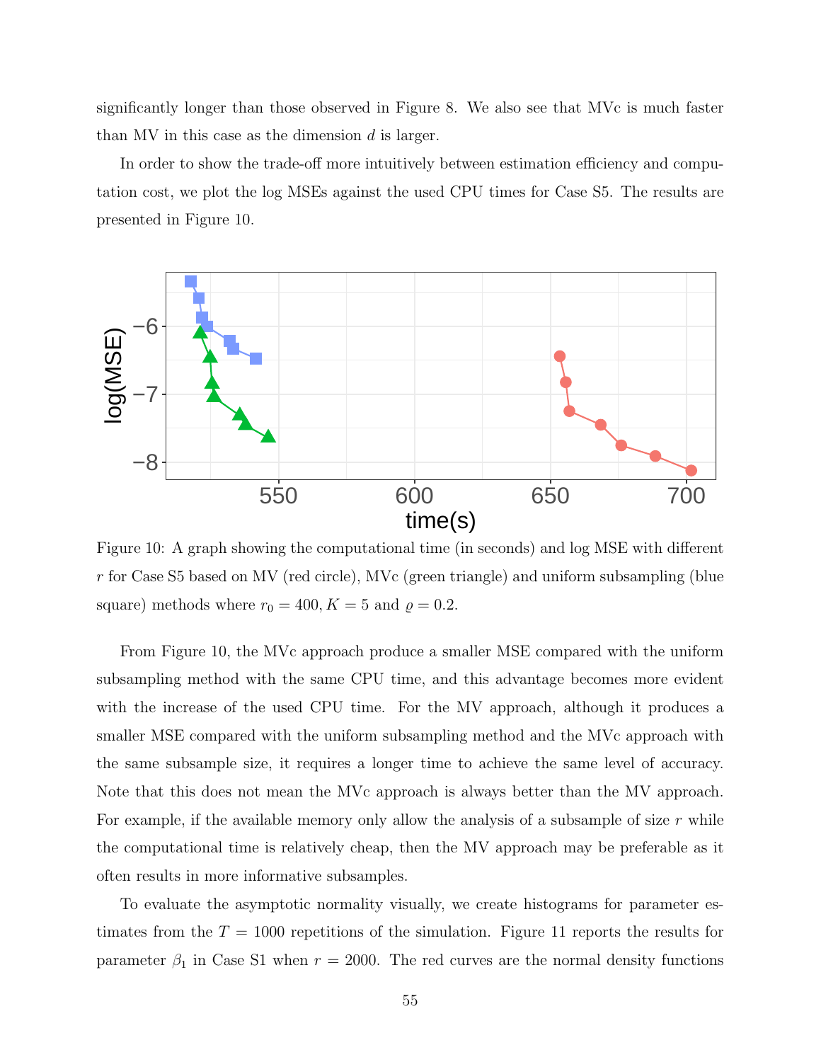significantly longer than those observed in Figure 8. We also see that MVc is much faster than MV in this case as the dimension $d$ is larger.

In order to show the trade-off more intuitively between estimation efficiency and computation cost, we plot the log MSEs against the used CPU times for Case S5. The results are presented in Figure 10.

Figure 10: A graph showing the computational time (in seconds) and log MSE with different $r$ for Case S5 based on MV (red circle), MVc (green triangle) and uniform subsampling (blue square) methods where $r_0 = 400, K = 5$ and $\varrho = 0.2$.

From Figure 10, the MVc approach produce a smaller MSE compared with the uniform subsampling method with the same CPU time, and this advantage becomes more evident with the increase of the used CPU time. For the MV approach, although it produces a smaller MSE compared with the uniform subsampling method and the MVc approach with the same subsample size, it requires a longer time to achieve the same level of accuracy. Note that this does not mean the MVc approach is always better than the MV approach. For example, if the available memory only allow the analysis of a subsample of size $r$ while the computational time is relatively cheap, then the MV approach may be preferable as it often results in more informative subsamples.

To evaluate the asymptotic normality visually, we create histograms for parameter estimates from the $T = 1000$ repetitions of the simulation. Figure 11 reports the results for parameter $\beta_1$ in Case S1 when $r = 2000$. The red curves are the normal density functions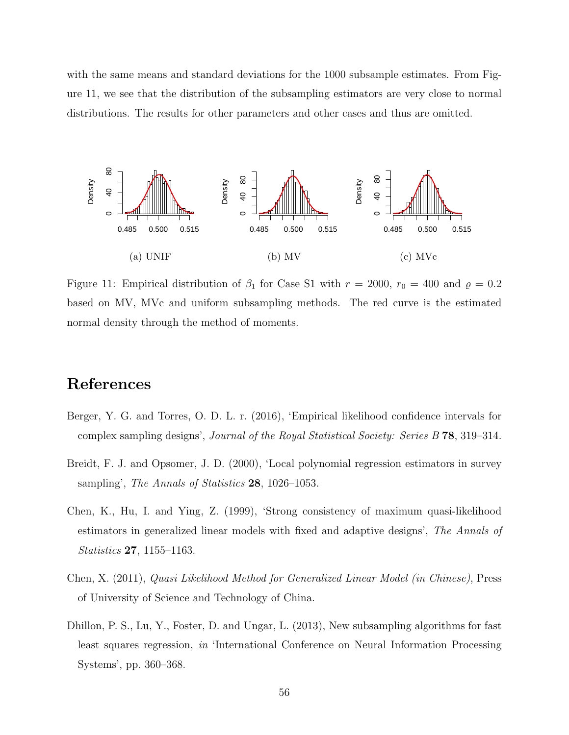with the same means and standard deviations for the 1000 subsample estimates. From Figure 11, we see that the distribution of the subsampling estimators are very close to normal distributions. The results for other parameters and other cases and thus are omitted.

(a) UNIF

(b) MV

(c) MVc

Figure 11: Empirical distribution of $\beta_1$ for Case S1 with $r = 2000$, $r_0 = 400$ and $\varrho = 0.2$ based on MV, MVc and uniform subsampling methods. The red curve is the estimated normal density through the method of moments.

# References

Berger, Y. G. and Torres, O. D. L. r. (2016), 'Empirical likelihood confidence intervals for complex sampling designs', *Journal of the Royal Statistical Society: Series B* **78**, 319–314.

Breidt, F. J. and Opsomer, J. D. (2000), 'Local polynomial regression estimators in survey sampling', *The Annals of Statistics* **28**, 1026–1053.

Chen, K., Hu, I. and Ying, Z. (1999), 'Strong consistency of maximum quasi-likelihood estimators in generalized linear models with fixed and adaptive designs', *The Annals of Statistics* **27**, 1155–1163.

Chen, X. (2011), *Quasi Likelihood Method for Generalized Linear Model (in Chinese)*, Press of University of Science and Technology of China.

Dhillon, P. S., Lu, Y., Foster, D. and Ungar, L. (2013), New subsampling algorithms for fast least squares regression, *in* 'International Conference on Neural Information Processing Systems', pp. 360–368.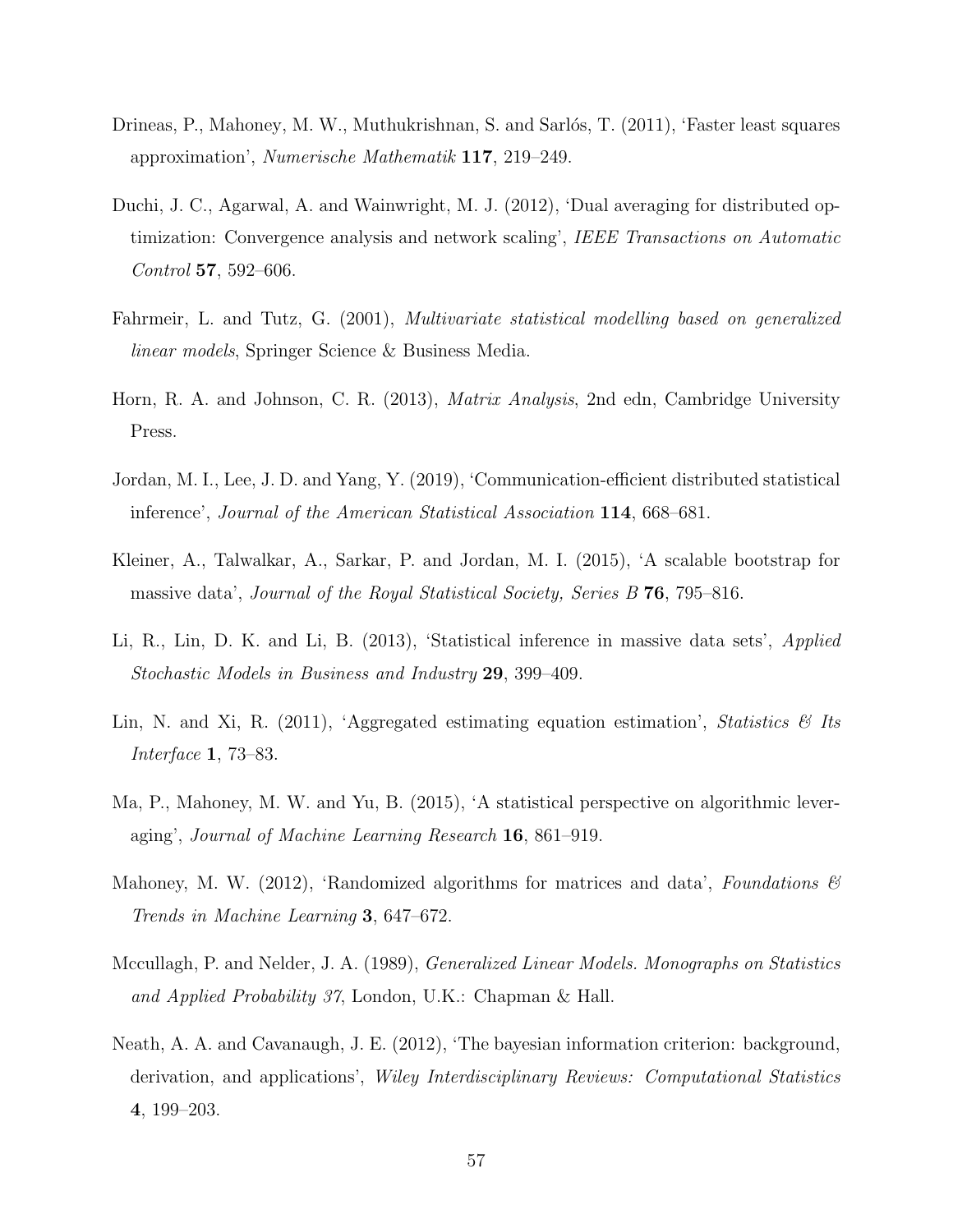Drineas, P., Mahoney, M. W., Muthukrishnan, S. and Sarlós, T. (2011), 'Faster least squares approximation', *Numerische Mathematik* **117**, 219–249.

Duchi, J. C., Agarwal, A. and Wainwright, M. J. (2012), 'Dual averaging for distributed optimization: Convergence analysis and network scaling', *IEEE Transactions on Automatic Control* **57**, 592–606.

Fahrmeir, L. and Tutz, G. (2001), *Multivariate statistical modelling based on generalized linear models*, Springer Science & Business Media.

Horn, R. A. and Johnson, C. R. (2013), *Matrix Analysis*, 2nd edn, Cambridge University Press.

Jordan, M. I., Lee, J. D. and Yang, Y. (2019), 'Communication-efficient distributed statistical inference', *Journal of the American Statistical Association* **114**, 668–681.

Kleiner, A., Talwalkar, A., Sarkar, P. and Jordan, M. I. (2015), 'A scalable bootstrap for massive data', *Journal of the Royal Statistical Society, Series B* **76**, 795–816.

Li, R., Lin, D. K. and Li, B. (2013), 'Statistical inference in massive data sets', *Applied Stochastic Models in Business and Industry* **29**, 399–409.

Lin, N. and Xi, R. (2011), 'Aggregated estimating equation estimation', *Statistics & Its Interface* **1**, 73–83.

Ma, P., Mahoney, M. W. and Yu, B. (2015), 'A statistical perspective on algorithmic leveraging', *Journal of Machine Learning Research* **16**, 861–919.

Mahoney, M. W. (2012), 'Randomized algorithms for matrices and data', *Foundations & Trends in Machine Learning* **3**, 647–672.

Mccullagh, P. and Nelder, J. A. (1989), *Generalized Linear Models. Monographs on Statistics and Applied Probability 37*, London, U.K.: Chapman & Hall.

Neath, A. A. and Cavanaugh, J. E. (2012), 'The bayesian information criterion: background, derivation, and applications', *Wiley Interdisciplinary Reviews: Computational Statistics* **4**, 199–203.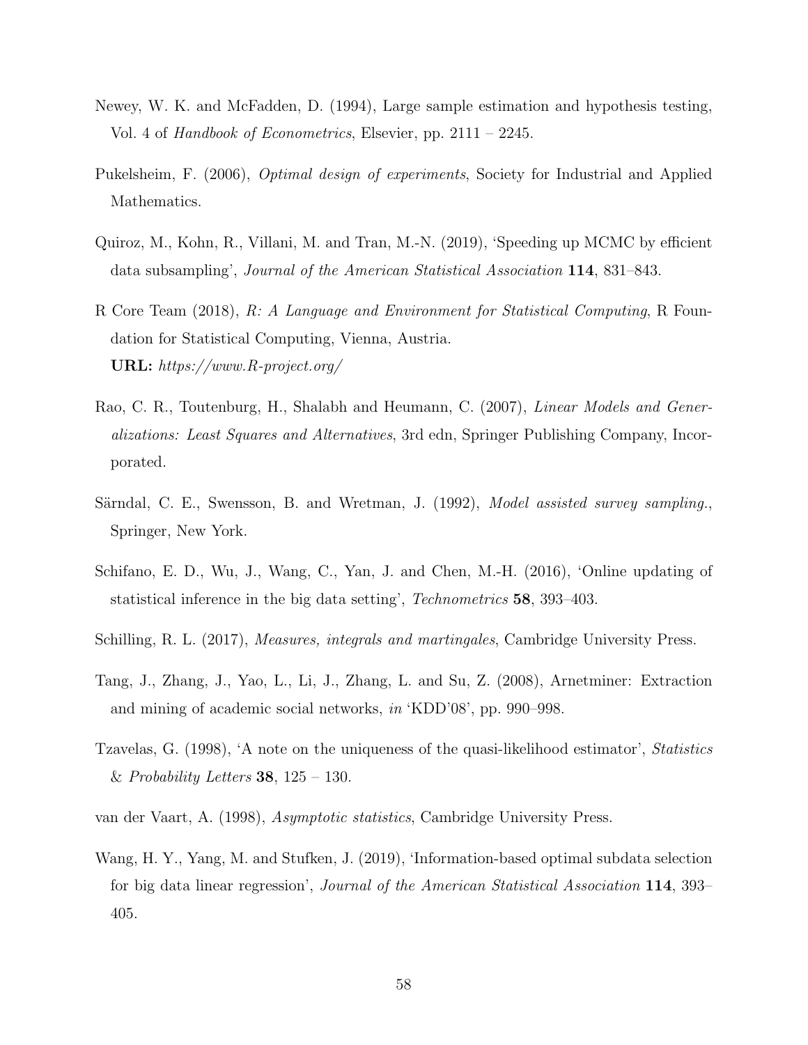Newey, W. K. and McFadden, D. (1994), Large sample estimation and hypothesis testing, Vol. 4 of *Handbook of Econometrics*, Elsevier, pp. 2111 – 2245.

Pukelsheim, F. (2006), *Optimal design of experiments*, Society for Industrial and Applied Mathematics.

Quiroz, M., Kohn, R., Villani, M. and Tran, M.-N. (2019), 'Speeding up MCMC by efficient data subsampling', *Journal of the American Statistical Association* **114**, 831–843.

R Core Team (2018), *R: A Language and Environment for Statistical Computing*, R Foundation for Statistical Computing, Vienna, Austria.
**URL:** *https://www.R-project.org/*

Rao, C. R., Toutenburg, H., Shalabh and Heumann, C. (2007), *Linear Models and Generalizations: Least Squares and Alternatives*, 3rd edn, Springer Publishing Company, Incorporated.

Särndal, C. E., Swensson, B. and Wretman, J. (1992), *Model assisted survey sampling.*, Springer, New York.

Schifano, E. D., Wu, J., Wang, C., Yan, J. and Chen, M.-H. (2016), 'Online updating of statistical inference in the big data setting', *Technometrics* **58**, 393–403.

Schilling, R. L. (2017), *Measures, integrals and martingales*, Cambridge University Press.

Tang, J., Zhang, J., Yao, L., Li, J., Zhang, L. and Su, Z. (2008), Arnetminer: Extraction and mining of academic social networks, *in* 'KDD'08', pp. 990–998.

Tzavelas, G. (1998), 'A note on the uniqueness of the quasi-likelihood estimator', *Statistics & Probability Letters* **38**, 125 – 130.

van der Vaart, A. (1998), *Asymptotic statistics*, Cambridge University Press.

Wang, H. Y., Yang, M. and Stufken, J. (2019), 'Information-based optimal subdata selection for big data linear regression', *Journal of the American Statistical Association* **114**, 393–405.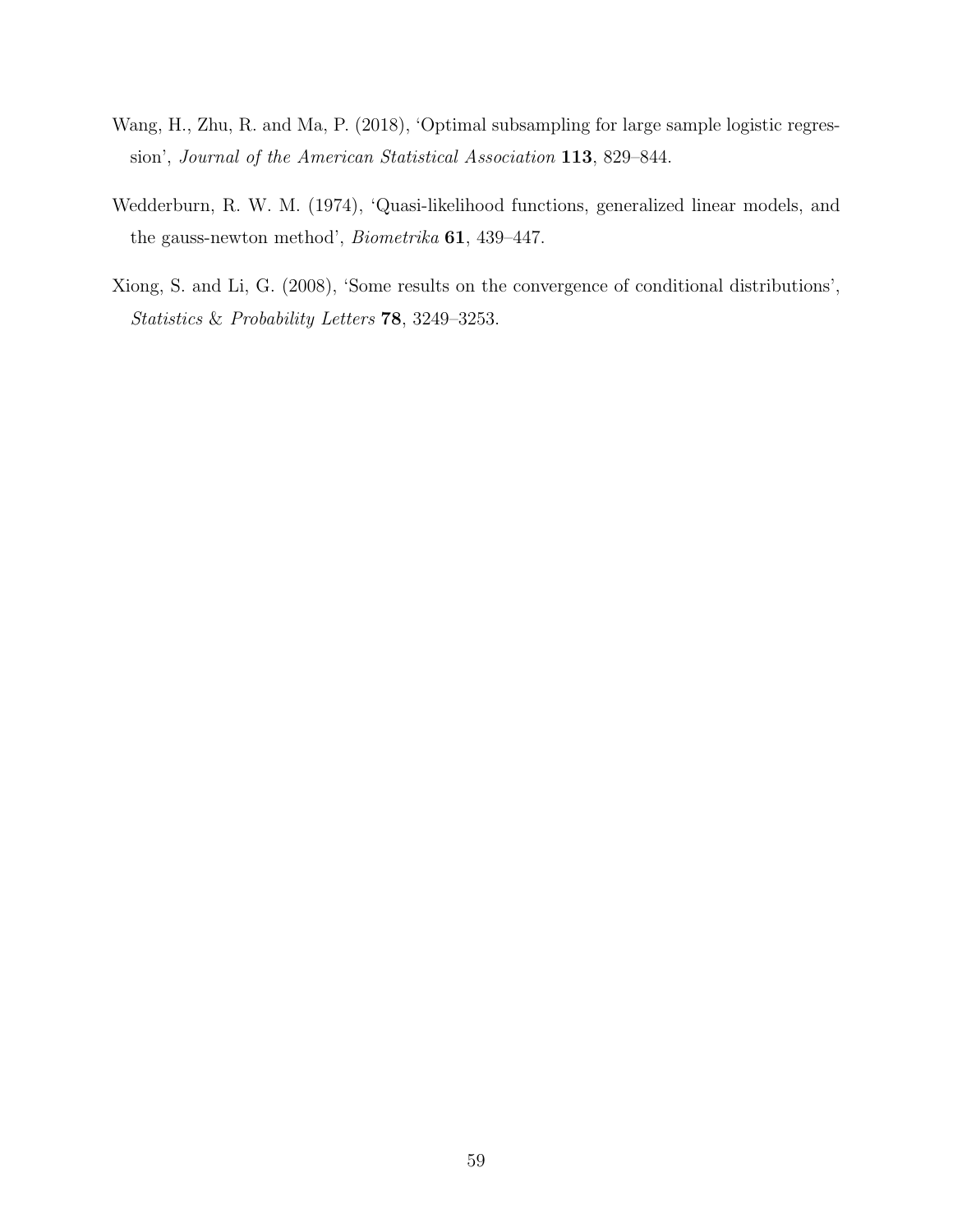Wang, H., Zhu, R. and Ma, P. (2018), 'Optimal subsampling for large sample logistic regression', *Journal of the American Statistical Association* **113**, 829–844.

Wedderburn, R. W. M. (1974), 'Quasi-likelihood functions, generalized linear models, and the gauss-newton method', *Biometrika* **61**, 439–447.

Xiong, S. and Li, G. (2008), 'Some results on the convergence of conditional distributions', *Statistics & Probability Letters* **78**, 3249–3253.